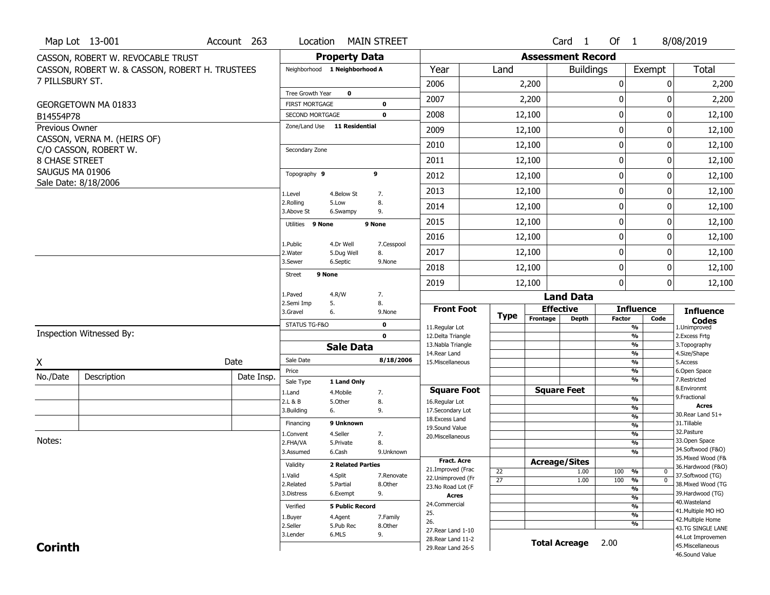Map Lot 13-001 | Account 263 | Location MAIN STREET | Card 1 Of 1 | 8/08/2019

CASSON, ROBERT W. REVOCABLE TRUST
CASSON, ROBERT W. & CASSON, ROBERT H. TRUSTEES
7 PILLSBURY ST.

GEORGETOWN MA 01833
B14554P78

Previous Owner
CASSON, VERNA M. (HEIRS OF)
C/O CASSON, ROBERT W.
8 CHASE STREET
SAUGUS MA 01906
Sale Date: 8/18/2006

## Property Data

| | | |
|---|---|---|
| Neighborhood | 1 Neighborhood A | |
| Tree Growth Year | 0 | |
| FIRST MORTGAGE | | 0 |
| SECOND MORTGAGE | | 0 |
| Zone/Land Use | 11 Residential | |
| Secondary Zone | | |
| Topography | 9 | 9 |
| 1.Level | 4.Below St | 7. |
| 2.Rolling | 5.Low | 8. |
| 3.Above St | 6.Swampy | 9. |
| Utilities | 9 None | 9 None |
| 1.Public | 4.Dr Well | 7.Cesspool |
| 2.Water | 5.Dug Well | 8. |
| 3.Sewer | 6.Septic | 9.None |
| Street | 9 None | |
| 1.Paved | 4.R/W | 7. |
| 2.Semi Imp | 5. | 8. |
| 3.Gravel | 6. | 9.None |
| STATUS TG-F&O | | 0 |
| | | 0 |

## Sale Data

| | | |
|---|---|---|
| Sale Date | | 8/18/2006 |
| Price | | |
| Sale Type | 1 Land Only | |
| 1.Land | 4.Mobile | 7. |
| 2.L & B | 5.Other | 8. |
| 3.Building | 6. | 9. |
| Financing | 9 Unknown | |
| 1.Convent | 4.Seller | 7. |
| 2.FHA/VA | 5.Private | 8. |
| 3.Assumed | 6.Cash | 9.Unknown |
| Validity | 2 Related Parties | |
| 1.Valid | 4.Split | 7.Renovate |
| 2.Related | 5.Partial | 8.Other |
| 3.Distress | 6.Exempt | 9. |
| Verified | 5 Public Record | |
| 1.Buyer | 4.Agent | 7.Family |
| 2.Seller | 5.Pub Rec | 8.Other |
| 3.Lender | 6.MLS | 9. |

## Assessment Record

| Year | Land | Buildings | Exempt | Total |
|---|---|---|---|---|
| 2006 | 2,200 | 0 | 0 | 2,200 |
| 2007 | 2,200 | 0 | 0 | 2,200 |
| 2008 | 12,100 | 0 | 0 | 12,100 |
| 2009 | 12,100 | 0 | 0 | 12,100 |
| 2010 | 12,100 | 0 | 0 | 12,100 |
| 2011 | 12,100 | 0 | 0 | 12,100 |
| 2012 | 12,100 | 0 | 0 | 12,100 |
| 2013 | 12,100 | 0 | 0 | 12,100 |
| 2014 | 12,100 | 0 | 0 | 12,100 |
| 2015 | 12,100 | 0 | 0 | 12,100 |
| 2016 | 12,100 | 0 | 0 | 12,100 |
| 2017 | 12,100 | 0 | 0 | 12,100 |
| 2018 | 12,100 | 0 | 0 | 12,100 |
| 2019 | 12,100 | 0 | 0 | 12,100 |

## Land Data

| Front Foot | Type | Effective Frontage | Effective Depth | Influence Factor | Influence Code |
|---|---|---|---|---|---|
| 11.Regular Lot | | | | % | |
| 12.Delta Triangle | | | | % | |
| 13.Nabla Triangle | | | | % | |
| 14.Rear Land | | | | % | |
| 15.Miscellaneous | | | | % | |
| | | | | % | |
| | | | | % | |
| **Square Foot** | | **Square Feet** | | | |
| 16.Regular Lot | | | | % | |
| 17.Secondary Lot | | | | % | |
| 18.Excess Land | | | | % | |
| 19.Sound Value | | | | % | |
| 20.Miscellaneous | | | | % | |
| | | | | % | |
| | | | | % | |
| **Fract. Acre** | | **Acreage/Sites** | | | |
| 21.Improved (Frac | 22 | | 1.00 | 100 % | 0 |
| 22.Unimproved (Fr | 27 | | 1.00 | 100 % | 0 |
| 23.No Road Lot (F | | | | % | |
| **Acres** | | | | % | |
| 24.Commercial | | | | % | |
| 25. | | | | % | |
| 26. | | | | % | |
| 27.Rear Land 1-10 | | | | | |
| 28.Rear Land 11-2 | | **Total Acreage** | | 2.00 | |
| 29.Rear Land 26-5 | | | | | |

**Influence Codes**
1.Unimproved
2.Excess Frtg
3.Topography
4.Size/Shape
5.Access
6.Open Space
7.Restricted
8.Environmt
9.Fractional

**Acres**
30.Rear Land 51+
31.Tillable
32.Pasture
33.Open Space
34.Softwood (F&O)
35.Mixed Wood (F&
36.Hardwood (F&O)
37.Softwood (TG)
38.Mixed Wood (TG
39.Hardwood (TG)
40.Wasteland
41.Multiple MO HO
42.Multiple Home
43.TG SINGLE LANE
44.Lot Improvemen
45.Miscellaneous
46.Sound Value

Inspection Witnessed By:

X | Date

| No./Date | Description | Date Insp. |
|---|---|---|
| | | |
| | | |
| | | |

Notes:

**Corinth**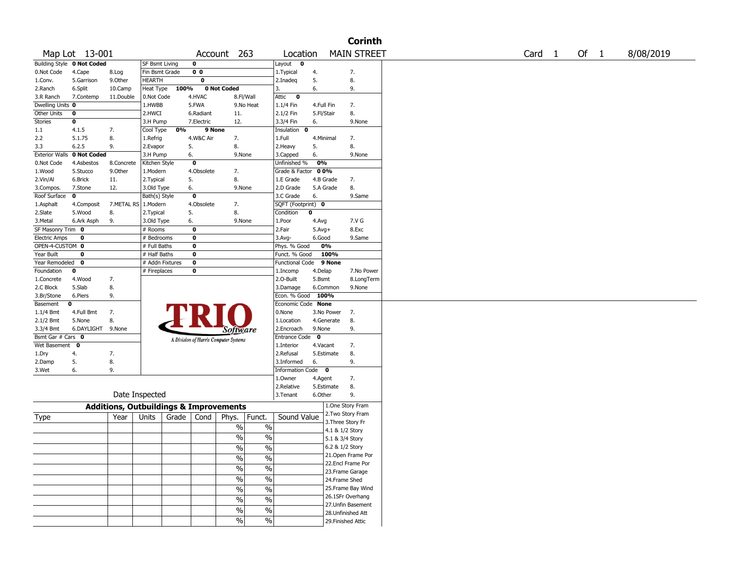# Corinth

| Map Lot 13-001 | Account 263 | Location MAIN STREET | Card 1 Of 1 | 8/08/2019 |
|---|---|---|---|---|

| | | | | | | | |
|---|---|---|---|---|---|---|---|
| **Building Style** 0 Not Coded | | | SF Bsmt Living 0 | | | Layout 0 | | |
| 0.Not Code | 4.Cape | 8.Log | Fin Bsmt Grade 0 0 | | | 1.Typical | 4. | 7. |
| 1.Conv. | 5.Garrison | 9.Other | HEARTH 0 | | | 2.Inadeq | 5. | 8. |
| 2.Ranch | 6.Split | 10.Camp | Heat Type 100% 0 Not Coded | | | 3. | 6. | 9. |
| 3.R Ranch | 7.Contemp | 11.Double | 0.Not Code | 4.HVAC | 8.Fl/Wall | Attic 0 | | |
| Dwelling Units 0 | | | 1.HWBB | 5.FWA | 9.No Heat | 1.1/4 Fin | 4.Full Fin | 7. |
| Other Units 0 | | | 2.HWCI | 6.Radiant | 11. | 2.1/2 Fin | 5.Fl/Stair | 8. |
| Stories 0 | | | 3.H Pump | 7.Electric | 12. | 3.3/4 Fin | 6. | 9.None |
| 1.1 | 4.1.5 | 7. | Cool Type 0% 9 None | | | Insulation 0 | | |
| 2.2 | 5.1.75 | 8. | 1.Refrig | 4.W&C Air | 7. | 1.Full | 4.Minimal | 7. |
| 3.3 | 6.2.5 | 9. | 2.Evapor | 5. | 8. | 2.Heavy | 5. | 8. |
| Exterior Walls 0 Not Coded | | | 3.H Pump | 6. | 9.None | 3.Capped | 6. | 9.None |
| 0.Not Code | 4.Asbestos | 8.Concrete | Kitchen Style 0 | | | Unfinished % 0% | | |
| 1.Wood | 5.Stucco | 9.Other | 1.Modern | 4.Obsolete | 7. | Grade & Factor 0 0% | | |
| 2.Vin/Al | 6.Brick | 11. | 2.Typical | 5. | 8. | 1.E Grade | 4.B Grade | 7. |
| 3.Compos. | 7.Stone | 12. | 3.Old Type | 6. | 9.None | 2.D Grade | 5.A Grade | 8. |
| Roof Surface 0 | | | Bath(s) Style 0 | | | 3.C Grade | 6. | 9.Same |
| 1.Asphalt | 4.Composit | 7.METAL RS | 1.Modern | 4.Obsolete | 7. | SQFT (Footprint) 0 | | |
| 2.Slate | 5.Wood | 8. | 2.Typical | 5. | 8. | Condition 0 | | |
| 3.Metal | 6.Ark Asph | 9. | 3.Old Type | 6. | 9.None | 1.Poor | 4.Avg | 7.V G |
| SF Masonry Trim 0 | | | # Rooms 0 | | | 2.Fair | 5.Avg+ | 8.Exc |
| Electric Amps 0 | | | # Bedrooms 0 | | | 3.Avg- | 6.Good | 9.Same |
| OPEN-4-CUSTOM 0 | | | # Full Baths 0 | | | Phys. % Good 0% | | |
| Year Built 0 | | | # Half Baths 0 | | | Funct. % Good 100% | | |
| Year Remodeled 0 | | | # Addn Fixtures 0 | | | Functional Code 9 None | | |
| Foundation 0 | | | # Fireplaces 0 | | | 1.Incomp | 4.Delap | 7.No Power |
| 1.Concrete | 4.Wood | 7. | | | | 2.O-Built | 5.Bsmt | 8.LongTerm |
| 2.C Block | 5.Slab | 8. | | | | 3.Damage | 6.Common | 9.None |
| 3.Br/Stone | 6.Piers | 9. | | | | Econ. % Good 100% | | |
| Basement 0 | | | | | | Economic Code None | | |
| 1.1/4 Bmt | 4.Full Bmt | 7. | | | | 0.None | 3.No Power | 7. |
| 2.1/2 Bmt | 5.None | 8. | | | | 1.Location | 4.Generate | 8. |
| 3.3/4 Bmt | 6.DAYLIGHT | 9.None | | | | 2.Encroach | 9.None | 9. |
| Bsmt Gar # Cars 0 | | | | | | Entrance Code 0 | | |
| Wet Basement 0 | | | | | | 1.Interior | 4.Vacant | 7. |
| 1.Dry | 4. | 7. | | | | 2.Refusal | 5.Estimate | 8. |
| 2.Damp | 5. | 8. | | | | 3.Informed | 6. | 9. |
| 3.Wet | 6. | 9. | | | | Information Code 0 | | |
| | | | | | | 1.Owner | 4.Agent | 7. |
| | | | | | | 2.Relative | 5.Estimate | 8. |
| Date Inspected | | | | | | 3.Tenant | 6.Other | 9. |

TRIO Software — A Division of Harris Computer Systems

## Additions, Outbuildings & Improvements

| Type | Year | Units | Grade | Cond | Phys. | Funct. | Sound Value |
|---|---|---|---|---|---|---|---|
| | | | | | % | % | |
| | | | | | % | % | |
| | | | | | % | % | |
| | | | | | % | % | |
| | | | | | % | % | |
| | | | | | % | % | |
| | | | | | % | % | |
| | | | | | % | % | |
| | | | | | % | % | |
| | | | | | % | % | |

1.One Story Fram
2.Two Story Fram
3.Three Story Fr
4.1 & 1/2 Story
5.1 & 3/4 Story
6.2 & 1/2 Story
21.Open Frame Por
22.Encl Frame Por
23.Frame Garage
24.Frame Shed
25.Frame Bay Wind
26.1SFr Overhang
27.Unfin Basement
28.Unfinished Att
29.Finished Attic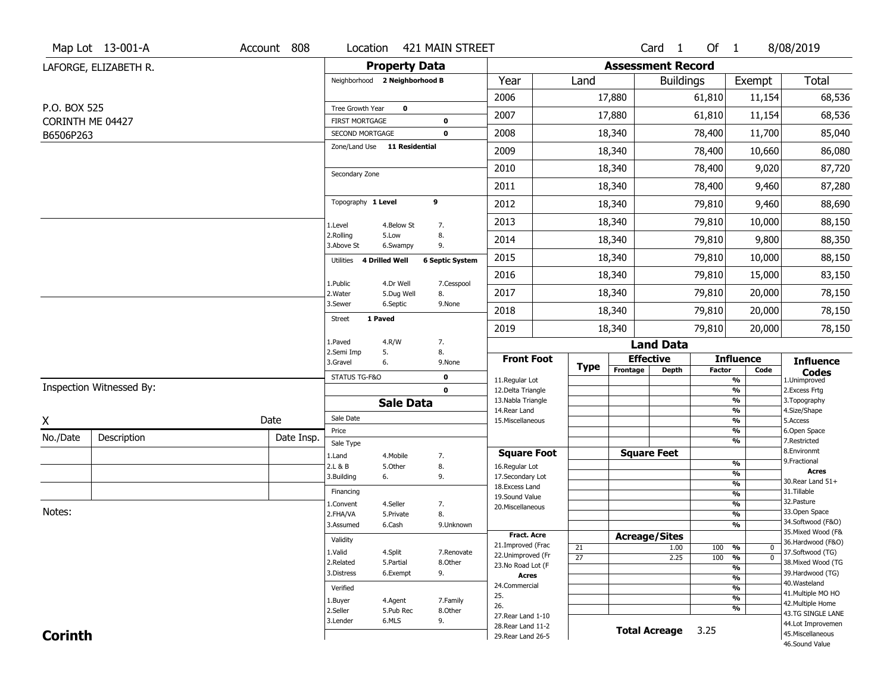Map Lot 13-001-A | Account 808 | Location 421 MAIN STREET | Card 1 Of 1 | 8/08/2019

LAFORGE, ELIZABETH R.

P.O. BOX 525
CORINTH ME 04427
B6506P263

## Property Data

Neighborhood **2 Neighborhood B**

Tree Growth Year **0**
FIRST MORTGAGE **0**
SECOND MORTGAGE **0**
Zone/Land Use **11 Residential**

Secondary Zone

Topography **1 Level** **9**

1.Level 4.Below St 7.
2.Rolling 5.Low 8.
3.Above St 6.Swampy 9.

Utilities **4 Drilled Well** **6 Septic System**

1.Public 4.Dr Well 7.Cesspool
2.Water 5.Dug Well 8.
3.Sewer 6.Septic 9.None

Street **1 Paved**

1.Paved 4.R/W 7.
2.Semi Imp 5. 8.
3.Gravel 6. 9.None

STATUS TG-F&O **0**
**0**

## Sale Data

Sale Date
Price
Sale Type
1.Land 4.Mobile 7.
2.L & B 5.Other 8.
3.Building 6. 9.

Financing
1.Convent 4.Seller 7.
2.FHA/VA 5.Private 8.
3.Assumed 6.Cash 9.Unknown

Validity
1.Valid 4.Split 7.Renovate
2.Related 5.Partial 8.Other
3.Distress 6.Exempt 9.

Verified
1.Buyer 4.Agent 7.Family
2.Seller 5.Pub Rec 8.Other
3.Lender 6.MLS 9.

## Assessment Record

| Year | Land | Buildings | Exempt | Total |
|---|---|---|---|---|
| 2006 | 17,880 | 61,810 | 11,154 | 68,536 |
| 2007 | 17,880 | 61,810 | 11,154 | 68,536 |
| 2008 | 18,340 | 78,400 | 11,700 | 85,040 |
| 2009 | 18,340 | 78,400 | 10,660 | 86,080 |
| 2010 | 18,340 | 78,400 | 9,020 | 87,720 |
| 2011 | 18,340 | 78,400 | 9,460 | 87,280 |
| 2012 | 18,340 | 79,810 | 9,460 | 88,690 |
| 2013 | 18,340 | 79,810 | 10,000 | 88,150 |
| 2014 | 18,340 | 79,810 | 9,800 | 88,350 |
| 2015 | 18,340 | 79,810 | 10,000 | 88,150 |
| 2016 | 18,340 | 79,810 | 15,000 | 83,150 |
| 2017 | 18,340 | 79,810 | 20,000 | 78,150 |
| 2018 | 18,340 | 79,810 | 20,000 | 78,150 |
| 2019 | 18,340 | 79,810 | 20,000 | 78,150 |

## Land Data

| Front Foot | Type | Effective Frontage | Effective Depth | Influence Factor | Influence Code |
|---|---|---|---|---|---|
| 11.Regular Lot | | | | % | |
| 12.Delta Triangle | | | | % | |
| 13.Nabla Triangle | | | | % | |
| 14.Rear Land | | | | % | |
| 15.Miscellaneous | | | | % | |
| | | | | % | |
| | | | | % | |
| **Square Foot** | | **Square Feet** | | | |
| 16.Regular Lot | | | | % | |
| 17.Secondary Lot | | | | % | |
| 18.Excess Land | | | | % | |
| 19.Sound Value | | | | % | |
| 20.Miscellaneous | | | | % | |
| | | | | % | |
| | | | | % | |
| **Fract. Acre** | | **Acreage/Sites** | | | |
| 21.Improved (Frac | 21 | | 1.00 | 100 % | 0 |
| 22.Unimproved (Fr | 27 | | 2.25 | 100 % | 0 |
| 23.No Road Lot (F | | | | % | |
| **Acres** | | | | % | |
| 24.Commercial | | | | % | |
| 25. | | | | % | |
| 26. | | | | % | |
| 27.Rear Land 1-10 | | | | | |
| 28.Rear Land 11-2 | | **Total Acreage** | 3.25 | | |
| 29.Rear Land 26-5 | | | | | |

**Influence Codes**
1.Unimproved
2.Excess Frtg
3.Topography
4.Size/Shape
5.Access
6.Open Space
7.Restricted
8.Environmt
9.Fractional

**Acres**
30.Rear Land 51+
31.Tillable
32.Pasture
33.Open Space
34.Softwood (F&O)
35.Mixed Wood (F&
36.Hardwood (F&O)
37.Softwood (TG)
38.Mixed Wood (TG
39.Hardwood (TG)
40.Wasteland
41.Multiple MO HO
42.Multiple Home
43.TG SINGLE LANE
44.Lot Improvemen
45.Miscellaneous
46.Sound Value

Inspection Witnessed By:

X Date

| No./Date | Description | Date Insp. |
|---|---|---|
| | | |
| | | |
| | | |

Notes:

**Corinth**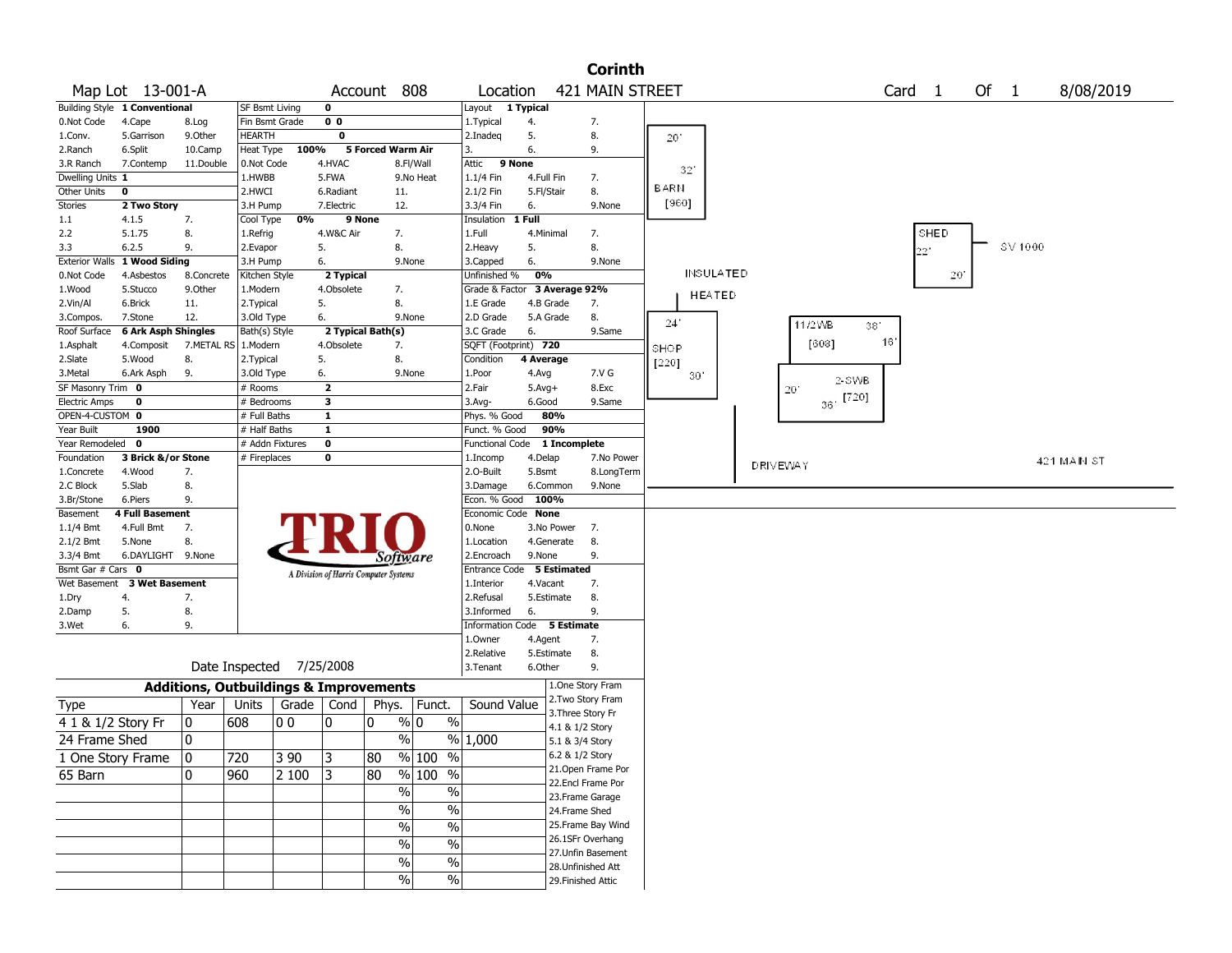# Corinth

Map Lot 13-001-A | Account 808 | Location 421 MAIN STREET | Card 1 Of 1 | 8/08/2019

| Building Style | 1 Conventional | | SF Bsmt Living | 0 | | Layout | 1 Typical | |
|---|---|---|---|---|---|---|---|---|
| 0.Not Code | 4.Cape | 8.Log | Fin Bsmt Grade | 0 0 | | 1.Typical | 4. | 7. |
| 1.Conv. | 5.Garrison | 9.Other | HEARTH | 0 | | 2.Inadeq | 5. | 8. |
| 2.Ranch | 6.Split | 10.Camp | Heat Type 100% | 5 Forced Warm Air | | 3. | 6. | 9. |
| 3.R Ranch | 7.Contemp | 11.Double | 0.Not Code | 4.HVAC | 8.Fl/Wall | Attic | 9 None | |
| Dwelling Units | 1 | | 1.HWBB | 5.FWA | 9.No Heat | 1.1/4 Fin | 4.Full Fin | 7. |
| Other Units | 0 | | 2.HWCI | 6.Radiant | 11. | 2.1/2 Fin | 5.Fl/Stair | 8. |
| Stories | 2 Two Story | | 3.H Pump | 7.Electric | 12. | 3.3/4 Fin | 6. | 9.None |
| 1.1 | 4.1.5 | 7. | Cool Type 0% | 9 None | | Insulation | 1 Full | |
| 2.2 | 5.1.75 | 8. | 1.Refrig | 4.W&C Air | 7. | 1.Full | 4.Minimal | 7. |
| 3.3 | 6.2.5 | 9. | 2.Evapor | 5. | 8. | 2.Heavy | 5. | 8. |
| Exterior Walls | 1 Wood Siding | | 3.H Pump | 6. | 9.None | 3.Capped | 6. | 9.None |
| 0.Not Code | 4.Asbestos | 8.Concrete | Kitchen Style | 2 Typical | | Unfinished % | 0% | |
| 1.Wood | 5.Stucco | 9.Other | 1.Modern | 4.Obsolete | 7. | Grade & Factor | 3 Average 92% | |
| 2.Vin/Al | 6.Brick | 11. | 2.Typical | 5. | 8. | 1.E Grade | 4.B Grade | 7. |
| 3.Compos. | 7.Stone | 12. | 3.Old Type | 6. | 9.None | 2.D Grade | 5.A Grade | 8. |
| Roof Surface | 6 Ark Asph Shingles | | Bath(s) Style | 2 Typical Bath(s) | | 3.C Grade | 6. | 9.Same |
| 1.Asphalt | 4.Composit | 7.METAL RS | 1.Modern | 4.Obsolete | 7. | SQFT (Footprint) | 720 | |
| 2.Slate | 5.Wood | 8. | 2.Typical | 5. | 8. | Condition | 4 Average | |
| 3.Metal | 6.Ark Asph | 9. | 3.Old Type | 6. | 9.None | 1.Poor | 4.Avg | 7.V G |
| SF Masonry Trim | 0 | | # Rooms | 2 | | 2.Fair | 5.Avg+ | 8.Exc |
| Electric Amps | 0 | | # Bedrooms | 3 | | 3.Avg- | 6.Good | 9.Same |
| OPEN-4-CUSTOM | 0 | | # Full Baths | 1 | | Phys. % Good | 80% | |
| Year Built | 1900 | | # Half Baths | 1 | | Funct. % Good | 90% | |
| Year Remodeled | 0 | | # Addn Fixtures | 0 | | Functional Code | 1 Incomplete | |
| Foundation | 3 Brick &/or Stone | | # Fireplaces | 0 | | 1.Incomp | 4.Delap | 7.No Power |
| 1.Concrete | 4.Wood | 7. | | | | 2.O-Built | 5.Bsmt | 8.LongTerm |
| 2.C Block | 5.Slab | 8. | | | | 3.Damage | 6.Common | 9.None |
| 3.Br/Stone | 6.Piers | 9. | | | | Econ. % Good | 100% | |
| Basement | 4 Full Basement | | | | | Economic Code | None | |
| 1.1/4 Bmt | 4.Full Bmt | 7. | | | | 0.None | 3.No Power | 7. |
| 2.1/2 Bmt | 5.None | 8. | | | | 1.Location | 4.Generate | 8. |
| 3.3/4 Bmt | 6.DAYLIGHT | 9.None | | | | 2.Encroach | 9.None | 9. |
| Bsmt Gar # Cars | 0 | | | | | Entrance Code | 5 Estimated | |
| Wet Basement | 3 Wet Basement | | | | | 1.Interior | 4.Vacant | 7. |
| 1.Dry | 4. | 7. | | | | 2.Refusal | 5.Estimate | 8. |
| 2.Damp | 5. | 8. | | | | 3.Informed | 6. | 9. |
| 3.Wet | 6. | 9. | | | | Information Code | 5 Estimate | |
| | | | | | | 1.Owner | 4.Agent | 7. |
| | | | | | | 2.Relative | 5.Estimate | 8. |
| | | | Date Inspected | 7/25/2008 | | 3.Tenant | 6.Other | 9. |

TRIO Software — A Division of Harris Computer Systems

## Additions, Outbuildings & Improvements

| Type | Year | Units | Grade | Cond | Phys. | Funct. | Sound Value |
|---|---|---|---|---|---|---|---|
| 4 1 & 1/2 Story Fr | 0 | 608 | 0 0 | 0 | 0 % | 0 % | |
| 24 Frame Shed | 0 | | | | % | % | 1,000 |
| 1 One Story Frame | 0 | 720 | 3 90 | 3 | 80 % | 100 % | |
| 65 Barn | 0 | 960 | 2 100 | 3 | 80 % | 100 % | |
| | | | | | % | % | |
| | | | | | % | % | |
| | | | | | % | % | |
| | | | | | % | % | |
| | | | | | % | % | |
| | | | | | % | % | |

1.One Story Fram
2.Two Story Fram
3.Three Story Fr
4.1 & 1/2 Story
5.1 & 3/4 Story
6.2 & 1/2 Story
21.Open Frame Por
22.Encl Frame Por
23.Frame Garage
24.Frame Shed
25.Frame Bay Wind
26.1SFr Overhang
27.Unfin Basement
28.Unfinished Att
29.Finished Attic

Sketch labels: BARN [960] 20' 32'; SHED 22' 20' SV 1000; INSULATED HEATED; SHOP [220] 24' 30'; 1 1/2WB [608] 38' 16'; 2-SWB [720] 20' 36'; DRIVEWAY; 421 MAIN ST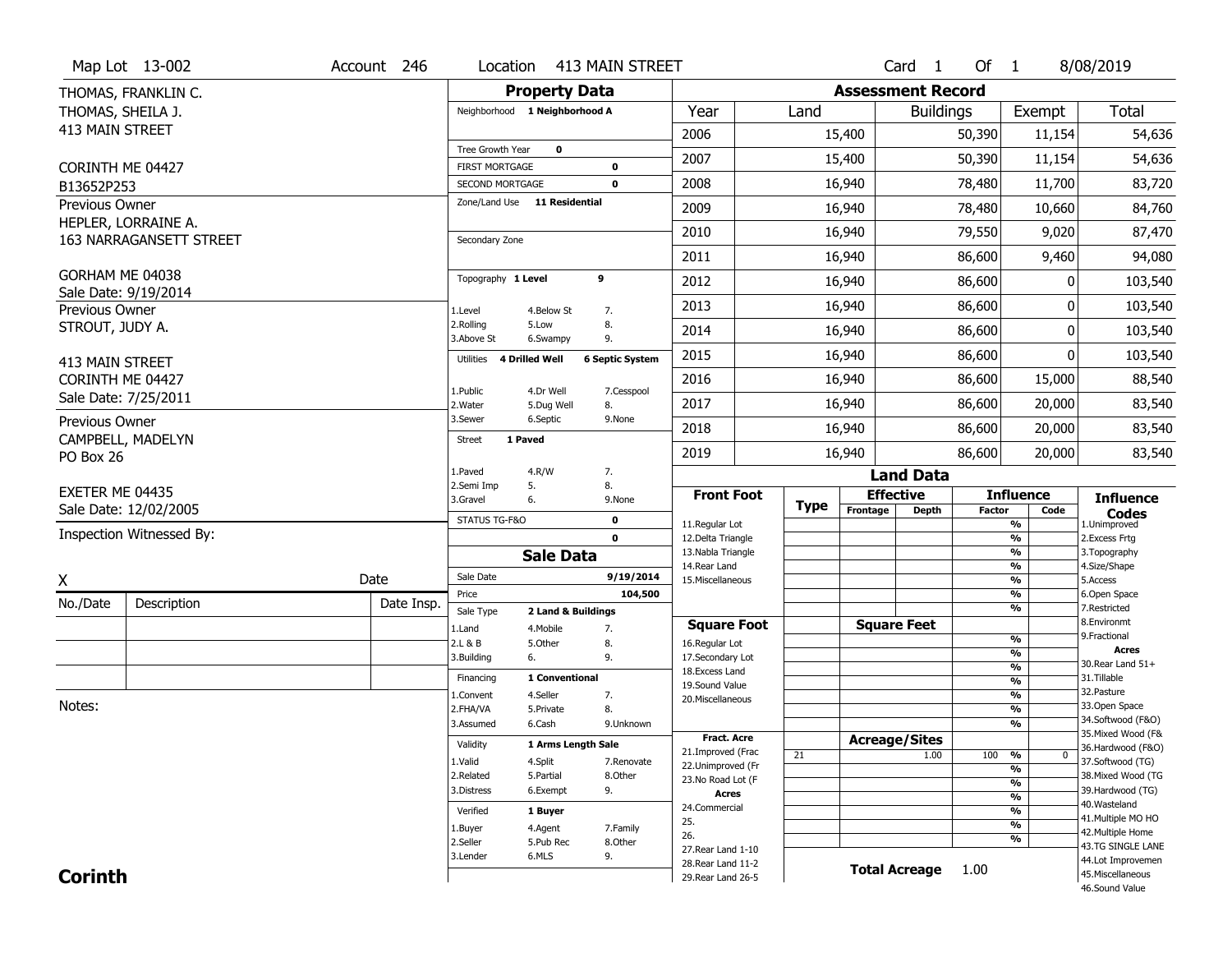Map Lot 13-002 | Account 246 | Location 413 MAIN STREET | Card 1 Of 1 | 8/08/2019

THOMAS, FRANKLIN C.
THOMAS, SHEILA J.
413 MAIN STREET

CORINTH ME 04427
B13652P253

Previous Owner
HEPLER, LORRAINE A.
163 NARRAGANSETT STREET

GORHAM ME 04038
Sale Date: 9/19/2014

Previous Owner
STROUT, JUDY A.

413 MAIN STREET
CORINTH ME 04427
Sale Date: 7/25/2011

Previous Owner
CAMPBELL, MADELYN
PO Box 26

EXETER ME 04435
Sale Date: 12/02/2005

Inspection Witnessed By:

X ______ Date

| No./Date | Description | Date Insp. |
|---|---|---|
| | | |
| | | |
| | | |

Notes:

## Property Data

Neighborhood **1 Neighborhood A**

Tree Growth Year **0**
FIRST MORTGAGE **0**
SECOND MORTGAGE **0**
Zone/Land Use **11 Residential**

Secondary Zone

Topography **1 Level** **9**

1.Level 4.Below St 7.
2.Rolling 5.Low 8.
3.Above St 6.Swampy 9.

Utilities **4 Drilled Well** **6 Septic System**

1.Public 4.Dr Well 7.Cesspool
2.Water 5.Dug Well 8.
3.Sewer 6.Septic 9.None

Street **1 Paved**

1.Paved 4.R/W 7.
2.Semi Imp 5. 8.
3.Gravel 6. 9.None

STATUS TG-F&O **0**
**0**

## Sale Data

Sale Date **9/19/2014**
Price **104,500**
Sale Type **2 Land & Buildings**

1.Land 4.Mobile 7.
2.L & B 5.Other 8.
3.Building 6. 9.

Financing **1 Conventional**

1.Convent 4.Seller 7.
2.FHA/VA 5.Private 8.
3.Assumed 6.Cash 9.Unknown

Validity **1 Arms Length Sale**

1.Valid 4.Split 7.Renovate
2.Related 5.Partial 8.Other
3.Distress 6.Exempt 9.

Verified **1 Buyer**

1.Buyer 4.Agent 7.Family
2.Seller 5.Pub Rec 8.Other
3.Lender 6.MLS 9.

## Assessment Record

| Year | Land | Buildings | Exempt | Total |
|---|---|---|---|---|
| 2006 | 15,400 | 50,390 | 11,154 | 54,636 |
| 2007 | 15,400 | 50,390 | 11,154 | 54,636 |
| 2008 | 16,940 | 78,480 | 11,700 | 83,720 |
| 2009 | 16,940 | 78,480 | 10,660 | 84,760 |
| 2010 | 16,940 | 79,550 | 9,020 | 87,470 |
| 2011 | 16,940 | 86,600 | 9,460 | 94,080 |
| 2012 | 16,940 | 86,600 | 0 | 103,540 |
| 2013 | 16,940 | 86,600 | 0 | 103,540 |
| 2014 | 16,940 | 86,600 | 0 | 103,540 |
| 2015 | 16,940 | 86,600 | 0 | 103,540 |
| 2016 | 16,940 | 86,600 | 15,000 | 88,540 |
| 2017 | 16,940 | 86,600 | 20,000 | 83,540 |
| 2018 | 16,940 | 86,600 | 20,000 | 83,540 |
| 2019 | 16,940 | 86,600 | 20,000 | 83,540 |

## Land Data

| Front Foot | Type | Effective Frontage | Effective Depth | Influence Factor | Influence Code |
|---|---|---|---|---|---|
| 11.Regular Lot | | | | % | |
| 12.Delta Triangle | | | | % | |
| 13.Nabla Triangle | | | | % | |
| 14.Rear Land | | | | % | |
| 15.Miscellaneous | | | | % | |
| | | | | % | |
| | | | | % | |
| **Square Foot** | | **Square Feet** | | | |
| 16.Regular Lot | | | | % | |
| 17.Secondary Lot | | | | % | |
| 18.Excess Land | | | | % | |
| 19.Sound Value | | | | % | |
| 20.Miscellaneous | | | | % | |
| | | | | % | |
| | | | | % | |
| **Fract. Acre** | | **Acreage/Sites** | | | |
| 21.Improved (Frac | 21 | | 1.00 | 100 % | 0 |
| 22.Unimproved (Fr | | | | % | |
| 23.No Road Lot (F | | | | % | |
| **Acres** | | | | % | |
| 24.Commercial | | | | % | |
| 25. | | | | % | |
| 26. | | | | % | |
| 27.Rear Land 1-10 | | | | | |
| 28.Rear Land 11-2 | | | | | |
| 29.Rear Land 26-5 | | | | | |

**Total Acreage** 1.00

**Influence Codes**
1.Unimproved
2.Excess Frtg
3.Topography
4.Size/Shape
5.Access
6.Open Space
7.Restricted
8.Environmt
9.Fractional

**Acres**
30.Rear Land 51+
31.Tillable
32.Pasture
33.Open Space
34.Softwood (F&O)
35.Mixed Wood (F&
36.Hardwood (F&O)
37.Softwood (TG)
38.Mixed Wood (TG
39.Hardwood (TG)
40.Wasteland
41.Multiple MO HO
42.Multiple Home
43.TG SINGLE LANE
44.Lot Improvemen
45.Miscellaneous
46.Sound Value

**Corinth**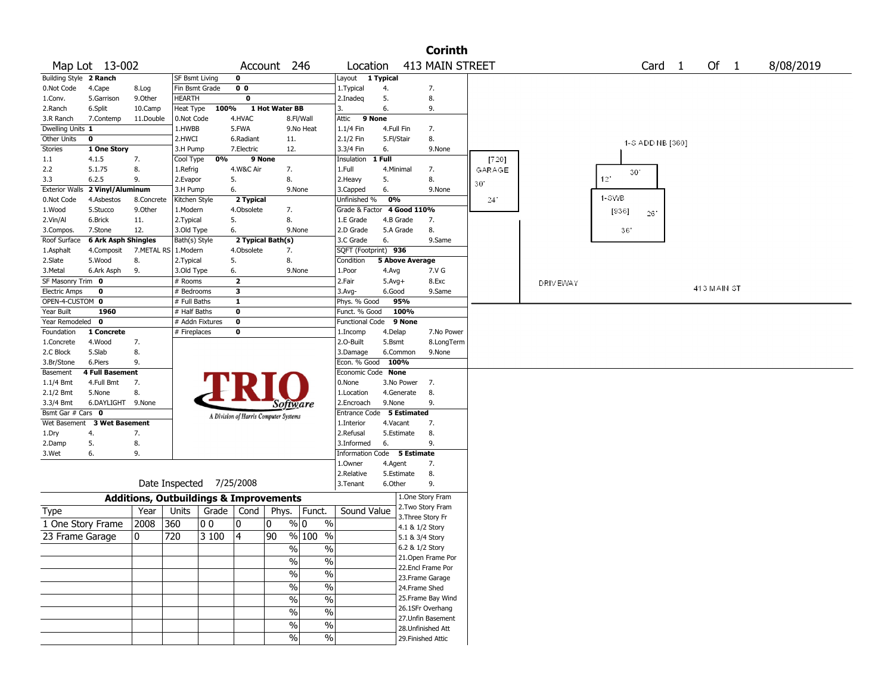# Corinth

**Map Lot** 13-002 **Account** 246 **Location** 413 MAIN STREET **Card** 1 **Of** 1 8/08/2019

| Field | Value | Options | | |
|---|---|---|---|---|
| Building Style | 2 Ranch | | | |
| | 0.Not Code | 4.Cape | 8.Log | |
| | 1.Conv. | 5.Garrison | 9.Other | |
| | 2.Ranch | 6.Split | 10.Camp | |
| | 3.R Ranch | 7.Contemp | 11.Double | |
| Dwelling Units | 1 | | | |
| Other Units | 0 | | | |
| Stories | 1 One Story | | | |
| | 1.1 | 4.1.5 | 7. | |
| | 2.2 | 5.1.75 | 8. | |
| | 3.3 | 6.2.5 | 9. | |
| Exterior Walls | 2 Vinyl/Aluminum | | | |
| | 0.Not Code | 4.Asbestos | 8.Concrete | |
| | 1.Wood | 5.Stucco | 9.Other | |
| | 2.Vin/Al | 6.Brick | 11. | |
| | 3.Compos. | 7.Stone | 12. | |
| Roof Surface | 6 Ark Asph Shingles | | | |
| | 1.Asphalt | 4.Composit | 7.METAL RS | |
| | 2.Slate | 5.Wood | 8. | |
| | 3.Metal | 6.Ark Asph | 9. | |
| SF Masonry Trim | 0 | | | |
| Electric Amps | 0 | | | |
| OPEN-4-CUSTOM | 0 | | | |
| Year Built | 1960 | | | |
| Year Remodeled | 0 | | | |
| Foundation | 1 Concrete | | | |
| | 1.Concrete | 4.Wood | 7. | |
| | 2.C Block | 5.Slab | 8. | |
| | 3.Br/Stone | 6.Piers | 9. | |
| Basement | 4 Full Basement | | | |
| | 1.1/4 Bmt | 4.Full Bmt | 7. | |
| | 2.1/2 Bmt | 5.None | 8. | |
| | 3.3/4 Bmt | 6.DAYLIGHT | 9.None | |
| Bsmt Gar # Cars | 0 | | | |
| Wet Basement | 3 Wet Basement | | | |
| | 1.Dry | 4. | 7. | |
| | 2.Damp | 5. | 8. | |
| | 3.Wet | 6. | 9. | |

| Field | Value | Options | | |
|---|---|---|---|---|
| SF Bsmt Living | 0 | | | |
| Fin Bsmt Grade | 0 0 | | | |
| HEARTH | 0 | | | |
| Heat Type | 100% | 1 Hot Water BB | | |
| | 0.Not Code | 4.HVAC | 8.Fl/Wall | |
| | 1.HWBB | 5.FWA | 9.No Heat | |
| | 2.HWCI | 6.Radiant | 11. | |
| | 3.H Pump | 7.Electric | 12. | |
| Cool Type | 0% | 9 None | | |
| | 1.Refrig | 4.W&C Air | 7. | |
| | 2.Evapor | 5. | 8. | |
| | 3.H Pump | 6. | 9.None | |
| Kitchen Style | 2 Typical | | | |
| | 1.Modern | 4.Obsolete | 7. | |
| | 2.Typical | 5. | 8. | |
| | 3.Old Type | 6. | 9.None | |
| Bath(s) Style | 2 Typical Bath(s) | | | |
| | 1.Modern | 4.Obsolete | 7. | |
| | 2.Typical | 5. | 8. | |
| | 3.Old Type | 6. | 9.None | |
| # Rooms | 2 | | | |
| # Bedrooms | 3 | | | |
| # Full Baths | 1 | | | |
| # Half Baths | 0 | | | |
| # Addn Fixtures | 0 | | | |
| # Fireplaces | 0 | | | |

| Field | Value | Options | | |
|---|---|---|---|---|
| Layout | 1 Typical | | | |
| | 1.Typical | 4. | 7. | |
| | 2.Inadeq | 5. | 8. | |
| | 3. | 6. | 9. | |
| Attic | 9 None | | | |
| | 1.1/4 Fin | 4.Full Fin | 7. | |
| | 2.1/2 Fin | 5.Fl/Stair | 8. | |
| | 3.3/4 Fin | 6. | 9.None | |
| Insulation | 1 Full | | | |
| | 1.Full | 4.Minimal | 7. | |
| | 2.Heavy | 5. | 8. | |
| | 3.Capped | 6. | 9.None | |
| Unfinished % | 0% | | | |
| Grade & Factor | 4 Good 110% | | | |
| | 1.E Grade | 4.B Grade | 7. | |
| | 2.D Grade | 5.A Grade | 8. | |
| | 3.C Grade | 6. | 9.Same | |
| SQFT (Footprint) | 936 | | | |
| Condition | 5 Above Average | | | |
| | 1.Poor | 4.Avg | 7.V G | |
| | 2.Fair | 5.Avg+ | 8.Exc | |
| | 3.Avg- | 6.Good | 9.Same | |
| Phys. % Good | 95% | | | |
| Funct. % Good | 100% | | | |
| Functional Code | 9 None | | | |
| | 1.Incomp | 4.Delap | 7.No Power | |
| | 2.O-Built | 5.Bsmt | 8.LongTerm | |
| | 3.Damage | 6.Common | 9.None | |
| Econ. % Good | 100% | | | |
| Economic Code | None | | | |
| | 0.None | 3.No Power | 7. | |
| | 1.Location | 4.Generate | 8. | |
| | 2.Encroach | 9.None | 9. | |
| Entrance Code | 5 Estimated | | | |
| | 1.Interior | 4.Vacant | 7. | |
| | 2.Refusal | 5.Estimate | 8. | |
| | 3.Informed | 6. | 9. | |
| Information Code | 5 Estimate | | | |
| | 1.Owner | 4.Agent | 7. | |
| | 2.Relative | 5.Estimate | 8. | |
| | 3.Tenant | 6.Other | 9. | |

TRIO Software — A Division of Harris Computer Systems

Date Inspected 7/25/2008

## Additions, Outbuildings & Improvements

| Type | Year | Units | Grade | Cond | Phys. % | Funct. % | Sound Value |
|---|---|---|---|---|---|---|---|
| 1 One Story Frame | 2008 | 360 | 0 0 | 0 | 0 % | 0 % | |
| 23 Frame Garage | 0 | 720 | 3 100 | 4 | 90 % | 100 % | |
| | | | | | % | % | |
| | | | | | % | % | |
| | | | | | % | % | |
| | | | | | % | % | |
| | | | | | % | % | |
| | | | | | % | % | |
| | | | | | % | % | |
| | | | | | % | % | |

1.One Story Fram
2.Two Story Fram
3.Three Story Fr
4.1 & 1/2 Story
5.1 & 3/4 Story
6.2 & 1/2 Story
21.Open Frame Por
22.Encl Frame Por
23.Frame Garage
24.Frame Shed
25.Frame Bay Wind
26.1SFr Overhang
27.Unfin Basement
28.Unfinished Att
29.Finished Attic

Sketch labels: [720] GARAGE 30' 24'; 1-S ADD NB [360] 30' 12'; 1-SWB [936] 26' 36'; DRIVEWAY; 413 MAIN ST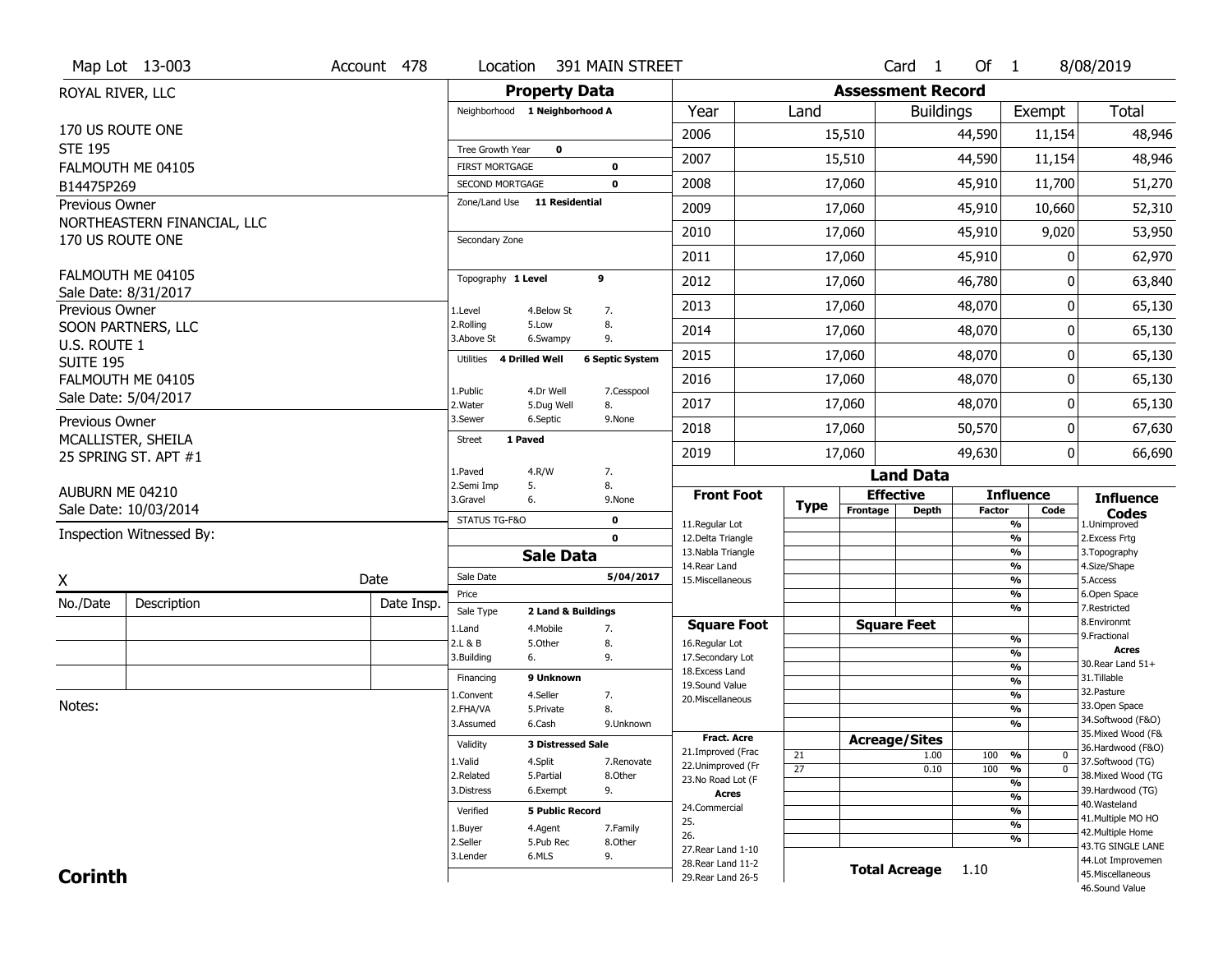Map Lot 13-003 | Account 478 | Location 391 MAIN STREET | Card 1 Of 1 | 8/08/2019

ROYAL RIVER, LLC

170 US ROUTE ONE
STE 195
FALMOUTH ME 04105
B14475P269

Previous Owner
NORTHEASTERN FINANCIAL, LLC
170 US ROUTE ONE

FALMOUTH ME 04105
Sale Date: 8/31/2017

Previous Owner
SOON PARTNERS, LLC
U.S. ROUTE 1
SUITE 195
FALMOUTH ME 04105
Sale Date: 5/04/2017

Previous Owner
MCALLISTER, SHEILA
25 SPRING ST. APT #1

AUBURN ME 04210
Sale Date: 10/03/2014

Inspection Witnessed By:

X _____ Date

| No./Date | Description | Date Insp. |
|---|---|---|
| | | |
| | | |
| | | |

Notes:

## Property Data

Neighborhood: 1 Neighborhood A

Tree Growth Year: 0
FIRST MORTGAGE: 0
SECOND MORTGAGE: 0

Zone/Land Use: 11 Residential

Secondary Zone

Topography: 1 Level 9
1.Level 4.Below St 7.
2.Rolling 5.Low 8.
3.Above St 6.Swampy 9.

Utilities: 4 Drilled Well 6 Septic System
1.Public 4.Dr Well 7.Cesspool
2.Water 5.Dug Well 8.
3.Sewer 6.Septic 9.None

Street: 1 Paved
1.Paved 4.R/W 7.
2.Semi Imp 5. 8.
3.Gravel 6. 9.None

STATUS TG-F&O: 0
0

## Sale Data

Sale Date: 5/04/2017
Price

Sale Type: 2 Land & Buildings
1.Land 4.Mobile 7.
2.L & B 5.Other 8.
3.Building 6. 9.

Financing: 9 Unknown
1.Convent 4.Seller 7.
2.FHA/VA 5.Private 8.
3.Assumed 6.Cash 9.Unknown

Validity: 3 Distressed Sale
1.Valid 4.Split 7.Renovate
2.Related 5.Partial 8.Other
3.Distress 6.Exempt 9.

Verified: 5 Public Record
1.Buyer 4.Agent 7.Family
2.Seller 5.Pub Rec 8.Other
3.Lender 6.MLS 9.

## Assessment Record

| Year | Land | Buildings | Exempt | Total |
|---|---|---|---|---|
| 2006 | 15,510 | 44,590 | 11,154 | 48,946 |
| 2007 | 15,510 | 44,590 | 11,154 | 48,946 |
| 2008 | 17,060 | 45,910 | 11,700 | 51,270 |
| 2009 | 17,060 | 45,910 | 10,660 | 52,310 |
| 2010 | 17,060 | 45,910 | 9,020 | 53,950 |
| 2011 | 17,060 | 45,910 | 0 | 62,970 |
| 2012 | 17,060 | 46,780 | 0 | 63,840 |
| 2013 | 17,060 | 48,070 | 0 | 65,130 |
| 2014 | 17,060 | 48,070 | 0 | 65,130 |
| 2015 | 17,060 | 48,070 | 0 | 65,130 |
| 2016 | 17,060 | 48,070 | 0 | 65,130 |
| 2017 | 17,060 | 48,070 | 0 | 65,130 |
| 2018 | 17,060 | 50,570 | 0 | 67,630 |
| 2019 | 17,060 | 49,630 | 0 | 66,690 |

## Land Data

| Front Foot | Type | Effective Frontage | Effective Depth | Influence Factor | Influence Code |
|---|---|---|---|---|---|
| 11.Regular Lot | | | | % | |
| 12.Delta Triangle | | | | % | |
| 13.Nabla Triangle | | | | % | |
| 14.Rear Land | | | | % | |
| 15.Miscellaneous | | | | % | |
| | | | | % | |
| | | | | % | |
| **Square Foot** | | **Square Feet** | | | |
| 16.Regular Lot | | | | % | |
| 17.Secondary Lot | | | | % | |
| 18.Excess Land | | | | % | |
| 19.Sound Value | | | | % | |
| 20.Miscellaneous | | | | % | |
| | | | | % | |
| | | | | % | |
| **Fract. Acre** | | **Acreage/Sites** | | | |
| 21.Improved (Frac | 21 | | 1.00 | 100 % | 0 |
| 22.Unimproved (Fr | 27 | | 0.10 | 100 % | 0 |
| 23.No Road Lot (F | | | | % | |
| **Acres** | | | | % | |
| 24.Commercial | | | | % | |
| 25. | | | | % | |
| 26. | | | | % | |
| 27.Rear Land 1-10 | | | | | |
| 28.Rear Land 11-2 | | **Total Acreage** | 1.10 | | |
| 29.Rear Land 26-5 | | | | | |

**Influence Codes**
1.Unimproved
2.Excess Frtg
3.Topography
4.Size/Shape
5.Access
6.Open Space
7.Restricted
8.Environmt
9.Fractional

**Acres**
30.Rear Land 51+
31.Tillable
32.Pasture
33.Open Space
34.Softwood (F&O)
35.Mixed Wood (F&
36.Hardwood (F&O)
37.Softwood (TG)
38.Mixed Wood (TG
39.Hardwood (TG)
40.Wasteland
41.Multiple MO HO
42.Multiple Home
43.TG SINGLE LANE
44.Lot Improvemen
45.Miscellaneous
46.Sound Value

**Corinth**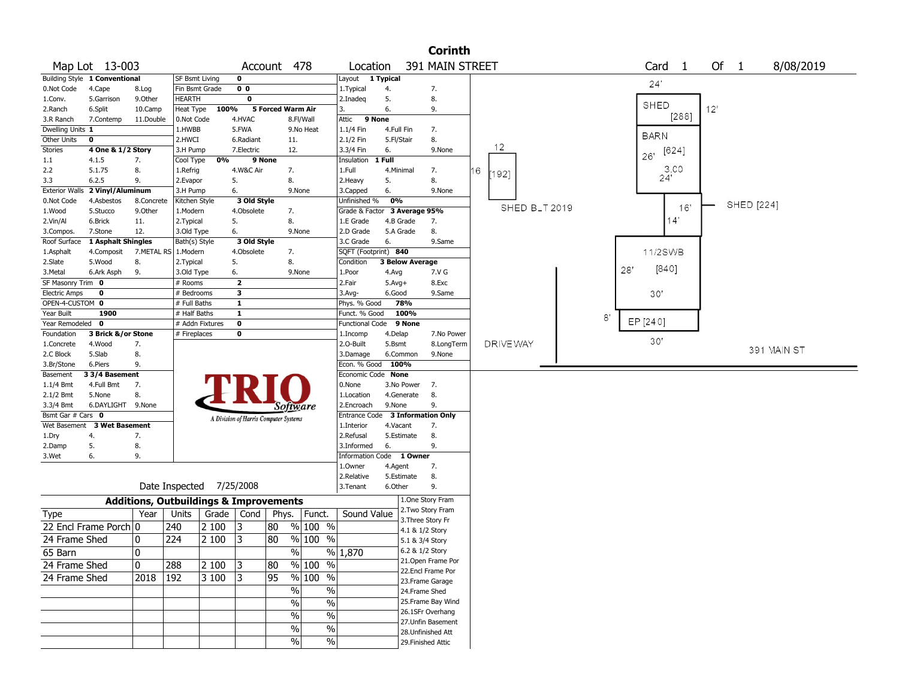# Corinth

**Map Lot** 13-003 **Account** 478 **Location** 391 MAIN STREET **Card** 1 **Of** 1 8/08/2019

| Building Style | 1 Conventional | | SF Bsmt Living | 0 | | Layout | 1 Typical | |
|---|---|---|---|---|---|---|---|---|
| 0.Not Code | 4.Cape | 8.Log | Fin Bsmt Grade | 0 0 | | 1.Typical | 4. | 7. |
| 1.Conv. | 5.Garrison | 9.Other | HEARTH | 0 | | 2.Inadeq | 5. | 8. |
| 2.Ranch | 6.Split | 10.Camp | Heat Type 100% | 5 Forced Warm Air | | 3. | 6. | 9. |
| 3.R Ranch | 7.Contemp | 11.Double | 0.Not Code | 4.HVAC | 8.Fl/Wall | Attic | 9 None | |
| Dwelling Units | 1 | | 1.HWBB | 5.FWA | 9.No Heat | 1.1/4 Fin | 4.Full Fin | 7. |
| Other Units | 0 | | 2.HWCI | 6.Radiant | 11. | 2.1/2 Fin | 5.Fl/Stair | 8. |
| Stories | 4 One & 1/2 Story | | 3.H Pump | 7.Electric | 12. | 3.3/4 Fin | 6. | 9.None |
| 1.1 | 4.1.5 | 7. | Cool Type 0% | 9 None | | Insulation | 1 Full | |
| 2.2 | 5.1.75 | 8. | 1.Refrig | 4.W&C Air | 7. | 1.Full | 4.Minimal | 7. |
| 3.3 | 6.2.5 | 9. | 2.Evapor | 5. | 8. | 2.Heavy | 5. | 8. |
| Exterior Walls | 2 Vinyl/Aluminum | | 3.H Pump | 6. | 9.None | 3.Capped | 6. | 9.None |
| 0.Not Code | 4.Asbestos | 8.Concrete | Kitchen Style | 3 Old Style | | Unfinished % | 0% | |
| 1.Wood | 5.Stucco | 9.Other | 1.Modern | 4.Obsolete | 7. | Grade & Factor | 3 Average 95% | |
| 2.Vin/Al | 6.Brick | 11. | 2.Typical | 5. | 8. | 1.E Grade | 4.B Grade | 7. |
| 3.Compos. | 7.Stone | 12. | 3.Old Type | 6. | 9.None | 2.D Grade | 5.A Grade | 8. |
| Roof Surface | 1 Asphalt Shingles | | Bath(s) Style | 3 Old Style | | 3.C Grade | 6. | 9.Same |
| 1.Asphalt | 4.Composit | 7.METAL RS | 1.Modern | 4.Obsolete | 7. | SQFT (Footprint) | 840 | |
| 2.Slate | 5.Wood | 8. | 2.Typical | 5. | 8. | Condition | 3 Below Average | |
| 3.Metal | 6.Ark Asph | 9. | 3.Old Type | 6. | 9.None | 1.Poor | 4.Avg | 7.V G |
| SF Masonry Trim | 0 | | # Rooms | 2 | | 2.Fair | 5.Avg+ | 8.Exc |
| Electric Amps | 0 | | # Bedrooms | 3 | | 3.Avg- | 6.Good | 9.Same |
| OPEN-4-CUSTOM | 0 | | # Full Baths | 1 | | Phys. % Good | 78% | |
| Year Built | 1900 | | # Half Baths | 1 | | Funct. % Good | 100% | |
| Year Remodeled | 0 | | # Addn Fixtures | 0 | | Functional Code | 9 None | |
| Foundation | 3 Brick &/or Stone | | # Fireplaces | 0 | | 1.Incomp | 4.Delap | 7.No Power |
| 1.Concrete | 4.Wood | 7. | | | | 2.O-Built | 5.Bsmt | 8.LongTerm |
| 2.C Block | 5.Slab | 8. | | | | 3.Damage | 6.Common | 9.None |
| 3.Br/Stone | 6.Piers | 9. | | | | Econ. % Good | 100% | |
| Basement | 3 3/4 Basement | | | | | Economic Code | None | |
| 1.1/4 Bmt | 4.Full Bmt | 7. | | | | 0.None | 3.No Power | 7. |
| 2.1/2 Bmt | 5.None | 8. | | | | 1.Location | 4.Generate | 8. |
| 3.3/4 Bmt | 6.DAYLIGHT | 9.None | | | | 2.Encroach | 9.None | 9. |
| Bsmt Gar # Cars | 0 | | | | | Entrance Code | 3 Information Only | |
| Wet Basement | 3 Wet Basement | | | | | 1.Interior | 4.Vacant | 7. |
| 1.Dry | 4. | 7. | | | | 2.Refusal | 5.Estimate | 8. |
| 2.Damp | 5. | 8. | | | | 3.Informed | 6. | 9. |
| 3.Wet | 6. | 9. | | | | Information Code | 1 Owner | |
| | | | | | | 1.Owner | 4.Agent | 7. |
| | | | | | | 2.Relative | 5.Estimate | 8. |
| | | | | | | 3.Tenant | 6.Other | 9. |

TRIO Software — A Division of Harris Computer Systems

Date Inspected 7/25/2008

## Additions, Outbuildings & Improvements

| Type | Year | Units | Grade | Cond | Phys. | Funct. | Sound Value |
|---|---|---|---|---|---|---|---|
| 22 Encl Frame Porch | 0 | 240 | 2 100 | 3 | 80 % | 100 % | |
| 24 Frame Shed | 0 | 224 | 2 100 | 3 | 80 % | 100 % | |
| 65 Barn | 0 | | | | % | % | 1,870 |
| 24 Frame Shed | 0 | 288 | 2 100 | 3 | 80 % | 100 % | |
| 24 Frame Shed | 2018 | 192 | 3 100 | 3 | 95 % | 100 % | |
| | | | | | % | % | |
| | | | | | % | % | |
| | | | | | % | % | |
| | | | | | % | % | |
| | | | | | % | % | |

1.One Story Fram
2.Two Story Fram
3.Three Story Fr
4.1 & 1/2 Story
5.1 & 3/4 Story
6.2 & 1/2 Story
21.Open Frame Por
22.Encl Frame Por
23.Frame Garage
24.Frame Shed
25.Frame Bay Wind
26.1SFr Overhang
27.Unfin Basement
28.Unfinished Att
29.Finished Attic

Sketch labels: 24' SHED [288] 12'; BARN 26' [624] 3.00 24'; 12 16 [192] SHED B_T 2019; 16' 14' SHED [224]; 11/2SWB 28' [840] 30'; 8' EP [240] 30'; DRIVEWAY; 391 MAIN ST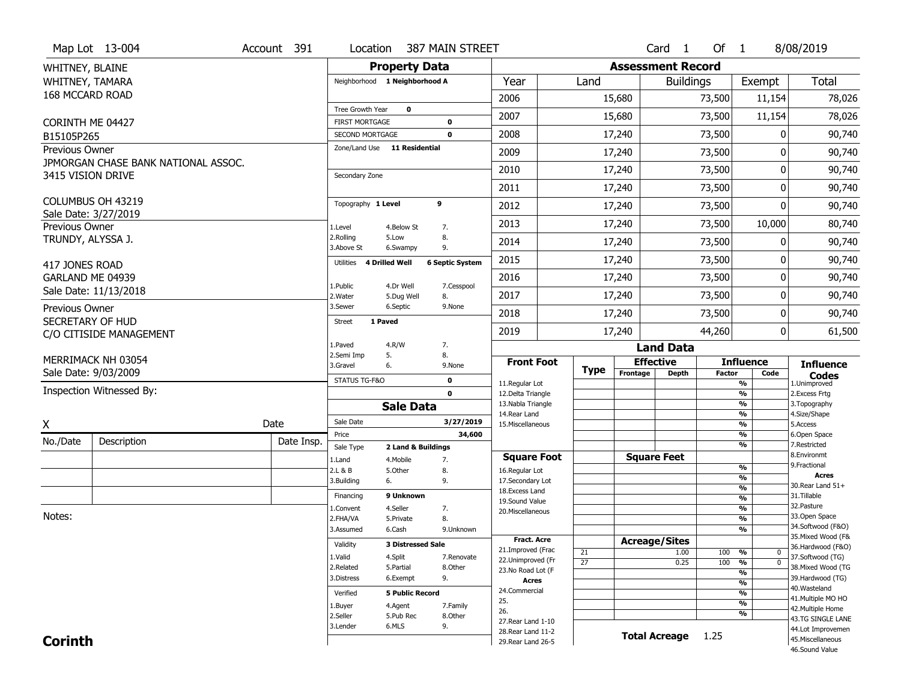Map Lot 13-004 | Account 391 | Location 387 MAIN STREET | Card 1 Of 1 | 8/08/2019

WHITNEY, BLAINE
WHITNEY, TAMARA
168 MCCARD ROAD

CORINTH ME 04427
B15105P265

Previous Owner
JPMORGAN CHASE BANK NATIONAL ASSOC.
3415 VISION DRIVE

COLUMBUS OH 43219
Sale Date: 3/27/2019

Previous Owner
TRUNDY, ALYSSA J.

417 JONES ROAD
GARLAND ME 04939
Sale Date: 11/13/2018

Previous Owner
SECRETARY OF HUD
C/O CITISIDE MANAGEMENT

MERRIMACK NH 03054
Sale Date: 9/03/2009

Inspection Witnessed By:

X _______________ Date

| No./Date | Description | Date Insp. |
|---|---|---|
| | | |
| | | |
| | | |

Notes:

## Property Data

Neighborhood: 1 Neighborhood A

Tree Growth Year: 0
FIRST MORTGAGE: 0
SECOND MORTGAGE: 0
Zone/Land Use: 11 Residential

Secondary Zone

Topography: 1 Level 9
1.Level 4.Below St 7.
2.Rolling 5.Low 8.
3.Above St 6.Swampy 9.

Utilities: 4 Drilled Well, 6 Septic System
1.Public 4.Dr Well 7.Cesspool
2.Water 5.Dug Well 8.
3.Sewer 6.Septic 9.None

Street: 1 Paved
1.Paved 4.R/W 7.
2.Semi Imp 5. 8.
3.Gravel 6. 9.None

STATUS TG-F&O: 0
0

## Sale Data

Sale Date: 3/27/2019
Price: 34,600
Sale Type: 2 Land & Buildings
1.Land 4.Mobile 7.
2.L & B 5.Other 8.
3.Building 6. 9.

Financing: 9 Unknown
1.Convent 4.Seller 7.
2.FHA/VA 5.Private 8.
3.Assumed 6.Cash 9.Unknown

Validity: 3 Distressed Sale
1.Valid 4.Split 7.Renovate
2.Related 5.Partial 8.Other
3.Distress 6.Exempt 9.

Verified: 5 Public Record
1.Buyer 4.Agent 7.Family
2.Seller 5.Pub Rec 8.Other
3.Lender 6.MLS 9.

## Assessment Record

| Year | Land | Buildings | Exempt | Total |
|---|---|---|---|---|
| 2006 | 15,680 | 73,500 | 11,154 | 78,026 |
| 2007 | 15,680 | 73,500 | 11,154 | 78,026 |
| 2008 | 17,240 | 73,500 | 0 | 90,740 |
| 2009 | 17,240 | 73,500 | 0 | 90,740 |
| 2010 | 17,240 | 73,500 | 0 | 90,740 |
| 2011 | 17,240 | 73,500 | 0 | 90,740 |
| 2012 | 17,240 | 73,500 | 0 | 90,740 |
| 2013 | 17,240 | 73,500 | 10,000 | 80,740 |
| 2014 | 17,240 | 73,500 | 0 | 90,740 |
| 2015 | 17,240 | 73,500 | 0 | 90,740 |
| 2016 | 17,240 | 73,500 | 0 | 90,740 |
| 2017 | 17,240 | 73,500 | 0 | 90,740 |
| 2018 | 17,240 | 73,500 | 0 | 90,740 |
| 2019 | 17,240 | 44,260 | 0 | 61,500 |

## Land Data

| Front Foot | Type | Effective Frontage | Effective Depth | Influence Factor | Influence Code |
|---|---|---|---|---|---|
| 11.Regular Lot | | | | % | |
| 12.Delta Triangle | | | | % | |
| 13.Nabla Triangle | | | | % | |
| 14.Rear Land | | | | % | |
| 15.Miscellaneous | | | | % | |

| Square Foot | Type | Square Feet | Influence Factor | Influence Code |
|---|---|---|---|---|
| 16.Regular Lot | | | % | |
| 17.Secondary Lot | | | % | |
| 18.Excess Land | | | % | |
| 19.Sound Value | | | % | |
| 20.Miscellaneous | | | % | |

| Fract. Acre | Type | Acreage/Sites | Influence Factor | Influence Code |
|---|---|---|---|---|
| 21.Improved (Frac | 21 | 1.00 | 100 % | 0 |
| 22.Unimproved (Fr | 27 | 0.25 | 100 % | 0 |
| 23.No Road Lot (F | | | % | |
| **Acres** | | | % | |
| 24.Commercial | | | % | |
| 25. | | | % | |
| 26. | | | % | |
| 27.Rear Land 1-10 | | | | |
| 28.Rear Land 11-2 | | | | |
| 29.Rear Land 26-5 | | | | |

**Total Acreage** 1.25

**Influence Codes**
1.Unimproved
2.Excess Frtg
3.Topography
4.Size/Shape
5.Access
6.Open Space
7.Restricted
8.Environmt
9.Fractional

**Acres**
30.Rear Land 51+
31.Tillable
32.Pasture
33.Open Space
34.Softwood (F&O)
35.Mixed Wood (F&
36.Hardwood (F&O)
37.Softwood (TG)
38.Mixed Wood (TG
39.Hardwood (TG)
40.Wasteland
41.Multiple MO HO
42.Multiple Home
43.TG SINGLE LANE
44.Lot Improvemen
45.Miscellaneous
46.Sound Value

**Corinth**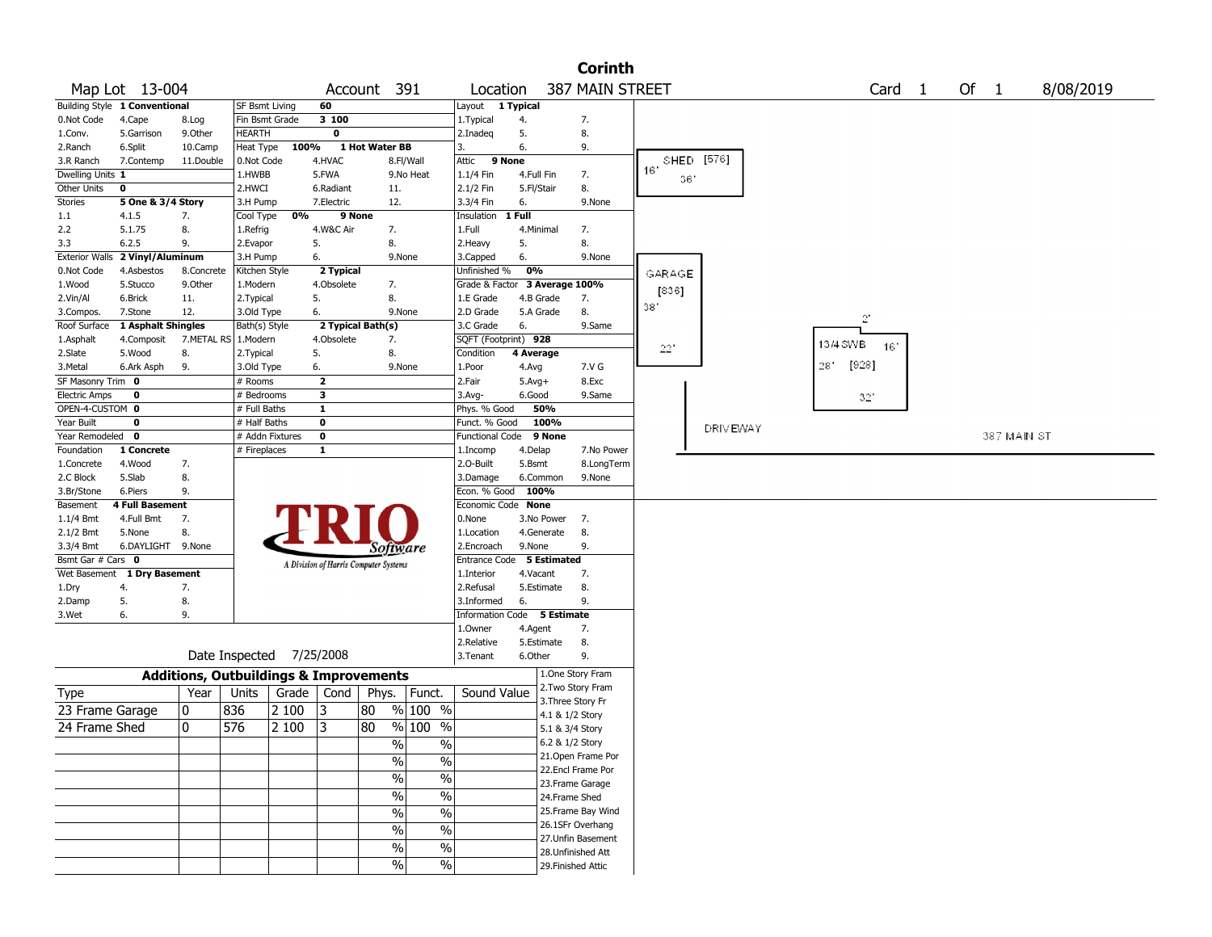# Corinth

**Map Lot** 13-004 **Account** 391 **Location** 387 MAIN STREET **Card** 1 **Of** 1 8/08/2019

| | | | | | | | | |
|---|---|---|---|---|---|---|---|---|
| Building Style | 1 Conventional | | SF Bsmt Living | 60 | | Layout | 1 Typical | |
| 0.Not Code | 4.Cape | 8.Log | Fin Bsmt Grade | 3 100 | | 1.Typical | 4. | 7. |
| 1.Conv. | 5.Garrison | 9.Other | HEARTH | 0 | | 2.Inadeq | 5. | 8. |
| 2.Ranch | 6.Split | 10.Camp | Heat Type 100% | 1 Hot Water BB | | 3. | 6. | 9. |
| 3.R Ranch | 7.Contemp | 11.Double | 0.Not Code | 4.HVAC | 8.Fl/Wall | Attic | 9 None | |
| Dwelling Units | 1 | | 1.HWBB | 5.FWA | 9.No Heat | 1.1/4 Fin | 4.Full Fin | 7. |
| Other Units | 0 | | 2.HWCI | 6.Radiant | 11. | 2.1/2 Fin | 5.Fl/Stair | 8. |
| Stories | 5 One & 3/4 Story | | 3.H Pump | 7.Electric | 12. | 3.3/4 Fin | 6. | 9.None |
| 1.1 | 4.1.5 | 7. | Cool Type 0% | 9 None | | Insulation | 1 Full | |
| 2.2 | 5.1.75 | 8. | 1.Refrig | 4.W&C Air | 7. | 1.Full | 4.Minimal | 7. |
| 3.3 | 6.2.5 | 9. | 2.Evapor | 5. | 8. | 2.Heavy | 5. | 8. |
| Exterior Walls | 2 Vinyl/Aluminum | | 3.H Pump | 6. | 9.None | 3.Capped | 6. | 9.None |
| 0.Not Code | 4.Asbestos | 8.Concrete | Kitchen Style | 2 Typical | | Unfinished % | 0% | |
| 1.Wood | 5.Stucco | 9.Other | 1.Modern | 4.Obsolete | 7. | Grade & Factor | 3 Average 100% | |
| 2.Vin/Al | 6.Brick | 11. | 2.Typical | 5. | 8. | 1.E Grade | 4.B Grade | 7. |
| 3.Compos. | 7.Stone | 12. | 3.Old Type | 6. | 9.None | 2.D Grade | 5.A Grade | 8. |
| Roof Surface | 1 Asphalt Shingles | | Bath(s) Style | 2 Typical Bath(s) | | 3.C Grade | 6. | 9.Same |
| 1.Asphalt | 4.Composit | 7.METAL RS | 1.Modern | 4.Obsolete | 7. | SQFT (Footprint) | 928 | |
| 2.Slate | 5.Wood | 8. | 2.Typical | 5. | 8. | Condition | 4 Average | |
| 3.Metal | 6.Ark Asph | 9. | 3.Old Type | 6. | 9.None | 1.Poor | 4.Avg | 7.V G |
| SF Masonry Trim | 0 | | # Rooms | 2 | | 2.Fair | 5.Avg+ | 8.Exc |
| Electric Amps | 0 | | # Bedrooms | 3 | | 3.Avg- | 6.Good | 9.Same |
| OPEN-4-CUSTOM | 0 | | # Full Baths | 1 | | Phys. % Good | 50% | |
| Year Built | 0 | | # Half Baths | 0 | | Funct. % Good | 100% | |
| Year Remodeled | 0 | | # Addn Fixtures | 0 | | Functional Code | 9 None | |
| Foundation | 1 Concrete | | # Fireplaces | 1 | | 1.Incomp | 4.Delap | 7.No Power |
| 1.Concrete | 4.Wood | 7. | | | | 2.O-Built | 5.Bsmt | 8.LongTerm |
| 2.C Block | 5.Slab | 8. | | | | 3.Damage | 6.Common | 9.None |
| 3.Br/Stone | 6.Piers | 9. | | | | Econ. % Good | 100% | |
| Basement | 4 Full Basement | | | | | Economic Code | None | |
| 1.1/4 Bmt | 4.Full Bmt | 7. | | | | 0.None | 3.No Power | 7. |
| 2.1/2 Bmt | 5.None | 8. | | | | 1.Location | 4.Generate | 8. |
| 3.3/4 Bmt | 6.DAYLIGHT | 9.None | | | | 2.Encroach | 9.None | 9. |
| Bsmt Gar # Cars | 0 | | | | | Entrance Code | 5 Estimated | |
| Wet Basement | 1 Dry Basement | | | | | 1.Interior | 4.Vacant | 7. |
| 1.Dry | 4. | 7. | | | | 2.Refusal | 5.Estimate | 8. |
| 2.Damp | 5. | 8. | | | | 3.Informed | 6. | 9. |
| 3.Wet | 6. | 9. | | | | Information Code | 5 Estimate | |
| | | | | | | 1.Owner | 4.Agent | 7. |
| | | | | | | 2.Relative | 5.Estimate | 8. |
| | | | | | | 3.Tenant | 6.Other | 9. |

TRIO Software — A Division of Harris Computer Systems

Date Inspected 7/25/2008

## Additions, Outbuildings & Improvements

| Type | Year | Units | Grade | Cond | Phys. | Funct. | Sound Value |
|---|---|---|---|---|---|---|---|
| 23 Frame Garage | 0 | 836 | 2 100 | 3 | 80 % | 100 % | |
| 24 Frame Shed | 0 | 576 | 2 100 | 3 | 80 % | 100 % | |
| | | | | | % | % | |
| | | | | | % | % | |
| | | | | | % | % | |
| | | | | | % | % | |
| | | | | | % | % | |
| | | | | | % | % | |
| | | | | | % | % | |
| | | | | | % | % | |

1.One Story Fram, 2.Two Story Fram, 3.Three Story Fr, 4.1 & 1/2 Story, 5.1 & 3/4 Story, 6.2 & 1/2 Story, 21.Open Frame Por, 22.Encl Frame Por, 23.Frame Garage, 24.Frame Shed, 25.Frame Bay Wind, 26.1SFr Overhang, 27.Unfin Basement, 28.Unfinished Att, 29.Finished Attic

Sketch: SHED [576] 16' x 36'; GARAGE [836] 38' x 22'; 1 3/4 SWB [928] 28' x 32', 16', 2'; DRIVEWAY; 387 MAIN ST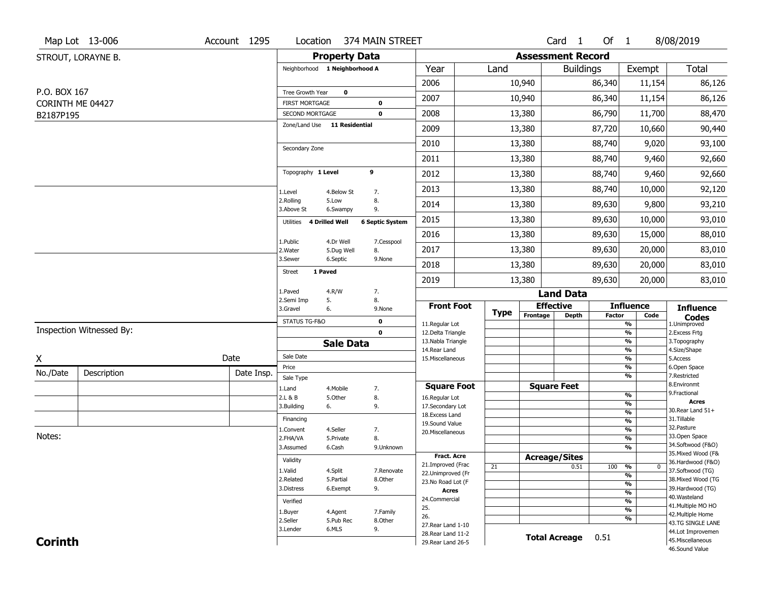Map Lot 13-006 | Account 1295 | Location 374 MAIN STREET | Card 1 Of 1 | 8/08/2019

STROUT, LORAYNE B.

P.O. BOX 167
CORINTH ME 04427
B2187P195

## Property Data

Neighborhood **1 Neighborhood A**

Tree Growth Year **0**
FIRST MORTGAGE **0**
SECOND MORTGAGE **0**
Zone/Land Use **11 Residential**

Secondary Zone

Topography **1 Level** **9**

1.Level 4.Below St 7.
2.Rolling 5.Low 8.
3.Above St 6.Swampy 9.

Utilities **4 Drilled Well** **6 Septic System**

1.Public 4.Dr Well 7.Cesspool
2.Water 5.Dug Well 8.
3.Sewer 6.Septic 9.None

Street **1 Paved**

1.Paved 4.R/W 7.
2.Semi Imp 5. 8.
3.Gravel 6. 9.None

STATUS TG-F&O **0**
**0**

## Assessment Record

| Year | Land | Buildings | Exempt | Total |
|---|---|---|---|---|
| 2006 | 10,940 | 86,340 | 11,154 | 86,126 |
| 2007 | 10,940 | 86,340 | 11,154 | 86,126 |
| 2008 | 13,380 | 86,790 | 11,700 | 88,470 |
| 2009 | 13,380 | 87,720 | 10,660 | 90,440 |
| 2010 | 13,380 | 88,740 | 9,020 | 93,100 |
| 2011 | 13,380 | 88,740 | 9,460 | 92,660 |
| 2012 | 13,380 | 88,740 | 9,460 | 92,660 |
| 2013 | 13,380 | 88,740 | 10,000 | 92,120 |
| 2014 | 13,380 | 89,630 | 9,800 | 93,210 |
| 2015 | 13,380 | 89,630 | 10,000 | 93,010 |
| 2016 | 13,380 | 89,630 | 15,000 | 88,010 |
| 2017 | 13,380 | 89,630 | 20,000 | 83,010 |
| 2018 | 13,380 | 89,630 | 20,000 | 83,010 |
| 2019 | 13,380 | 89,630 | 20,000 | 83,010 |

## Land Data

| Front Foot | Type | Effective Frontage | Effective Depth | Influence Factor | Influence Code |
|---|---|---|---|---|---|
| 11.Regular Lot | | | | % | |
| 12.Delta Triangle | | | | % | |
| 13.Nabla Triangle | | | | % | |
| 14.Rear Land | | | | % | |
| 15.Miscellaneous | | | | % | |
| | | | | % | |
| | | | | % | |

| Square Foot | | Square Feet | | |
|---|---|---|---|---|
| 16.Regular Lot | | | % | |
| 17.Secondary Lot | | | % | |
| 18.Excess Land | | | % | |
| 19.Sound Value | | | % | |
| 20.Miscellaneous | | | % | |
| | | | % | |
| | | | % | |

| Fract. Acre | Type | Acreage/Sites | Factor | Code |
|---|---|---|---|---|
| 21.Improved (Frac | 21 | 0.51 | 100 % | 0 |
| 22.Unimproved (Fr | | | % | |
| 23.No Road Lot (F | | | % | |
| **Acres** | | | % | |
| 24.Commercial | | | % | |
| 25. | | | % | |
| 26. | | | % | |
| 27.Rear Land 1-10 | | | | |
| 28.Rear Land 11-2 | | | | |
| 29.Rear Land 26-5 | | | | |

**Total Acreage** 0.51

**Influence Codes**
1.Unimproved
2.Excess Frtg
3.Topography
4.Size/Shape
5.Access
6.Open Space
7.Restricted
8.Environmt
9.Fractional

**Acres**
30.Rear Land 51+
31.Tillable
32.Pasture
33.Open Space
34.Softwood (F&O)
35.Mixed Wood (F&
36.Hardwood (F&O)
37.Softwood (TG)
38.Mixed Wood (TG
39.Hardwood (TG)
40.Wasteland
41.Multiple MO HO
42.Multiple Home
43.TG SINGLE LANE
44.Lot Improvemen
45.Miscellaneous
46.Sound Value

## Sale Data

Sale Date
Price
Sale Type
1.Land 4.Mobile 7.
2.L & B 5.Other 8.
3.Building 6. 9.

Financing
1.Convent 4.Seller 7.
2.FHA/VA 5.Private 8.
3.Assumed 6.Cash 9.Unknown

Validity
1.Valid 4.Split 7.Renovate
2.Related 5.Partial 8.Other
3.Distress 6.Exempt 9.

Verified
1.Buyer 4.Agent 7.Family
2.Seller 5.Pub Rec 8.Other
3.Lender 6.MLS 9.

Inspection Witnessed By:

X Date

| No./Date | Description | Date Insp. |
|---|---|---|
| | | |
| | | |
| | | |

Notes:

**Corinth**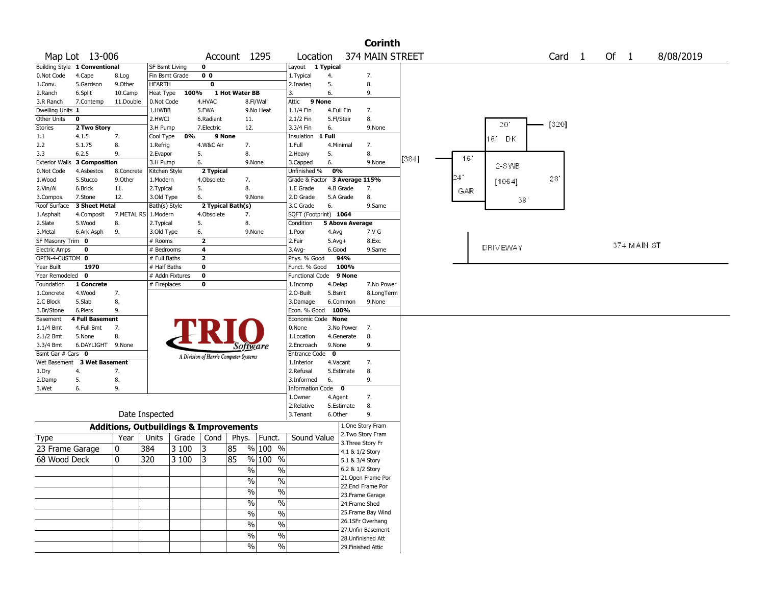# Corinth

Map Lot 13-006 | Account 1295 | Location 374 MAIN STREET | Card 1 Of 1 | 8/08/2019

| Building Style | 1 Conventional | | SF Bsmt Living | 0 | | Layout | 1 Typical | |
|---|---|---|---|---|---|---|---|---|
| 0.Not Code | 4.Cape | 8.Log | Fin Bsmt Grade | 0 0 | | 1.Typical | 4. | 7. |
| 1.Conv. | 5.Garrison | 9.Other | HEARTH | 0 | | 2.Inadeq | 5. | 8. |
| 2.Ranch | 6.Split | 10.Camp | Heat Type 100% | 1 Hot Water BB | | 3. | 6. | 9. |
| 3.R Ranch | 7.Contemp | 11.Double | 0.Not Code | 4.HVAC | 8.Fl/Wall | Attic | 9 None | |
| Dwelling Units | 1 | | 1.HWBB | 5.FWA | 9.No Heat | 1.1/4 Fin | 4.Full Fin | 7. |
| Other Units | 0 | | 2.HWCI | 6.Radiant | 11. | 2.1/2 Fin | 5.Fl/Stair | 8. |
| Stories | 2 Two Story | | 3.H Pump | 7.Electric | 12. | 3.3/4 Fin | 6. | 9.None |
| 1.1 | 4.1.5 | 7. | Cool Type 0% | 9 None | | Insulation | 1 Full | |
| 2.2 | 5.1.75 | 8. | 1.Refrig | 4.W&C Air | 7. | 1.Full | 4.Minimal | 7. |
| 3.3 | 6.2.5 | 9. | 2.Evapor | 5. | 8. | 2.Heavy | 5. | 8. |
| Exterior Walls | 3 Composition | | 3.H Pump | 6. | 9.None | 3.Capped | 6. | 9.None |
| 0.Not Code | 4.Asbestos | 8.Concrete | Kitchen Style | 2 Typical | | Unfinished % | 0% | |
| 1.Wood | 5.Stucco | 9.Other | 1.Modern | 4.Obsolete | 7. | Grade & Factor | 3 Average 115% | |
| 2.Vin/Al | 6.Brick | 11. | 2.Typical | 5. | 8. | 1.E Grade | 4.B Grade | 7. |
| 3.Compos. | 7.Stone | 12. | 3.Old Type | 6. | 9.None | 2.D Grade | 5.A Grade | 8. |
| Roof Surface | 3 Sheet Metal | | Bath(s) Style | 2 Typical Bath(s) | | 3.C Grade | 6. | 9.Same |
| 1.Asphalt | 4.Composit | 7.METAL RS | 1.Modern | 4.Obsolete | 7. | SQFT (Footprint) | 1064 | |
| 2.Slate | 5.Wood | 8. | 2.Typical | 5. | 8. | Condition | 5 Above Average | |
| 3.Metal | 6.Ark Asph | 9. | 3.Old Type | 6. | 9.None | 1.Poor | 4.Avg | 7.V G |
| SF Masonry Trim | 0 | | # Rooms | 2 | | 2.Fair | 5.Avg+ | 8.Exc |
| Electric Amps | 0 | | # Bedrooms | 4 | | 3.Avg- | 6.Good | 9.Same |
| OPEN-4-CUSTOM | 0 | | # Full Baths | 2 | | Phys. % Good | 94% | |
| Year Built | 1970 | | # Half Baths | 0 | | Funct. % Good | 100% | |
| Year Remodeled | 0 | | # Addn Fixtures | 0 | | Functional Code | 9 None | |
| Foundation | 1 Concrete | | # Fireplaces | 0 | | 1.Incomp | 4.Delap | 7.No Power |
| 1.Concrete | 4.Wood | 7. | | | | 2.O-Built | 5.Bsmt | 8.LongTerm |
| 2.C Block | 5.Slab | 8. | | | | 3.Damage | 6.Common | 9.None |
| 3.Br/Stone | 6.Piers | 9. | | | | Econ. % Good | 100% | |
| Basement | 4 Full Basement | | | | | Economic Code | None | |
| 1.1/4 Bmt | 4.Full Bmt | 7. | | | | 0.None | 3.No Power | 7. |
| 2.1/2 Bmt | 5.None | 8. | | | | 1.Location | 4.Generate | 8. |
| 3.3/4 Bmt | 6.DAYLIGHT | 9.None | | | | 2.Encroach | 9.None | 9. |
| Bsmt Gar # Cars | 0 | | | | | Entrance Code | 0 | |
| Wet Basement | 3 Wet Basement | | | | | 1.Interior | 4.Vacant | 7. |
| 1.Dry | 4. | 7. | | | | 2.Refusal | 5.Estimate | 8. |
| 2.Damp | 5. | 8. | | | | 3.Informed | 6. | 9. |
| 3.Wet | 6. | 9. | | | | Information Code | 0 | |
| | | | | | | 1.Owner | 4.Agent | 7. |
| | | | | | | 2.Relative | 5.Estimate | 8. |
| Date Inspected | | | | | | 3.Tenant | 6.Other | 9. |

TRIO Software — A Division of Harris Computer Systems

## Additions, Outbuildings & Improvements

| Type | Year | Units | Grade | Cond | Phys. | Funct. | Sound Value |
|---|---|---|---|---|---|---|---|
| 23 Frame Garage | 0 | 384 | 3 100 | 3 | 85 % | 100 % | |
| 68 Wood Deck | 0 | 320 | 3 100 | 3 | 85 % | 100 % | |
| | | | | | % | % | |
| | | | | | % | % | |
| | | | | | % | % | |
| | | | | | % | % | |
| | | | | | % | % | |
| | | | | | % | % | |
| | | | | | % | % | |
| | | | | | % | % | |

1.One Story Fram
2.Two Story Fram
3.Three Story Fr
4.1 & 1/2 Story
5.1 & 3/4 Story
6.2 & 1/2 Story
21.Open Frame Por
22.Encl Frame Por
23.Frame Garage
24.Frame Shed
25.Frame Bay Wind
26.1SFr Overhang
27.Unfin Basement
28.Unfinished Att
29.Finished Attic

Sketch: 20' 16' DK [320]; [384] 16' 24' GAR; 2-SWB [1064] 28' 38'; DRIVEWAY; 374 MAIN ST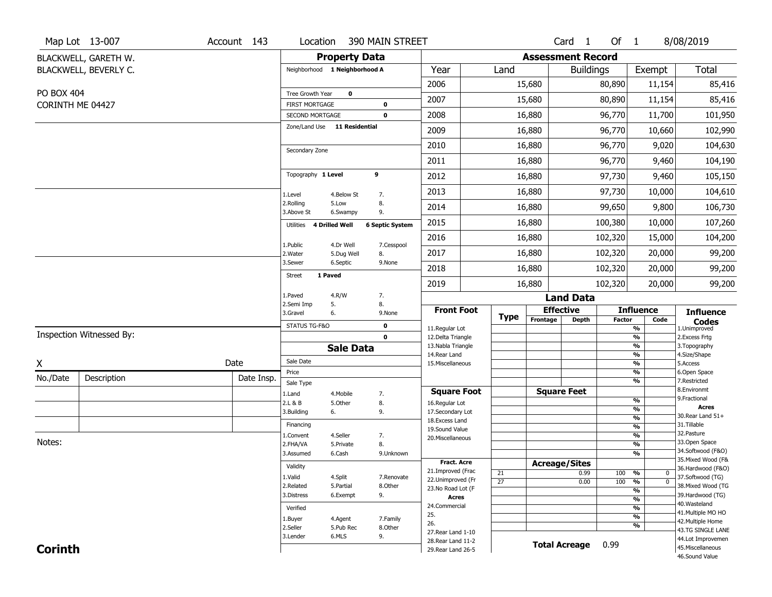Map Lot 13-007 | Account 143 | Location 390 MAIN STREET | Card 1 Of 1 | 8/08/2019

BLACKWELL, GARETH W.
BLACKWELL, BEVERLY C.

PO BOX 404
CORINTH ME 04427

## Property Data

Neighborhood **1 Neighborhood A**

Tree Growth Year **0**
FIRST MORTGAGE **0**
SECOND MORTGAGE **0**
Zone/Land Use **11 Residential**

Secondary Zone

Topography **1 Level** **9**

1.Level 4.Below St 7.
2.Rolling 5.Low 8.
3.Above St 6.Swampy 9.

Utilities **4 Drilled Well** **6 Septic System**

1.Public 4.Dr Well 7.Cesspool
2.Water 5.Dug Well 8.
3.Sewer 6.Septic 9.None

Street **1 Paved**

1.Paved 4.R/W 7.
2.Semi Imp 5. 8.
3.Gravel 6. 9.None

STATUS TG-F&O **0**
**0**

## Sale Data

Sale Date
Price
Sale Type
1.Land 4.Mobile 7.
2.L & B 5.Other 8.
3.Building 6. 9.

Financing
1.Convent 4.Seller 7.
2.FHA/VA 5.Private 8.
3.Assumed 6.Cash 9.Unknown

Validity
1.Valid 4.Split 7.Renovate
2.Related 5.Partial 8.Other
3.Distress 6.Exempt 9.

Verified
1.Buyer 4.Agent 7.Family
2.Seller 5.Pub Rec 8.Other
3.Lender 6.MLS 9.

## Assessment Record

| Year | Land | Buildings | Exempt | Total |
|---|---|---|---|---|
| 2006 | 15,680 | 80,890 | 11,154 | 85,416 |
| 2007 | 15,680 | 80,890 | 11,154 | 85,416 |
| 2008 | 16,880 | 96,770 | 11,700 | 101,950 |
| 2009 | 16,880 | 96,770 | 10,660 | 102,990 |
| 2010 | 16,880 | 96,770 | 9,020 | 104,630 |
| 2011 | 16,880 | 96,770 | 9,460 | 104,190 |
| 2012 | 16,880 | 97,730 | 9,460 | 105,150 |
| 2013 | 16,880 | 97,730 | 10,000 | 104,610 |
| 2014 | 16,880 | 99,650 | 9,800 | 106,730 |
| 2015 | 16,880 | 100,380 | 10,000 | 107,260 |
| 2016 | 16,880 | 102,320 | 15,000 | 104,200 |
| 2017 | 16,880 | 102,320 | 20,000 | 99,200 |
| 2018 | 16,880 | 102,320 | 20,000 | 99,200 |
| 2019 | 16,880 | 102,320 | 20,000 | 99,200 |

## Land Data

| Front Foot | Type | Effective Frontage | Effective Depth | Influence Factor | Influence Code |
|---|---|---|---|---|---|
| 11.Regular Lot | | | | % | |
| 12.Delta Triangle | | | | % | |
| 13.Nabla Triangle | | | | % | |
| 14.Rear Land | | | | % | |
| 15.Miscellaneous | | | | % | |
| | | | | % | |
| | | | | % | |

| Square Foot | Square Feet | Factor | Code |
|---|---|---|---|
| 16.Regular Lot | | % | |
| 17.Secondary Lot | | % | |
| 18.Excess Land | | % | |
| 19.Sound Value | | % | |
| 20.Miscellaneous | | % | |
| | | % | |
| | | % | |

| Fract. Acre | Type | Acreage/Sites | Factor | Code |
|---|---|---|---|---|
| 21.Improved (Frac | 21 | 0.99 | 100 % | 0 |
| 22.Unimproved (Fr | 27 | 0.00 | 100 % | 0 |
| 23.No Road Lot (F | | | % | |
| **Acres** | | | % | |
| 24.Commercial | | | % | |
| 25. | | | % | |
| 26. | | | % | |
| 27.Rear Land 1-10 | | | | |
| 28.Rear Land 11-2 | | | | |
| 29.Rear Land 26-5 | | | | |

**Total Acreage** 0.99

**Influence Codes**
1.Unimproved
2.Excess Frtg
3.Topography
4.Size/Shape
5.Access
6.Open Space
7.Restricted
8.Environmt
9.Fractional
**Acres**
30.Rear Land 51+
31.Tillable
32.Pasture
33.Open Space
34.Softwood (F&O)
35.Mixed Wood (F&
36.Hardwood (F&O)
37.Softwood (TG)
38.Mixed Wood (TG
39.Hardwood (TG)
40.Wasteland
41.Multiple MO HO
42.Multiple Home
43.TG SINGLE LANE
44.Lot Improvemen
45.Miscellaneous
46.Sound Value

Inspection Witnessed By:

X Date

| No./Date | Description | Date Insp. |
|---|---|---|
| | | |
| | | |
| | | |

Notes:

**Corinth**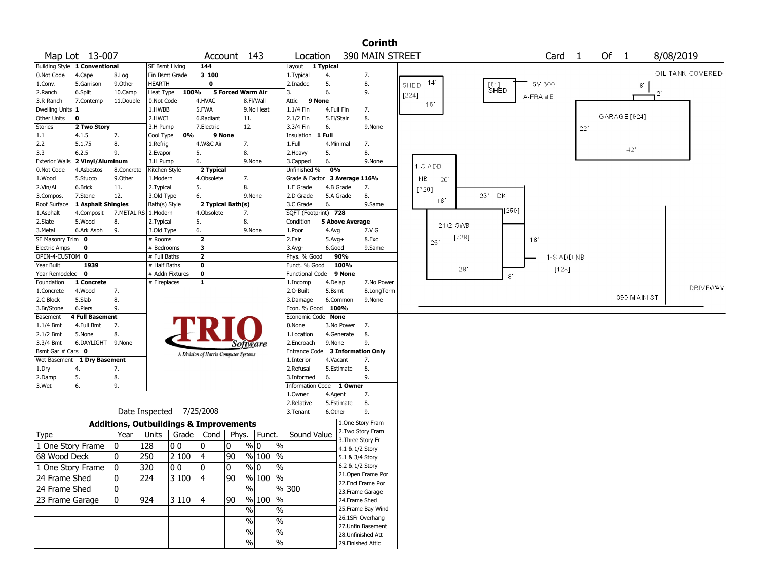# Corinth

Map Lot 13-007 | Account 143 | Location 390 MAIN STREET | Card 1 Of 1 | 8/08/2019

| Building Style | 1 Conventional | | SF Bsmt Living | 144 | | Layout | 1 Typical | |
|---|---|---|---|---|---|---|---|---|
| 0.Not Code | 4.Cape | 8.Log | Fin Bsmt Grade | 3 100 | | 1.Typical | 4. | 7. |
| 1.Conv. | 5.Garrison | 9.Other | HEARTH | 0 | | 2.Inadeq | 5. | 8. |
| 2.Ranch | 6.Split | 10.Camp | Heat Type 100% | 5 Forced Warm Air | | 3. | 6. | 9. |
| 3.R Ranch | 7.Contemp | 11.Double | 0.Not Code | 4.HVAC | 8.Fl/Wall | Attic | 9 None | |
| Dwelling Units | 1 | | 1.HWBB | 5.FWA | 9.No Heat | 1.1/4 Fin | 4.Full Fin | 7. |
| Other Units | 0 | | 2.HWCI | 6.Radiant | 11. | 2.1/2 Fin | 5.Fl/Stair | 8. |
| Stories | 2 Two Story | | 3.H Pump | 7.Electric | 12. | 3.3/4 Fin | 6. | 9.None |
| 1.1 | 4.1.5 | 7. | Cool Type 0% | 9 None | | Insulation | 1 Full | |
| 2.2 | 5.1.75 | 8. | 1.Refrig | 4.W&C Air | 7. | 1.Full | 4.Minimal | 7. |
| 3.3 | 6.2.5 | 9. | 2.Evapor | 5. | 8. | 2.Heavy | 5. | 8. |
| Exterior Walls | 2 Vinyl/Aluminum | | 3.H Pump | 6. | 9.None | 3.Capped | 6. | 9.None |
| 0.Not Code | 4.Asbestos | 8.Concrete | Kitchen Style | 2 Typical | | Unfinished % | 0% | |
| 1.Wood | 5.Stucco | 9.Other | 1.Modern | 4.Obsolete | 7. | Grade & Factor | 3 Average 116% | |
| 2.Vin/Al | 6.Brick | 11. | 2.Typical | 5. | 8. | 1.E Grade | 4.B Grade | 7. |
| 3.Compos. | 7.Stone | 12. | 3.Old Type | 6. | 9.None | 2.D Grade | 5.A Grade | 8. |
| Roof Surface | 1 Asphalt Shingles | | Bath(s) Style | 2 Typical Bath(s) | | 3.C Grade | 6. | 9.Same |
| 1.Asphalt | 4.Composit | 7.METAL RS | 1.Modern | 4.Obsolete | 7. | SQFT (Footprint) | 728 | |
| 2.Slate | 5.Wood | 8. | 2.Typical | 5. | 8. | Condition | 5 Above Average | |
| 3.Metal | 6.Ark Asph | 9. | 3.Old Type | 6. | 9.None | 1.Poor | 4.Avg | 7.V G |
| SF Masonry Trim | 0 | | # Rooms | 2 | | 2.Fair | 5.Avg+ | 8.Exc |
| Electric Amps | 0 | | # Bedrooms | 3 | | 3.Avg- | 6.Good | 9.Same |
| OPEN-4-CUSTOM | 0 | | # Full Baths | 2 | | Phys. % Good | 90% | |
| Year Built | 1939 | | # Half Baths | 0 | | Funct. % Good | 100% | |
| Year Remodeled | 0 | | # Addn Fixtures | 0 | | Functional Code | 9 None | |
| Foundation | 1 Concrete | | # Fireplaces | 1 | | 1.Incomp | 4.Delap | 7.No Power |
| 1.Concrete | 4.Wood | 7. | | | | 2.O-Built | 5.Bsmt | 8.LongTerm |
| 2.C Block | 5.Slab | 8. | | | | 3.Damage | 6.Common | 9.None |
| 3.Br/Stone | 6.Piers | 9. | | | | Econ. % Good | 100% | |
| Basement | 4 Full Basement | | | | | Economic Code | None | |
| 1.1/4 Bmt | 4.Full Bmt | 7. | | | | 0.None | 3.No Power | 7. |
| 2.1/2 Bmt | 5.None | 8. | | | | 1.Location | 4.Generate | 8. |
| 3.3/4 Bmt | 6.DAYLIGHT | 9.None | | | | 2.Encroach | 9.None | 9. |
| Bsmt Gar # Cars | 0 | | | | | Entrance Code | 3 Information Only | |
| Wet Basement | 1 Dry Basement | | | | | 1.Interior | 4.Vacant | 7. |
| 1.Dry | 4. | 7. | | | | 2.Refusal | 5.Estimate | 8. |
| 2.Damp | 5. | 8. | | | | 3.Informed | 6. | 9. |
| 3.Wet | 6. | 9. | | | | Information Code | 1 Owner | |
| | | | | | | 1.Owner | 4.Agent | 7. |
| | | | | | | 2.Relative | 5.Estimate | 8. |
| | | | | | | 3.Tenant | 6.Other | 9. |

TRIO Software — A Division of Harris Computer Systems

Date Inspected 7/25/2008

## Additions, Outbuildings & Improvements

| Type | Year | Units | Grade | Cond | Phys. | Funct. | Sound Value |
|---|---|---|---|---|---|---|---|
| 1 One Story Frame | 0 | 128 | 0 0 | 0 | 0 % | 0 % | |
| 68 Wood Deck | 0 | 250 | 2 100 | 4 | 90 % | 100 % | |
| 1 One Story Frame | 0 | 320 | 0 0 | 0 | 0 % | 0 % | |
| 24 Frame Shed | 0 | 224 | 3 100 | 4 | 90 % | 100 % | |
| 24 Frame Shed | 0 | | | | % | % | 300 |
| 23 Frame Garage | 0 | 924 | 3 110 | 4 | 90 % | 100 % | |
| | | | | | % | % | |
| | | | | | % | % | |
| | | | | | % | % | |
| | | | | | % | % | |

1.One Story Fram
2.Two Story Fram
3.Three Story Fr
4.1 & 1/2 Story
5.1 & 3/4 Story
6.2 & 1/2 Story
21.Open Frame Por
22.Encl Frame Por
23.Frame Garage
24.Frame Shed
25.Frame Bay Wind
26.1SFr Overhang
27.Unfin Basement
28.Unfinished Att
29.Finished Attic

Sketch: SHED 14' 16' [224]; [64] SHED; SV 300 A-FRAME; OIL TANK COVERED 8' 2'; GARAGE [924] 22' 42'; 1-S ADD NB 20' 16' [320]; 25' DK [250]; 2 1/2 SWB [728] 26' 28' 16'; 1-S ADD NB [128] 8'; DRIVEWAY; 390 MAIN ST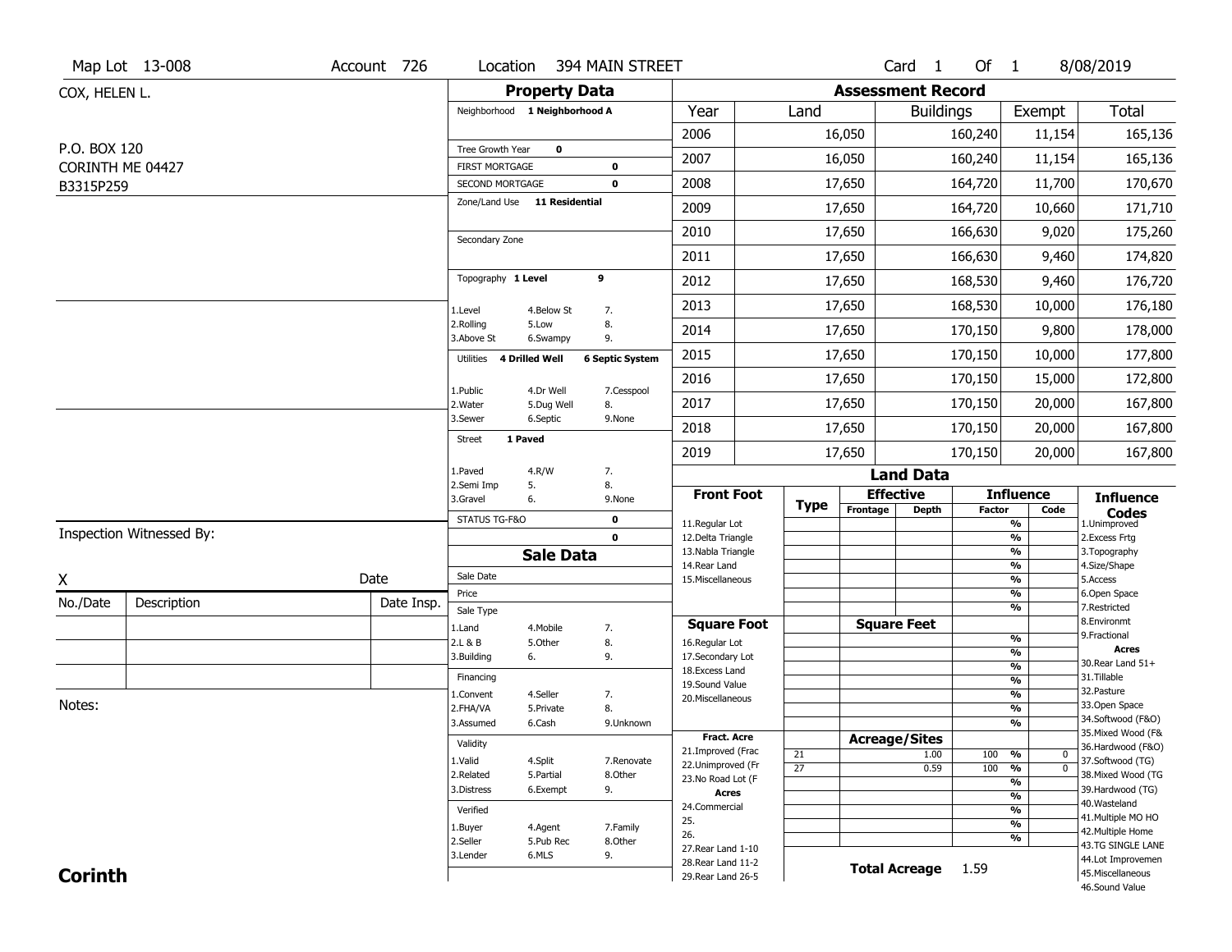Map Lot 13-008 | Account 726 | Location 394 MAIN STREET | Card 1 Of 1 | 8/08/2019

COX, HELEN L.

P.O. BOX 120
CORINTH ME 04427
B3315P259

## Property Data

Neighborhood **1 Neighborhood A**

Tree Growth Year **0**

FIRST MORTGAGE **0**

SECOND MORTGAGE **0**

Zone/Land Use **11 Residential**

Secondary Zone

Topography **1 Level** **9**

1.Level 4.Below St 7.
2.Rolling 5.Low 8.
3.Above St 6.Swampy 9.

Utilities **4 Drilled Well** **6 Septic System**

1.Public 4.Dr Well 7.Cesspool
2.Water 5.Dug Well 8.
3.Sewer 6.Septic 9.None

Street **1 Paved**

1.Paved 4.R/W 7.
2.Semi Imp 5. 8.
3.Gravel 6. 9.None

STATUS TG-F&O **0**

**0**

## Assessment Record

| Year | Land | Buildings | Exempt | Total |
|---|---|---|---|---|
| 2006 | 16,050 | 160,240 | 11,154 | 165,136 |
| 2007 | 16,050 | 160,240 | 11,154 | 165,136 |
| 2008 | 17,650 | 164,720 | 11,700 | 170,670 |
| 2009 | 17,650 | 164,720 | 10,660 | 171,710 |
| 2010 | 17,650 | 166,630 | 9,020 | 175,260 |
| 2011 | 17,650 | 166,630 | 9,460 | 174,820 |
| 2012 | 17,650 | 168,530 | 9,460 | 176,720 |
| 2013 | 17,650 | 168,530 | 10,000 | 176,180 |
| 2014 | 17,650 | 170,150 | 9,800 | 178,000 |
| 2015 | 17,650 | 170,150 | 10,000 | 177,800 |
| 2016 | 17,650 | 170,150 | 15,000 | 172,800 |
| 2017 | 17,650 | 170,150 | 20,000 | 167,800 |
| 2018 | 17,650 | 170,150 | 20,000 | 167,800 |
| 2019 | 17,650 | 170,150 | 20,000 | 167,800 |

## Land Data

**Front Foot**: 11.Regular Lot, 12.Delta Triangle, 13.Nabla Triangle, 14.Rear Land, 15.Miscellaneous

**Square Foot**: 16.Regular Lot, 17.Secondary Lot, 18.Excess Land, 19.Sound Value, 20.Miscellaneous

**Fract. Acre**: 21.Improved (Frac, 22.Unimproved (Fr, 23.No Road Lot (F

**Acres**: 24.Commercial, 25., 26., 27.Rear Land 1-10, 28.Rear Land 11-2, 29.Rear Land 26-5

**Acreage/Sites**

| Type | Acreage | Influence Factor | Code |
|---|---|---|---|
| 21 | 1.00 | 100 % | 0 |
| 27 | 0.59 | 100 % | 0 |

**Total Acreage** 1.59

**Influence Codes**: 1.Unimproved, 2.Excess Frtg, 3.Topography, 4.Size/Shape, 5.Access, 6.Open Space, 7.Restricted, 8.Environmt, 9.Fractional

**Acres**: 30.Rear Land 51+, 31.Tillable, 32.Pasture, 33.Open Space, 34.Softwood (F&O), 35.Mixed Wood (F&, 36.Hardwood (F&O), 37.Softwood (TG), 38.Mixed Wood (TG, 39.Hardwood (TG), 40.Wasteland, 41.Multiple MO HO, 42.Multiple Home, 43.TG SINGLE LANE, 44.Lot Improvemen, 45.Miscellaneous, 46.Sound Value

## Sale Data

Sale Date

Price

Sale Type
1.Land 4.Mobile 7.
2.L & B 5.Other 8.
3.Building 6. 9.

Financing
1.Convent 4.Seller 7.
2.FHA/VA 5.Private 8.
3.Assumed 6.Cash 9.Unknown

Validity
1.Valid 4.Split 7.Renovate
2.Related 5.Partial 8.Other
3.Distress 6.Exempt 9.

Verified
1.Buyer 4.Agent 7.Family
2.Seller 5.Pub Rec 8.Other
3.Lender 6.MLS 9.

Inspection Witnessed By:

X ______ Date

| No./Date | Description | Date Insp. |
|---|---|---|
| | | |
| | | |
| | | |

Notes:

**Corinth**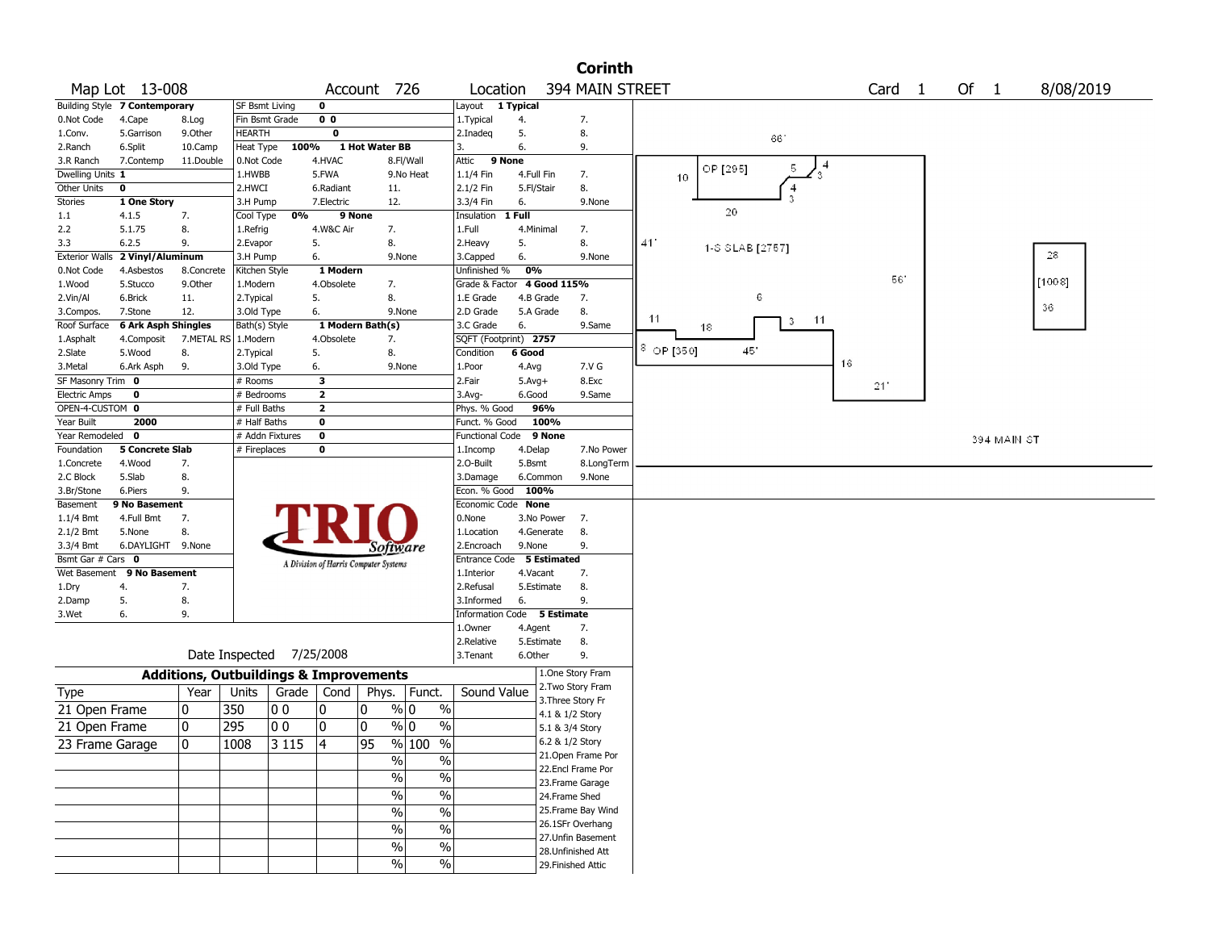# Corinth

**Map Lot** 13-008 **Account** 726 **Location** 394 MAIN STREET **Card** 1 **Of** 1 8/08/2019

| Building Style | 7 Contemporary | | SF Bsmt Living | 0 | | Layout | 1 Typical | |
|---|---|---|---|---|---|---|---|---|
| 0.Not Code | 4.Cape | 8.Log | Fin Bsmt Grade | 0 0 | | 1.Typical | 4. | 7. |
| 1.Conv. | 5.Garrison | 9.Other | HEARTH | 0 | | 2.Inadeq | 5. | 8. |
| 2.Ranch | 6.Split | 10.Camp | Heat Type 100% | 1 Hot Water BB | | 3. | 6. | 9. |
| 3.R Ranch | 7.Contemp | 11.Double | 0.Not Code | 4.HVAC | 8.Fl/Wall | Attic | 9 None | |
| Dwelling Units | 1 | | 1.HWBB | 5.FWA | 9.No Heat | 1.1/4 Fin | 4.Full Fin | 7. |
| Other Units | 0 | | 2.HWCI | 6.Radiant | 11. | 2.1/2 Fin | 5.Fl/Stair | 8. |
| Stories | 1 One Story | | 3.H Pump | 7.Electric | 12. | 3.3/4 Fin | 6. | 9.None |
| 1.1 | 4.1.5 | 7. | Cool Type 0% | 9 None | | Insulation | 1 Full | |
| 2.2 | 5.1.75 | 8. | 1.Refrig | 4.W&C Air | 7. | 1.Full | 4.Minimal | 7. |
| 3.3 | 6.2.5 | 9. | 2.Evapor | 5. | 8. | 2.Heavy | 5. | 8. |
| Exterior Walls | 2 Vinyl/Aluminum | | 3.H Pump | 6. | 9.None | 3.Capped | 6. | 9.None |
| 0.Not Code | 4.Asbestos | 8.Concrete | Kitchen Style | 1 Modern | | Unfinished % | 0% | |
| 1.Wood | 5.Stucco | 9.Other | 1.Modern | 4.Obsolete | 7. | Grade & Factor | 4 Good 115% | |
| 2.Vin/Al | 6.Brick | 11. | 2.Typical | 5. | 8. | 1.E Grade | 4.B Grade | 7. |
| 3.Compos. | 7.Stone | 12. | 3.Old Type | 6. | 9.None | 2.D Grade | 5.A Grade | 8. |
| Roof Surface | 6 Ark Asph Shingles | | Bath(s) Style | 1 Modern Bath(s) | | 3.C Grade | 6. | 9.Same |
| 1.Asphalt | 4.Composit | 7.METAL RS | 1.Modern | 4.Obsolete | 7. | SQFT (Footprint) | 2757 | |
| 2.Slate | 5.Wood | 8. | 2.Typical | 5. | 8. | Condition | 6 Good | |
| 3.Metal | 6.Ark Asph | 9. | 3.Old Type | 6. | 9.None | 1.Poor | 4.Avg | 7.V G |
| SF Masonry Trim | 0 | | # Rooms | 3 | | 2.Fair | 5.Avg+ | 8.Exc |
| Electric Amps | 0 | | # Bedrooms | 2 | | 3.Avg- | 6.Good | 9.Same |
| OPEN-4-CUSTOM | 0 | | # Full Baths | 2 | | Phys. % Good | 96% | |
| Year Built | 2000 | | # Half Baths | 0 | | Funct. % Good | 100% | |
| Year Remodeled | 0 | | # Addn Fixtures | 0 | | Functional Code | 9 None | |
| Foundation | 5 Concrete Slab | | # Fireplaces | 0 | | 1.Incomp | 4.Delap | 7.No Power |
| 1.Concrete | 4.Wood | 7. | | | | 2.O-Built | 5.Bsmt | 8.LongTerm |
| 2.C Block | 5.Slab | 8. | | | | 3.Damage | 6.Common | 9.None |
| 3.Br/Stone | 6.Piers | 9. | | | | Econ. % Good | 100% | |
| Basement | 9 No Basement | | | | | Economic Code | None | |
| 1.1/4 Bmt | 4.Full Bmt | 7. | | | | 0.None | 3.No Power | 7. |
| 2.1/2 Bmt | 5.None | 8. | | | | 1.Location | 4.Generate | 8. |
| 3.3/4 Bmt | 6.DAYLIGHT | 9.None | | | | 2.Encroach | 9.None | 9. |
| Bsmt Gar # Cars | 0 | | | | | Entrance Code | 5 Estimated | |
| Wet Basement | 9 No Basement | | | | | 1.Interior | 4.Vacant | 7. |
| 1.Dry | 4. | 7. | | | | 2.Refusal | 5.Estimate | 8. |
| 2.Damp | 5. | 8. | | | | 3.Informed | 6. | 9. |
| 3.Wet | 6. | 9. | | | | Information Code | 5 Estimate | |
| | | | | | | 1.Owner | 4.Agent | 7. |
| | | | | | | 2.Relative | 5.Estimate | 8. |
| | | | | | | 3.Tenant | 6.Other | 9. |

TRIO Software — A Division of Harris Computer Systems

Date Inspected 7/25/2008

## Additions, Outbuildings & Improvements

| Type | Year | Units | Grade | Cond | Phys. | Funct. | Sound Value |
|---|---|---|---|---|---|---|---|
| 21 Open Frame | 0 | 350 | 0 0 | 0 | 0 % | 0 % | |
| 21 Open Frame | 0 | 295 | 0 0 | 0 | 0 % | 0 % | |
| 23 Frame Garage | 0 | 1008 | 3 115 | 4 | 95 % | 100 % | |
| | | | | | % | % | |
| | | | | | % | % | |
| | | | | | % | % | |
| | | | | | % | % | |
| | | | | | % | % | |
| | | | | | % | % | |
| | | | | | % | % | |

1.One Story Fram
2.Two Story Fram
3.Three Story Fr
4.1 & 1/2 Story
5.1 & 3/4 Story
6.2 & 1/2 Story
21.Open Frame Por
22.Encl Frame Por
23.Frame Garage
24.Frame Shed
25.Frame Bay Wind
26.1SFr Overhang
27.Unfin Basement
28.Unfinished Att
29.Finished Attic

Sketch labels: OP [295], 1-S SLAB [2757], OP [350], [1008], 66', 41', 56', 45', 21', 20, 18, 28, 36, 394 MAIN ST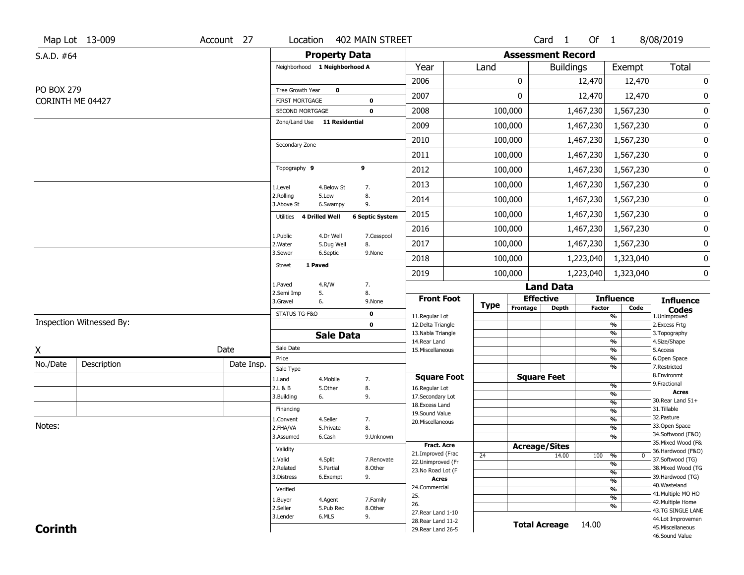Map Lot 13-009 | Account 27 | Location 402 MAIN STREET | Card 1 Of 1 | 8/08/2019

S.A.D. #64

PO BOX 279
CORINTH ME 04427

## Property Data

Neighborhood **1 Neighborhood A**

Tree Growth Year **0**

FIRST MORTGAGE **0**

SECOND MORTGAGE **0**

Zone/Land Use **11 Residential**

Secondary Zone

Topography **9** **9**

1.Level 4.Below St 7.
2.Rolling 5.Low 8.
3.Above St 6.Swampy 9.

Utilities **4 Drilled Well** **6 Septic System**

1.Public 4.Dr Well 7.Cesspool
2.Water 5.Dug Well 8.
3.Sewer 6.Septic 9.None

Street **1 Paved**

1.Paved 4.R/W 7.
2.Semi Imp 5. 8.
3.Gravel 6. 9.None

STATUS TG-F&O **0**

**0**

## Sale Data

Sale Date

Price

Sale Type
1.Land 4.Mobile 7.
2.L & B 5.Other 8.
3.Building 6. 9.

Financing
1.Convent 4.Seller 7.
2.FHA/VA 5.Private 8.
3.Assumed 6.Cash 9.Unknown

Validity
1.Valid 4.Split 7.Renovate
2.Related 5.Partial 8.Other
3.Distress 6.Exempt 9.

Verified
1.Buyer 4.Agent 7.Family
2.Seller 5.Pub Rec 8.Other
3.Lender 6.MLS 9.

## Assessment Record

| Year | Land | Buildings | Exempt | Total |
|---|---|---|---|---|
| 2006 | 0 | 12,470 | 12,470 | 0 |
| 2007 | 0 | 12,470 | 12,470 | 0 |
| 2008 | 100,000 | 1,467,230 | 1,567,230 | 0 |
| 2009 | 100,000 | 1,467,230 | 1,567,230 | 0 |
| 2010 | 100,000 | 1,467,230 | 1,567,230 | 0 |
| 2011 | 100,000 | 1,467,230 | 1,567,230 | 0 |
| 2012 | 100,000 | 1,467,230 | 1,567,230 | 0 |
| 2013 | 100,000 | 1,467,230 | 1,567,230 | 0 |
| 2014 | 100,000 | 1,467,230 | 1,567,230 | 0 |
| 2015 | 100,000 | 1,467,230 | 1,567,230 | 0 |
| 2016 | 100,000 | 1,467,230 | 1,567,230 | 0 |
| 2017 | 100,000 | 1,467,230 | 1,567,230 | 0 |
| 2018 | 100,000 | 1,223,040 | 1,323,040 | 0 |
| 2019 | 100,000 | 1,223,040 | 1,323,040 | 0 |

## Land Data

| Front Foot | Type | Effective Frontage | Effective Depth | Influence Factor | Influence Code |
|---|---|---|---|---|---|
| 11.Regular Lot | | | | % | |
| 12.Delta Triangle | | | | % | |
| 13.Nabla Triangle | | | | % | |
| 14.Rear Land | | | | % | |
| 15.Miscellaneous | | | | % | |
| | | | | % | |
| | | | | % | |
| **Square Foot** | | **Square Feet** | | | |
| 16.Regular Lot | | | | % | |
| 17.Secondary Lot | | | | % | |
| 18.Excess Land | | | | % | |
| 19.Sound Value | | | | % | |
| 20.Miscellaneous | | | | % | |
| | | | | % | |
| | | | | % | |
| **Fract. Acre** | | **Acreage/Sites** | | | |
| 21.Improved (Frac | 24 | | 14.00 | 100 % | 0 |
| 22.Unimproved (Fr | | | | % | |
| 23.No Road Lot (F | | | | % | |
| **Acres** | | | | % | |
| 24.Commercial | | | | % | |
| 25. | | | | % | |
| 26. | | | | % | |
| 27.Rear Land 1-10 | | | | | |
| 28.Rear Land 11-2 | | | | | |
| 29.Rear Land 26-5 | | | | | |

**Total Acreage** 14.00

**Influence Codes**
1.Unimproved
2.Excess Frtg
3.Topography
4.Size/Shape
5.Access
6.Open Space
7.Restricted
8.Environmt
9.Fractional

**Acres**
30.Rear Land 51+
31.Tillable
32.Pasture
33.Open Space
34.Softwood (F&O)
35.Mixed Wood (F&
36.Hardwood (F&O)
37.Softwood (TG)
38.Mixed Wood (TG
39.Hardwood (TG)
40.Wasteland
41.Multiple MO HO
42.Multiple Home
43.TG SINGLE LANE
44.Lot Improvemen
45.Miscellaneous
46.Sound Value

Inspection Witnessed By:

X Date

| No./Date | Description | Date Insp. |
|---|---|---|
| | | |
| | | |
| | | |

Notes:

**Corinth**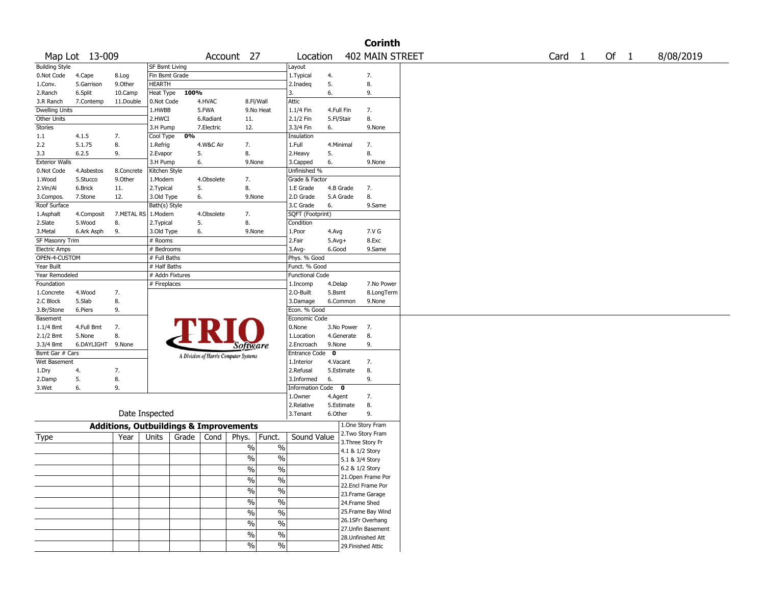# Corinth

Map Lot 13-009 | Account 27 | Location 402 MAIN STREET | Card 1 Of 1 | 8/08/2019

| Building Style | | | SF Bsmt Living | | | Layout | | |
|---|---|---|---|---|---|---|---|---|
| 0.Not Code | 4.Cape | 8.Log | Fin Bsmt Grade | | | 1.Typical | 4. | 7. |
| 1.Conv. | 5.Garrison | 9.Other | HEARTH | | | 2.Inadeq | 5. | 8. |
| 2.Ranch | 6.Split | 10.Camp | Heat Type 100% | | | 3. | 6. | 9. |
| 3.R Ranch | 7.Contemp | 11.Double | 0.Not Code | 4.HVAC | 8.Fl/Wall | Attic | | |
| Dwelling Units | | | 1.HWBB | 5.FWA | 9.No Heat | 1.1/4 Fin | 4.Full Fin | 7. |
| Other Units | | | 2.HWCI | 6.Radiant | 11. | 2.1/2 Fin | 5.Fl/Stair | 8. |
| Stories | | | 3.H Pump | 7.Electric | 12. | 3.3/4 Fin | 6. | 9.None |
| 1.1 | 4.1.5 | 7. | Cool Type 0% | | | Insulation | | |
| 2.2 | 5.1.75 | 8. | 1.Refrig | 4.W&C Air | 7. | 1.Full | 4.Minimal | 7. |
| 3.3 | 6.2.5 | 9. | 2.Evapor | 5. | 8. | 2.Heavy | 5. | 8. |
| Exterior Walls | | | 3.H Pump | 6. | 9.None | 3.Capped | 6. | 9.None |
| 0.Not Code | 4.Asbestos | 8.Concrete | Kitchen Style | | | Unfinished % | | |
| 1.Wood | 5.Stucco | 9.Other | 1.Modern | 4.Obsolete | 7. | Grade & Factor | | |
| 2.Vin/Al | 6.Brick | 11. | 2.Typical | 5. | 8. | 1.E Grade | 4.B Grade | 7. |
| 3.Compos. | 7.Stone | 12. | 3.Old Type | 6. | 9.None | 2.D Grade | 5.A Grade | 8. |
| Roof Surface | | | Bath(s) Style | | | 3.C Grade | 6. | 9.Same |
| 1.Asphalt | 4.Composit | 7.METAL RS | 1.Modern | 4.Obsolete | 7. | SQFT (Footprint) | | |
| 2.Slate | 5.Wood | 8. | 2.Typical | 5. | 8. | Condition | | |
| 3.Metal | 6.Ark Asph | 9. | 3.Old Type | 6. | 9.None | 1.Poor | 4.Avg | 7.V G |
| SF Masonry Trim | | | # Rooms | | | 2.Fair | 5.Avg+ | 8.Exc |
| Electric Amps | | | # Bedrooms | | | 3.Avg- | 6.Good | 9.Same |
| OPEN-4-CUSTOM | | | # Full Baths | | | Phys. % Good | | |
| Year Built | | | # Half Baths | | | Funct. % Good | | |
| Year Remodeled | | | # Addn Fixtures | | | Functional Code | | |
| Foundation | | | # Fireplaces | | | 1.Incomp | 4.Delap | 7.No Power |
| 1.Concrete | 4.Wood | 7. | | | | 2.O-Built | 5.Bsmt | 8.LongTerm |
| 2.C Block | 5.Slab | 8. | | | | 3.Damage | 6.Common | 9.None |
| 3.Br/Stone | 6.Piers | 9. | | | | Econ. % Good | | |
| Basement | | | | | | Economic Code | | |
| 1.1/4 Bmt | 4.Full Bmt | 7. | | | | 0.None | 3.No Power | 7. |
| 2.1/2 Bmt | 5.None | 8. | | | | 1.Location | 4.Generate | 8. |
| 3.3/4 Bmt | 6.DAYLIGHT | 9.None | | | | 2.Encroach | 9.None | 9. |
| Bsmt Gar # Cars | | | | | | Entrance Code 0 | | |
| Wet Basement | | | | | | 1.Interior | 4.Vacant | 7. |
| 1.Dry | 4. | 7. | | | | 2.Refusal | 5.Estimate | 8. |
| 2.Damp | 5. | 8. | | | | 3.Informed | 6. | 9. |
| 3.Wet | 6. | 9. | | | | Information Code 0 | | |
| | | | | | | 1.Owner | 4.Agent | 7. |
| | | | | | | 2.Relative | 5.Estimate | 8. |
| | | | Date Inspected | | | 3.Tenant | 6.Other | 9. |

TRIO Software — A Division of Harris Computer Systems

## Additions, Outbuildings & Improvements

| Type | Year | Units | Grade | Cond | Phys. | Funct. | Sound Value |
|---|---|---|---|---|---|---|---|
| | | | | | % | % | |
| | | | | | % | % | |
| | | | | | % | % | |
| | | | | | % | % | |
| | | | | | % | % | |
| | | | | | % | % | |
| | | | | | % | % | |
| | | | | | % | % | |
| | | | | | % | % | |
| | | | | | % | % | |

1.One Story Fram
2.Two Story Fram
3.Three Story Fr
4.1 & 1/2 Story
5.1 & 3/4 Story
6.2 & 1/2 Story
21.Open Frame Por
22.Encl Frame Por
23.Frame Garage
24.Frame Shed
25.Frame Bay Wind
26.1SFr Overhang
27.Unfin Basement
28.Unfinished Att
29.Finished Attic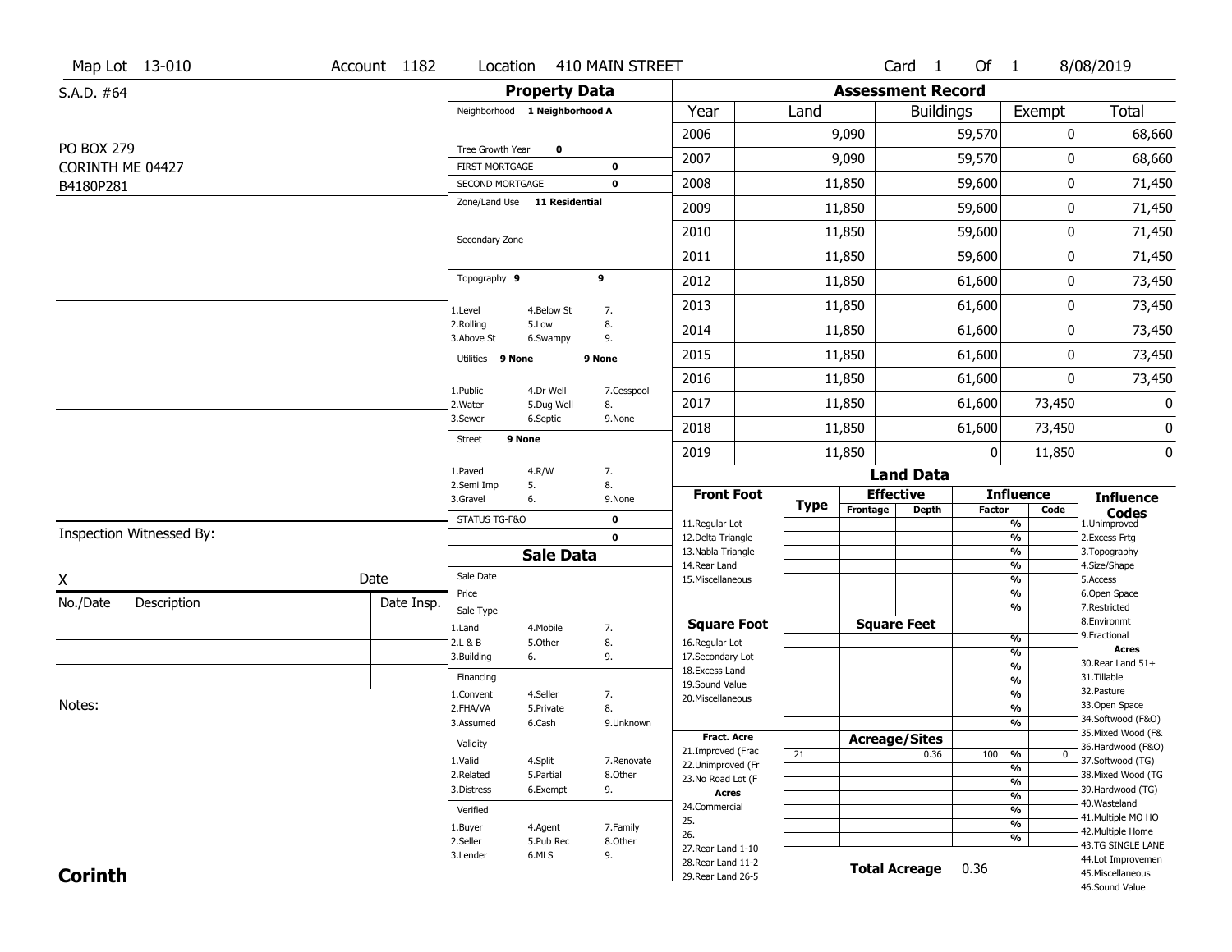Map Lot 13-010 | Account 1182 | Location 410 MAIN STREET | Card 1 Of 1 | 8/08/2019

S.A.D. #64

PO BOX 279
CORINTH ME 04427
B4180P281

## Property Data

Neighborhood **1 Neighborhood A**

Tree Growth Year **0**
FIRST MORTGAGE **0**
SECOND MORTGAGE **0**
Zone/Land Use **11 Residential**

Secondary Zone

Topography **9** **9**

1.Level 4.Below St 7.
2.Rolling 5.Low 8.
3.Above St 6.Swampy 9.

Utilities **9 None** **9 None**

1.Public 4.Dr Well 7.Cesspool
2.Water 5.Dug Well 8.
3.Sewer 6.Septic 9.None

Street **9 None**

1.Paved 4.R/W 7.
2.Semi Imp 5. 8.
3.Gravel 6. 9.None

STATUS TG-F&O **0**
**0**

## Sale Data

Sale Date
Price
Sale Type
1.Land 4.Mobile 7.
2.L & B 5.Other 8.
3.Building 6. 9.

Financing
1.Convent 4.Seller 7.
2.FHA/VA 5.Private 8.
3.Assumed 6.Cash 9.Unknown

Validity
1.Valid 4.Split 7.Renovate
2.Related 5.Partial 8.Other
3.Distress 6.Exempt 9.

Verified
1.Buyer 4.Agent 7.Family
2.Seller 5.Pub Rec 8.Other
3.Lender 6.MLS 9.

## Assessment Record

| Year | Land | Buildings | Exempt | Total |
|---|---|---|---|---|
| 2006 | 9,090 | 59,570 | 0 | 68,660 |
| 2007 | 9,090 | 59,570 | 0 | 68,660 |
| 2008 | 11,850 | 59,600 | 0 | 71,450 |
| 2009 | 11,850 | 59,600 | 0 | 71,450 |
| 2010 | 11,850 | 59,600 | 0 | 71,450 |
| 2011 | 11,850 | 59,600 | 0 | 71,450 |
| 2012 | 11,850 | 61,600 | 0 | 73,450 |
| 2013 | 11,850 | 61,600 | 0 | 73,450 |
| 2014 | 11,850 | 61,600 | 0 | 73,450 |
| 2015 | 11,850 | 61,600 | 0 | 73,450 |
| 2016 | 11,850 | 61,600 | 0 | 73,450 |
| 2017 | 11,850 | 61,600 | 73,450 | 0 |
| 2018 | 11,850 | 61,600 | 73,450 | 0 |
| 2019 | 11,850 | 0 | 11,850 | 0 |

## Land Data

| Front Foot | Type | Effective Frontage | Effective Depth | Influence Factor | Influence Code |
|---|---|---|---|---|---|
| 11.Regular Lot | | | | % | |
| 12.Delta Triangle | | | | % | |
| 13.Nabla Triangle | | | | % | |
| 14.Rear Land | | | | % | |
| 15.Miscellaneous | | | | % | |
| | | | | % | |
| | | | | % | |
| **Square Foot** | | **Square Feet** | | | |
| 16.Regular Lot | | | | % | |
| 17.Secondary Lot | | | | % | |
| 18.Excess Land | | | | % | |
| 19.Sound Value | | | | % | |
| 20.Miscellaneous | | | | % | |
| | | | | % | |
| | | | | % | |
| **Fract. Acre** | | **Acreage/Sites** | | | |
| 21.Improved (Frac | 21 | | 0.36 | 100 % | 0 |
| 22.Unimproved (Fr | | | | % | |
| 23.No Road Lot (F | | | | % | |
| **Acres** | | | | % | |
| 24.Commercial | | | | % | |
| 25. | | | | % | |
| 26. | | | | % | |
| 27.Rear Land 1-10 | | | | | |
| 28.Rear Land 11-2 | | | | | |
| 29.Rear Land 26-5 | | | | | |

**Total Acreage** 0.36

**Influence Codes**
1.Unimproved
2.Excess Frtg
3.Topography
4.Size/Shape
5.Access
6.Open Space
7.Restricted
8.Environmt
9.Fractional

**Acres**
30.Rear Land 51+
31.Tillable
32.Pasture
33.Open Space
34.Softwood (F&O)
35.Mixed Wood (F&
36.Hardwood (F&O)
37.Softwood (TG)
38.Mixed Wood (TG
39.Hardwood (TG)
40.Wasteland
41.Multiple MO HO
42.Multiple Home
43.TG SINGLE LANE
44.Lot Improvemen
45.Miscellaneous
46.Sound Value

Inspection Witnessed By:

X Date

| No./Date | Description | Date Insp. |
|---|---|---|
| | | |
| | | |
| | | |

Notes:

**Corinth**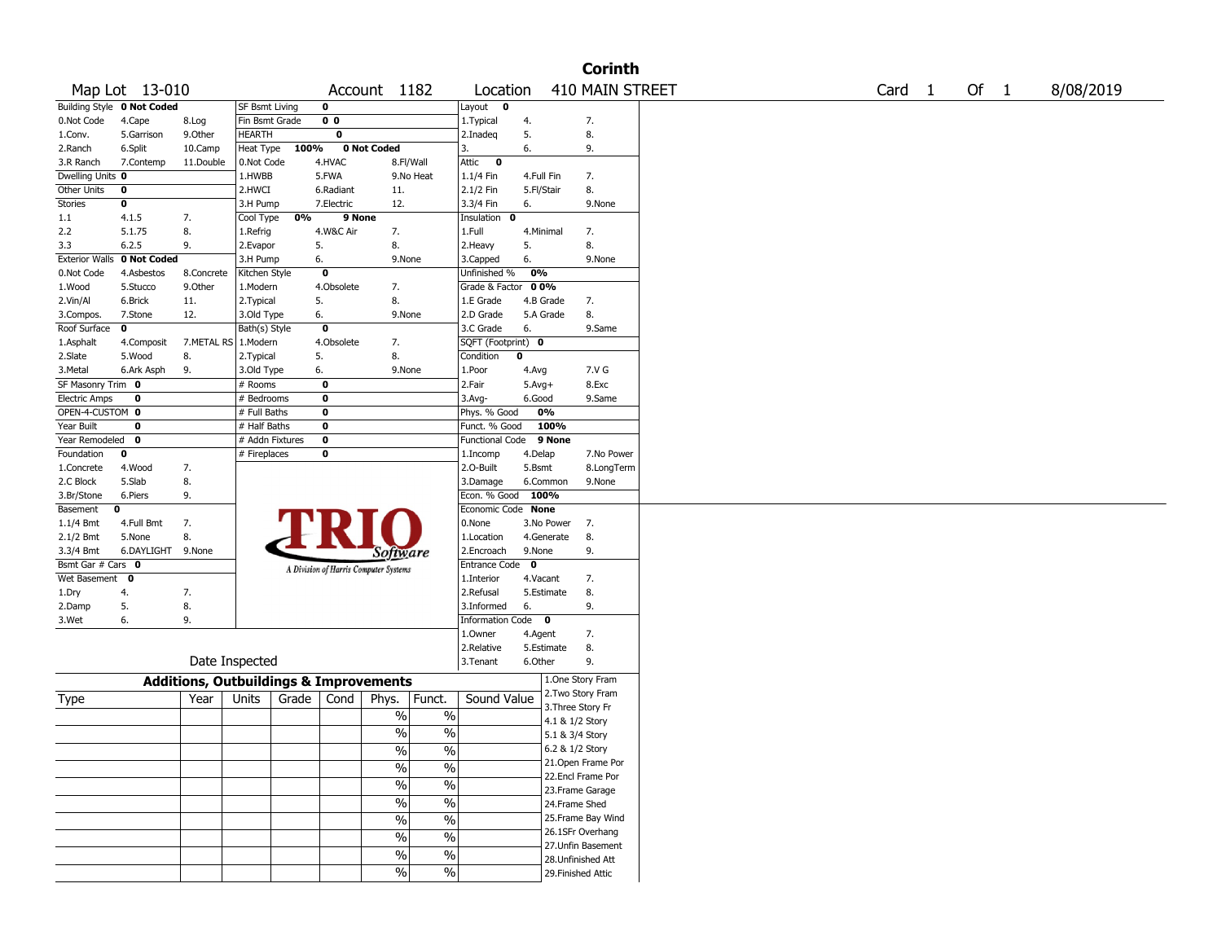# Corinth

Map Lot 13-010 | Account 1182 | Location 410 MAIN STREET | Card 1 Of 1 | 8/08/2019

| | | | | | | | | | | |
|---|---|---|---|---|---|---|---|---|---|---|
| Building Style **0 Not Coded** | | | SF Bsmt Living | **0** | | | Layout **0** | | | |
| 0.Not Code | 4.Cape | 8.Log | Fin Bsmt Grade | **0 0** | | | 1.Typical | 4. | 7. | |
| 1.Conv. | 5.Garrison | 9.Other | HEARTH | **0** | | | 2.Inadeq | 5. | 8. | |
| 2.Ranch | 6.Split | 10.Camp | Heat Type **100%** | **0 Not Coded** | | | 3. | 6. | 9. | |
| 3.R Ranch | 7.Contemp | 11.Double | 0.Not Code | 4.HVAC | 8.Fl/Wall | | Attic **0** | | | |
| Dwelling Units **0** | | | 1.HWBB | 5.FWA | 9.No Heat | | 1.1/4 Fin | 4.Full Fin | 7. | |
| Other Units **0** | | | 2.HWCI | 6.Radiant | 11. | | 2.1/2 Fin | 5.Fl/Stair | 8. | |
| Stories **0** | | | 3.H Pump | 7.Electric | 12. | | 3.3/4 Fin | 6. | 9.None | |
| 1.1 | 4.1.5 | 7. | Cool Type **0%** | **9 None** | | | Insulation **0** | | | |
| 2.2 | 5.1.75 | 8. | 1.Refrig | 4.W&C Air | 7. | | 1.Full | 4.Minimal | 7. | |
| 3.3 | 6.2.5 | 9. | 2.Evapor | 5. | 8. | | 2.Heavy | 5. | 8. | |
| Exterior Walls **0 Not Coded** | | | 3.H Pump | 6. | 9.None | | 3.Capped | 6. | 9.None | |
| 0.Not Code | 4.Asbestos | 8.Concrete | Kitchen Style | **0** | | | Unfinished % **0%** | | | |
| 1.Wood | 5.Stucco | 9.Other | 1.Modern | 4.Obsolete | 7. | | Grade & Factor **0 0%** | | | |
| 2.Vin/Al | 6.Brick | 11. | 2.Typical | 5. | 8. | | 1.E Grade | 4.B Grade | 7. | |
| 3.Compos. | 7.Stone | 12. | 3.Old Type | 6. | 9.None | | 2.D Grade | 5.A Grade | 8. | |
| Roof Surface **0** | | | Bath(s) Style | **0** | | | 3.C Grade | 6. | 9.Same | |
| 1.Asphalt | 4.Composit | 7.METAL RS | 1.Modern | 4.Obsolete | 7. | | SQFT (Footprint) **0** | | | |
| 2.Slate | 5.Wood | 8. | 2.Typical | 5. | 8. | | Condition **0** | | | |
| 3.Metal | 6.Ark Asph | 9. | 3.Old Type | 6. | 9.None | | 1.Poor | 4.Avg | 7.V G | |
| SF Masonry Trim **0** | | | # Rooms | **0** | | | 2.Fair | 5.Avg+ | 8.Exc | |
| Electric Amps **0** | | | # Bedrooms | **0** | | | 3.Avg- | 6.Good | 9.Same | |
| OPEN-4-CUSTOM **0** | | | # Full Baths | **0** | | | Phys. % Good **0%** | | | |
| Year Built **0** | | | # Half Baths | **0** | | | Funct. % Good **100%** | | | |
| Year Remodeled **0** | | | # Addn Fixtures | **0** | | | Functional Code **9 None** | | | |
| Foundation **0** | | | # Fireplaces | **0** | | | 1.Incomp | 4.Delap | 7.No Power | |
| 1.Concrete | 4.Wood | 7. | | | | | 2.O-Built | 5.Bsmt | 8.LongTerm | |
| 2.C Block | 5.Slab | 8. | | | | | 3.Damage | 6.Common | 9.None | |
| 3.Br/Stone | 6.Piers | 9. | | | | | Econ. % Good **100%** | | | |
| Basement **0** | | | | | | | Economic Code **None** | | | |
| 1.1/4 Bmt | 4.Full Bmt | 7. | | | | | 0.None | 3.No Power | 7. | |
| 2.1/2 Bmt | 5.None | 8. | | | | | 1.Location | 4.Generate | 8. | |
| 3.3/4 Bmt | 6.DAYLIGHT | 9.None | | | | | 2.Encroach | 9.None | 9. | |
| Bsmt Gar # Cars **0** | | | | | | | Entrance Code **0** | | | |
| Wet Basement **0** | | | | | | | 1.Interior | 4.Vacant | 7. | |
| 1.Dry | 4. | 7. | | | | | 2.Refusal | 5.Estimate | 8. | |
| 2.Damp | 5. | 8. | | | | | 3.Informed | 6. | 9. | |
| 3.Wet | 6. | 9. | | | | | Information Code **0** | | | |
| | | | | | | | 1.Owner | 4.Agent | 7. | |
| | | | | | | | 2.Relative | 5.Estimate | 8. | |
| Date Inspected | | | | | | | 3.Tenant | 6.Other | 9. | |

TRIO Software — A Division of Harris Computer Systems

## Additions, Outbuildings & Improvements

| Type | Year | Units | Grade | Cond | Phys. | Funct. | Sound Value |
|---|---|---|---|---|---|---|---|
| | | | | | % | % | |
| | | | | | % | % | |
| | | | | | % | % | |
| | | | | | % | % | |
| | | | | | % | % | |
| | | | | | % | % | |
| | | | | | % | % | |
| | | | | | % | % | |
| | | | | | % | % | |
| | | | | | % | % | |

1.One Story Fram
2.Two Story Fram
3.Three Story Fr
4.1 & 1/2 Story
5.1 & 3/4 Story
6.2 & 1/2 Story
21.Open Frame Por
22.Encl Frame Por
23.Frame Garage
24.Frame Shed
25.Frame Bay Wind
26.1SFr Overhang
27.Unfin Basement
28.Unfinished Att
29.Finished Attic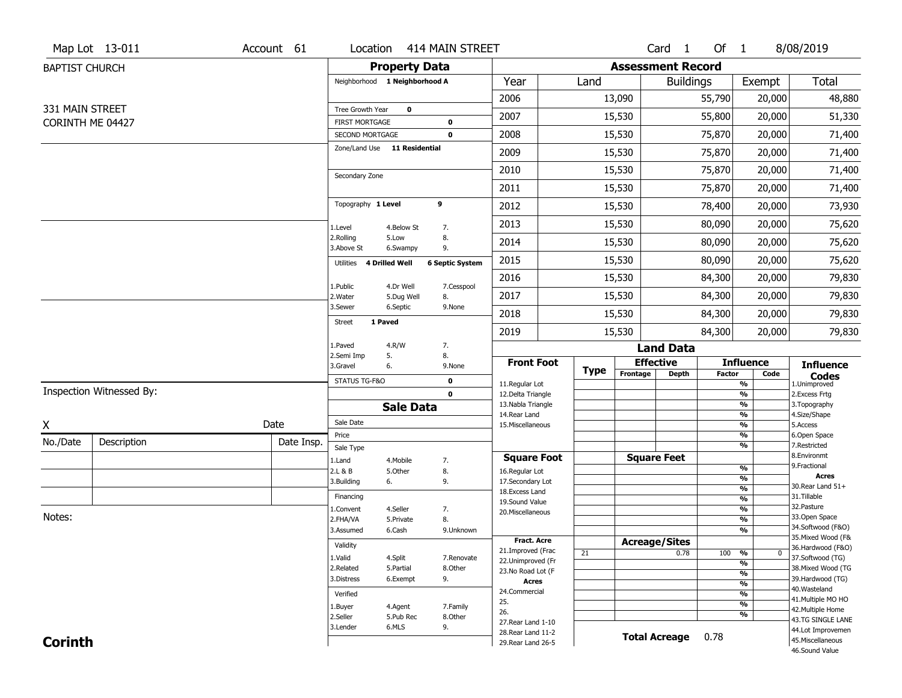Map Lot 13-011 | Account 61 | Location 414 MAIN STREET | Card 1 Of 1 | 8/08/2019

BAPTIST CHURCH

331 MAIN STREET
CORINTH ME 04427

## Property Data

Neighborhood **1 Neighborhood A**

Tree Growth Year **0**
FIRST MORTGAGE **0**
SECOND MORTGAGE **0**
Zone/Land Use **11 Residential**

Secondary Zone

Topography **1 Level** **9**

1.Level 4.Below St 7.
2.Rolling 5.Low 8.
3.Above St 6.Swampy 9.

Utilities **4 Drilled Well** **6 Septic System**

1.Public 4.Dr Well 7.Cesspool
2.Water 5.Dug Well 8.
3.Sewer 6.Septic 9.None

Street **1 Paved**

1.Paved 4.R/W 7.
2.Semi Imp 5. 8.
3.Gravel 6. 9.None

STATUS TG-F&O **0**
**0**

## Assessment Record

| Year | Land | Buildings | Exempt | Total |
|---|---|---|---|---|
| 2006 | 13,090 | 55,790 | 20,000 | 48,880 |
| 2007 | 15,530 | 55,800 | 20,000 | 51,330 |
| 2008 | 15,530 | 75,870 | 20,000 | 71,400 |
| 2009 | 15,530 | 75,870 | 20,000 | 71,400 |
| 2010 | 15,530 | 75,870 | 20,000 | 71,400 |
| 2011 | 15,530 | 75,870 | 20,000 | 71,400 |
| 2012 | 15,530 | 78,400 | 20,000 | 73,930 |
| 2013 | 15,530 | 80,090 | 20,000 | 75,620 |
| 2014 | 15,530 | 80,090 | 20,000 | 75,620 |
| 2015 | 15,530 | 80,090 | 20,000 | 75,620 |
| 2016 | 15,530 | 84,300 | 20,000 | 79,830 |
| 2017 | 15,530 | 84,300 | 20,000 | 79,830 |
| 2018 | 15,530 | 84,300 | 20,000 | 79,830 |
| 2019 | 15,530 | 84,300 | 20,000 | 79,830 |

## Land Data

| Front Foot | Type | Effective Frontage | Effective Depth | Influence Factor | Influence Code |
|---|---|---|---|---|---|
| 11.Regular Lot | | | | % | |
| 12.Delta Triangle | | | | % | |
| 13.Nabla Triangle | | | | % | |
| 14.Rear Land | | | | % | |
| 15.Miscellaneous | | | | % | |
| | | | | % | |
| | | | | % | |
| **Square Foot** | | **Square Feet** | | | |
| 16.Regular Lot | | | | % | |
| 17.Secondary Lot | | | | % | |
| 18.Excess Land | | | | % | |
| 19.Sound Value | | | | % | |
| 20.Miscellaneous | | | | % | |
| | | | | % | |
| | | | | % | |
| **Fract. Acre** | | **Acreage/Sites** | | | |
| 21.Improved (Frac | 21 | | 0.78 | 100 % | 0 |
| 22.Unimproved (Fr | | | | % | |
| 23.No Road Lot (F | | | | % | |
| **Acres** | | | | % | |
| 24.Commercial | | | | % | |
| 25. | | | | % | |
| 26. | | | | % | |
| 27.Rear Land 1-10 | | | | | |
| 28.Rear Land 11-2 | | | | | |
| 29.Rear Land 26-5 | | | | | |

**Total Acreage** 0.78

**Influence Codes**
1.Unimproved
2.Excess Frtg
3.Topography
4.Size/Shape
5.Access
6.Open Space
7.Restricted
8.Environmt
9.Fractional

**Acres**
30.Rear Land 51+
31.Tillable
32.Pasture
33.Open Space
34.Softwood (F&O)
35.Mixed Wood (F&
36.Hardwood (F&O)
37.Softwood (TG)
38.Mixed Wood (TG
39.Hardwood (TG)
40.Wasteland
41.Multiple MO HO
42.Multiple Home
43.TG SINGLE LANE
44.Lot Improvemen
45.Miscellaneous
46.Sound Value

## Sale Data

Sale Date
Price
Sale Type
1.Land 4.Mobile 7.
2.L & B 5.Other 8.
3.Building 6. 9.

Financing
1.Convent 4.Seller 7.
2.FHA/VA 5.Private 8.
3.Assumed 6.Cash 9.Unknown

Validity
1.Valid 4.Split 7.Renovate
2.Related 5.Partial 8.Other
3.Distress 6.Exempt 9.

Verified
1.Buyer 4.Agent 7.Family
2.Seller 5.Pub Rec 8.Other
3.Lender 6.MLS 9.

Inspection Witnessed By:

X Date

| No./Date | Description | Date Insp. |
|---|---|---|
| | | |
| | | |
| | | |

Notes:

**Corinth**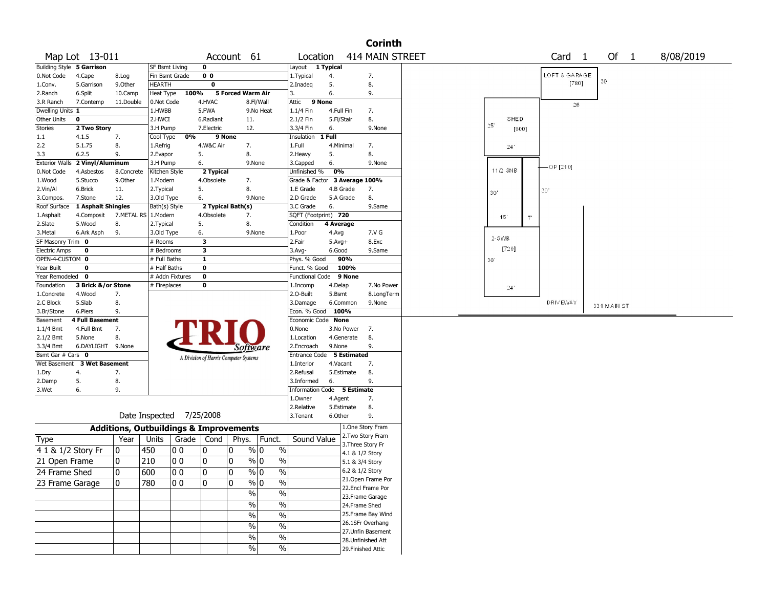# Corinth

Map Lot 13-011 | Account 61 | Location 414 MAIN STREET | Card 1 Of 1 | 8/08/2019

| Building Style | 5 Garrison | | SF Bsmt Living | 0 | | Layout | 1 Typical | |
|---|---|---|---|---|---|---|---|---|
| 0.Not Code | 4.Cape | 8.Log | Fin Bsmt Grade | 0 0 | | 1.Typical | 4. | 7. |
| 1.Conv. | 5.Garrison | 9.Other | HEARTH | 0 | | 2.Inadeq | 5. | 8. |
| 2.Ranch | 6.Split | 10.Camp | Heat Type 100% | 5 Forced Warm Air | | 3. | 6. | 9. |
| 3.R Ranch | 7.Contemp | 11.Double | 0.Not Code | 4.HVAC | 8.Fl/Wall | Attic | 9 None | |
| Dwelling Units | 1 | | 1.HWBB | 5.FWA | 9.No Heat | 1.1/4 Fin | 4.Full Fin | 7. |
| Other Units | 0 | | 2.HWCI | 6.Radiant | 11. | 2.1/2 Fin | 5.Fl/Stair | 8. |
| Stories | 2 Two Story | | 3.H Pump | 7.Electric | 12. | 3.3/4 Fin | 6. | 9.None |
| 1.1 | 4.1.5 | 7. | Cool Type 0% | 9 None | | Insulation | 1 Full | |
| 2.2 | 5.1.75 | 8. | 1.Refrig | 4.W&C Air | 7. | 1.Full | 4.Minimal | 7. |
| 3.3 | 6.2.5 | 9. | 2.Evapor | 5. | 8. | 2.Heavy | 5. | 8. |
| Exterior Walls | 2 Vinyl/Aluminum | | 3.H Pump | 6. | 9.None | 3.Capped | 6. | 9.None |
| 0.Not Code | 4.Asbestos | 8.Concrete | Kitchen Style | 2 Typical | | Unfinished % | 0% | |
| 1.Wood | 5.Stucco | 9.Other | 1.Modern | 4.Obsolete | 7. | Grade & Factor | 3 Average 100% | |
| 2.Vin/Al | 6.Brick | 11. | 2.Typical | 5. | 8. | 1.E Grade | 4.B Grade | 7. |
| 3.Compos. | 7.Stone | 12. | 3.Old Type | 6. | 9.None | 2.D Grade | 5.A Grade | 8. |
| Roof Surface | 1 Asphalt Shingles | | Bath(s) Style | 2 Typical Bath(s) | | 3.C Grade | 6. | 9.Same |
| 1.Asphalt | 4.Composit | 7.METAL RS | 1.Modern | 4.Obsolete | 7. | SQFT (Footprint) | 720 | |
| 2.Slate | 5.Wood | 8. | 2.Typical | 5. | 8. | Condition | 4 Average | |
| 3.Metal | 6.Ark Asph | 9. | 3.Old Type | 6. | 9.None | 1.Poor | 4.Avg | 7.V G |
| SF Masonry Trim | 0 | | # Rooms | 3 | | 2.Fair | 5.Avg+ | 8.Exc |
| Electric Amps | 0 | | # Bedrooms | 3 | | 3.Avg- | 6.Good | 9.Same |
| OPEN-4-CUSTOM | 0 | | # Full Baths | 1 | | Phys. % Good | 90% | |
| Year Built | 0 | | # Half Baths | 0 | | Funct. % Good | 100% | |
| Year Remodeled | 0 | | # Addn Fixtures | 0 | | Functional Code | 9 None | |
| Foundation | 3 Brick &/or Stone | | # Fireplaces | 0 | | 1.Incomp | 4.Delap | 7.No Power |
| 1.Concrete | 4.Wood | 7. | | | | 2.O-Built | 5.Bsmt | 8.LongTerm |
| 2.C Block | 5.Slab | 8. | | | | 3.Damage | 6.Common | 9.None |
| 3.Br/Stone | 6.Piers | 9. | | | | Econ. % Good | 100% | |
| Basement | 4 Full Basement | | | | | Economic Code | None | |
| 1.1/4 Bmt | 4.Full Bmt | 7. | | | | 0.None | 3.No Power | 7. |
| 2.1/2 Bmt | 5.None | 8. | | | | 1.Location | 4.Generate | 8. |
| 3.3/4 Bmt | 6.DAYLIGHT | 9.None | | | | 2.Encroach | 9.None | 9. |
| Bsmt Gar # Cars | 0 | | | | | Entrance Code | 5 Estimated | |
| Wet Basement | 3 Wet Basement | | | | | 1.Interior | 4.Vacant | 7. |
| 1.Dry | 4. | 7. | | | | 2.Refusal | 5.Estimate | 8. |
| 2.Damp | 5. | 8. | | | | 3.Informed | 6. | 9. |
| 3.Wet | 6. | 9. | | | | Information Code | 5 Estimate | |
| | | | | | | 1.Owner | 4.Agent | 7. |
| | | | | | | 2.Relative | 5.Estimate | 8. |
| | | | | | | 3.Tenant | 6.Other | 9. |

TRIO Software — A Division of Harris Computer Systems

Date Inspected 7/25/2008

## Additions, Outbuildings & Improvements

| Type | Year | Units | Grade | Cond | Phys. | Funct. | Sound Value |
|---|---|---|---|---|---|---|---|
| 4 1 & 1/2 Story Fr | 0 | 450 | 0 0 | 0 | 0 % | 0 % | |
| 21 Open Frame | 0 | 210 | 0 0 | 0 | 0 % | 0 % | |
| 24 Frame Shed | 0 | 600 | 0 0 | 0 | 0 % | 0 % | |
| 23 Frame Garage | 0 | 780 | 0 0 | 0 | 0 % | 0 % | |
| | | | | | % | % | |
| | | | | | % | % | |
| | | | | | % | % | |
| | | | | | % | % | |
| | | | | | % | % | |
| | | | | | % | % | |

1.One Story Fram
2.Two Story Fram
3.Three Story Fr
4.1 & 1/2 Story
5.1 & 3/4 Story
6.2 & 1/2 Story
21.Open Frame Por
22.Encl Frame Por
23.Frame Garage
24.Frame Shed
25.Frame Bay Wind
26.1SFr Overhang
27.Unfin Basement
28.Unfinished Att
29.Finished Attic

Sketch labels: LOFT & GARAGE [780] 30 26; SHED [600] 25' 24'; 1 1/2 SNB; OP [210]; 30'; 30'; 15'; 7'; 2-SWB [720] 30' 24'; DRIVEWAY; 331 MAIN ST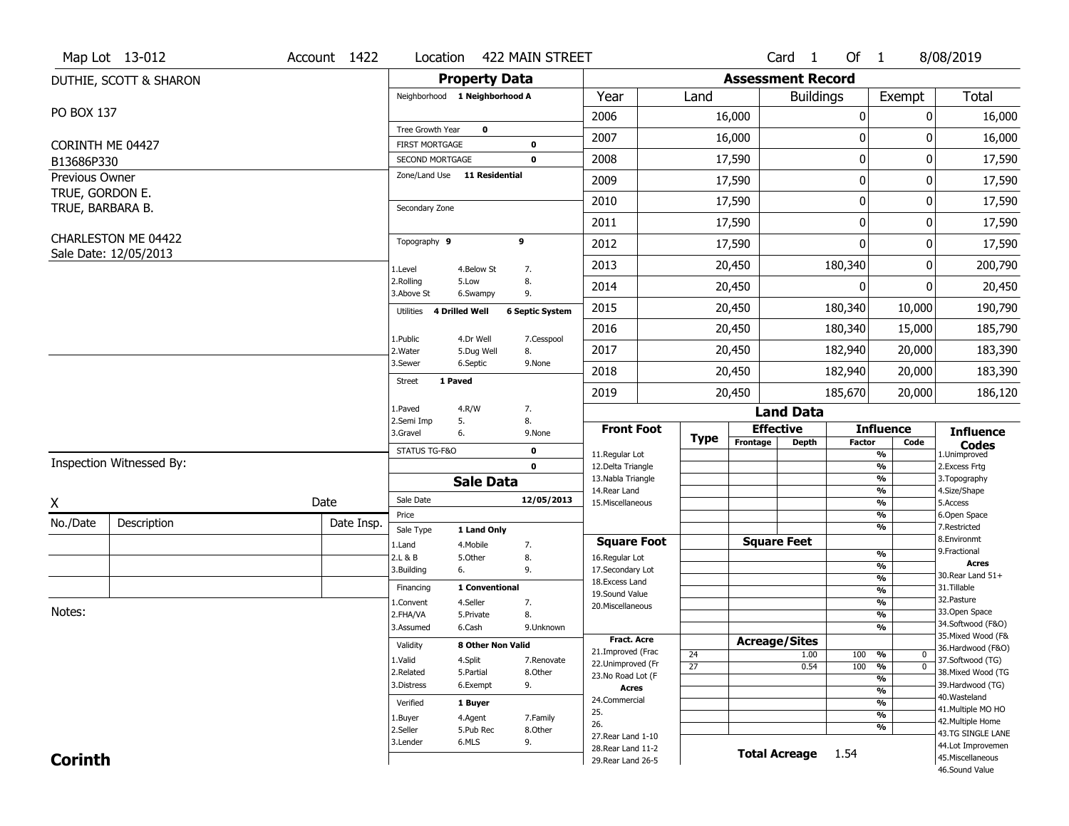Map Lot 13-012 | Account 1422 | Location 422 MAIN STREET | Card 1 Of 1 | 8/08/2019

DUTHIE, SCOTT & SHARON

PO BOX 137

CORINTH ME 04427

B13686P330

Previous Owner
TRUE, GORDON E.
TRUE, BARBARA B.

CHARLESTON ME 04422
Sale Date: 12/05/2013

## Property Data

Neighborhood **1 Neighborhood A**

Tree Growth Year **0**
FIRST MORTGAGE **0**
SECOND MORTGAGE **0**
Zone/Land Use **11 Residential**

Secondary Zone

Topography **9** **9**

1.Level 4.Below St 7.
2.Rolling 5.Low 8.
3.Above St 6.Swampy 9.

Utilities **4 Drilled Well** **6 Septic System**

1.Public 4.Dr Well 7.Cesspool
2.Water 5.Dug Well 8.
3.Sewer 6.Septic 9.None

Street **1 Paved**

1.Paved 4.R/W 7.
2.Semi Imp 5. 8.
3.Gravel 6. 9.None

STATUS TG-F&O **0**
**0**

## Sale Data

Sale Date **12/05/2013**
Price
Sale Type **1 Land Only**

1.Land 4.Mobile 7.
2.L & B 5.Other 8.
3.Building 6. 9.

Financing **1 Conventional**

1.Convent 4.Seller 7.
2.FHA/VA 5.Private 8.
3.Assumed 6.Cash 9.Unknown

Validity **8 Other Non Valid**

1.Valid 4.Split 7.Renovate
2.Related 5.Partial 8.Other
3.Distress 6.Exempt 9.

Verified **1 Buyer**

1.Buyer 4.Agent 7.Family
2.Seller 5.Pub Rec 8.Other
3.Lender 6.MLS 9.

## Assessment Record

| Year | Land | Buildings | Exempt | Total |
|---|---|---|---|---|
| 2006 | 16,000 | 0 | 0 | 16,000 |
| 2007 | 16,000 | 0 | 0 | 16,000 |
| 2008 | 17,590 | 0 | 0 | 17,590 |
| 2009 | 17,590 | 0 | 0 | 17,590 |
| 2010 | 17,590 | 0 | 0 | 17,590 |
| 2011 | 17,590 | 0 | 0 | 17,590 |
| 2012 | 17,590 | 0 | 0 | 17,590 |
| 2013 | 20,450 | 180,340 | 0 | 200,790 |
| 2014 | 20,450 | 0 | 0 | 20,450 |
| 2015 | 20,450 | 180,340 | 10,000 | 190,790 |
| 2016 | 20,450 | 180,340 | 15,000 | 185,790 |
| 2017 | 20,450 | 182,940 | 20,000 | 183,390 |
| 2018 | 20,450 | 182,940 | 20,000 | 183,390 |
| 2019 | 20,450 | 185,670 | 20,000 | 186,120 |

## Land Data

| Front Foot | Type | Effective Frontage | Effective Depth | Influence Factor | Influence Code |
|---|---|---|---|---|---|
| 11.Regular Lot | | | | % | |
| 12.Delta Triangle | | | | % | |
| 13.Nabla Triangle | | | | % | |
| 14.Rear Land | | | | % | |
| 15.Miscellaneous | | | | % | |
| | | | | % | |
| | | | | % | |

| Square Foot | Square Feet | | |
|---|---|---|---|
| 16.Regular Lot | | % | |
| 17.Secondary Lot | | % | |
| 18.Excess Land | | % | |
| 19.Sound Value | | % | |
| 20.Miscellaneous | | % | |
| | | % | |
| | | % | |

| Fract. Acre | Type | Acreage/Sites | Factor | Code |
|---|---|---|---|---|
| 21.Improved (Frac | 24 | 1.00 | 100 % | 0 |
| 22.Unimproved (Fr | 27 | 0.54 | 100 % | 0 |
| 23.No Road Lot (F | | | % | |
| **Acres** | | | % | |
| 24.Commercial | | | % | |
| 25. | | | % | |
| 26. | | | % | |
| 27.Rear Land 1-10 | | | | |
| 28.Rear Land 11-2 | | | | |
| 29.Rear Land 26-5 | | | | |

**Total Acreage** 1.54

**Influence Codes**
1.Unimproved
2.Excess Frtg
3.Topography
4.Size/Shape
5.Access
6.Open Space
7.Restricted
8.Environmt
9.Fractional

**Acres**
30.Rear Land 51+
31.Tillable
32.Pasture
33.Open Space
34.Softwood (F&O)
35.Mixed Wood (F&
36.Hardwood (F&O)
37.Softwood (TG)
38.Mixed Wood (TG
39.Hardwood (TG)
40.Wasteland
41.Multiple MO HO
42.Multiple Home
43.TG SINGLE LANE
44.Lot Improvemen
45.Miscellaneous
46.Sound Value

Inspection Witnessed By:

X Date

| No./Date | Description | Date Insp. |
|---|---|---|
| | | |
| | | |
| | | |

Notes:

**Corinth**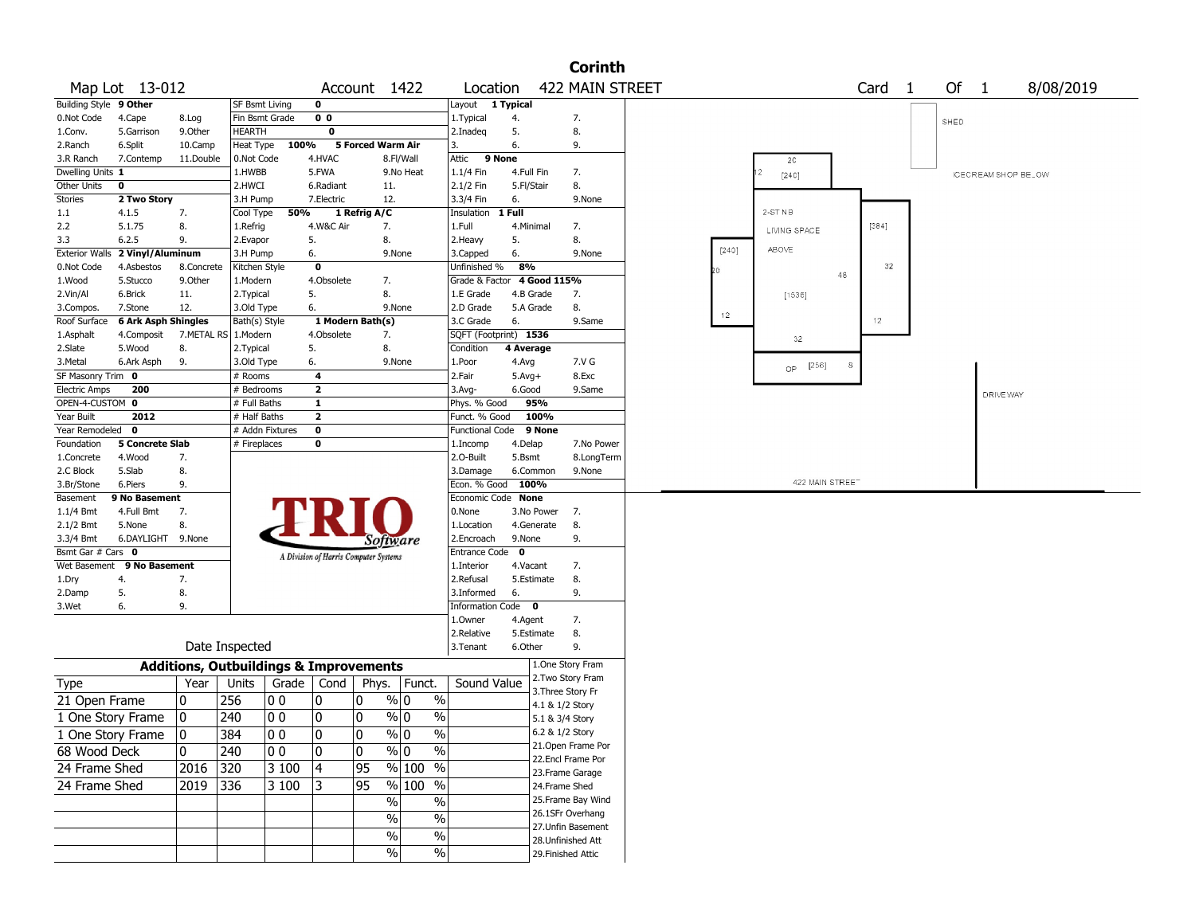# Corinth

Map Lot 13-012 | Account 1422 | Location 422 MAIN STREET | Card 1 Of 1 | 8/08/2019

| | | |
|---|---|---|
| Building Style | 9 Other | |
| 0.Not Code | 4.Cape | 8.Log |
| 1.Conv. | 5.Garrison | 9.Other |
| 2.Ranch | 6.Split | 10.Camp |
| 3.R Ranch | 7.Contemp | 11.Double |
| Dwelling Units | 1 | |
| Other Units | 0 | |
| Stories | 2 Two Story | |
| 1.1 | 4.1.5 | 7. |
| 2.2 | 5.1.75 | 8. |
| 3.3 | 6.2.5 | 9. |
| Exterior Walls | 2 Vinyl/Aluminum | |
| 0.Not Code | 4.Asbestos | 8.Concrete |
| 1.Wood | 5.Stucco | 9.Other |
| 2.Vin/Al | 6.Brick | 11. |
| 3.Compos. | 7.Stone | 12. |
| Roof Surface | 6 Ark Asph Shingles | |
| 1.Asphalt | 4.Composit | 7.METAL RS |
| 2.Slate | 5.Wood | 8. |
| 3.Metal | 6.Ark Asph | 9. |
| SF Masonry Trim | 0 | |
| Electric Amps | 200 | |
| OPEN-4-CUSTOM | 0 | |
| Year Built | 2012 | |
| Year Remodeled | 0 | |
| Foundation | 5 Concrete Slab | |
| 1.Concrete | 4.Wood | 7. |
| 2.C Block | 5.Slab | 8. |
| 3.Br/Stone | 6.Piers | 9. |
| Basement | 9 No Basement | |
| 1.1/4 Bmt | 4.Full Bmt | 7. |
| 2.1/2 Bmt | 5.None | 8. |
| 3.3/4 Bmt | 6.DAYLIGHT | 9.None |
| Bsmt Gar # Cars | 0 | |
| Wet Basement | 9 No Basement | |
| 1.Dry | 4. | 7. |
| 2.Damp | 5. | 8. |
| 3.Wet | 6. | 9. |

| | | |
|---|---|---|
| SF Bsmt Living | 0 | |
| Fin Bsmt Grade | 0 0 | |
| HEARTH | 0 | |
| Heat Type | 100% | 5 Forced Warm Air |
| 0.Not Code | 4.HVAC | 8.Fl/Wall |
| 1.HWBB | 5.FWA | 9.No Heat |
| 2.HWCI | 6.Radiant | 11. |
| 3.H Pump | 7.Electric | 12. |
| Cool Type | 50% | 1 Refrig A/C |
| 1.Refrig | 4.W&C Air | 7. |
| 2.Evapor | 5. | 8. |
| 3.H Pump | 6. | 9.None |
| Kitchen Style | 0 | |
| 1.Modern | 4.Obsolete | 7. |
| 2.Typical | 5. | 8. |
| 3.Old Type | 6. | 9.None |
| Bath(s) Style | 1 Modern Bath(s) | |
| 1.Modern | 4.Obsolete | 7. |
| 2.Typical | 5. | 8. |
| 3.Old Type | 6. | 9.None |
| # Rooms | 4 | |
| # Bedrooms | 2 | |
| # Full Baths | 1 | |
| # Half Baths | 2 | |
| # Addn Fixtures | 0 | |
| # Fireplaces | 0 | |

| | | |
|---|---|---|
| Layout | 1 Typical | |
| 1.Typical | 4. | 7. |
| 2.Inadeq | 5. | 8. |
| 3. | 6. | 9. |
| Attic | 9 None | |
| 1.1/4 Fin | 4.Full Fin | 7. |
| 2.1/2 Fin | 5.Fl/Stair | 8. |
| 3.3/4 Fin | 6. | 9.None |
| Insulation | 1 Full | |
| 1.Full | 4.Minimal | 7. |
| 2.Heavy | 5. | 8. |
| 3.Capped | 6. | 9.None |
| Unfinished % | 8% | |
| Grade & Factor | 4 Good 115% | |
| 1.E Grade | 4.B Grade | 7. |
| 2.D Grade | 5.A Grade | 8. |
| 3.C Grade | 6. | 9.Same |
| SQFT (Footprint) | 1536 | |
| Condition | 4 Average | |
| 1.Poor | 4.Avg | 7.V G |
| 2.Fair | 5.Avg+ | 8.Exc |
| 3.Avg- | 6.Good | 9.Same |
| Phys. % Good | 95% | |
| Funct. % Good | 100% | |
| Functional Code | 9 None | |
| 1.Incomp | 4.Delap | 7.No Power |
| 2.O-Built | 5.Bsmt | 8.LongTerm |
| 3.Damage | 6.Common | 9.None |
| Econ. % Good | 100% | |
| Economic Code | None | |
| 0.None | 3.No Power | 7. |
| 1.Location | 4.Generate | 8. |
| 2.Encroach | 9.None | 9. |
| Entrance Code | 0 | |
| 1.Interior | 4.Vacant | 7. |
| 2.Refusal | 5.Estimate | 8. |
| 3.Informed | 6. | 9. |
| Information Code | 0 | |
| 1.Owner | 4.Agent | 7. |
| 2.Relative | 5.Estimate | 8. |
| 3.Tenant | 6.Other | 9. |

TRIO Software — A Division of Harris Computer Systems

Date Inspected

## Additions, Outbuildings & Improvements

| Type | Year | Units | Grade | Cond | Phys. | Funct. | Sound Value |
|---|---|---|---|---|---|---|---|
| 21 Open Frame | 0 | 256 | 0 0 | 0 | 0 % | 0 % | |
| 1 One Story Frame | 0 | 240 | 0 0 | 0 | 0 % | 0 % | |
| 1 One Story Frame | 0 | 384 | 0 0 | 0 | 0 % | 0 % | |
| 68 Wood Deck | 0 | 240 | 0 0 | 0 | 0 % | 0 % | |
| 24 Frame Shed | 2016 | 320 | 3 100 | 4 | 95 % | 100 % | |
| 24 Frame Shed | 2019 | 336 | 3 100 | 3 | 95 % | 100 % | |
| | | | | | % | % | |
| | | | | | % | % | |
| | | | | | % | % | |
| | | | | | % | % | |

1.One Story Fram
2.Two Story Fram
3.Three Story Fr
4.1 & 1/2 Story
5.1 & 3/4 Story
6.2 & 1/2 Story
21.Open Frame Por
22.Encl Frame Por
23.Frame Garage
24.Frame Shed
25.Frame Bay Wind
26.1SFr Overhang
27.Unfin Basement
28.Unfinished Att
29.Finished Attic

SHED | ICECREAM SHOP BELOW | 20 | 12 | [240] | 2-ST NB | LIVING SPACE ABOVE | [384] | [240] | 20 | 48 | 32 | [1536] | 12 | 12 | 32 | OP [256] 8 | DRIVEWAY | 422 MAIN STREET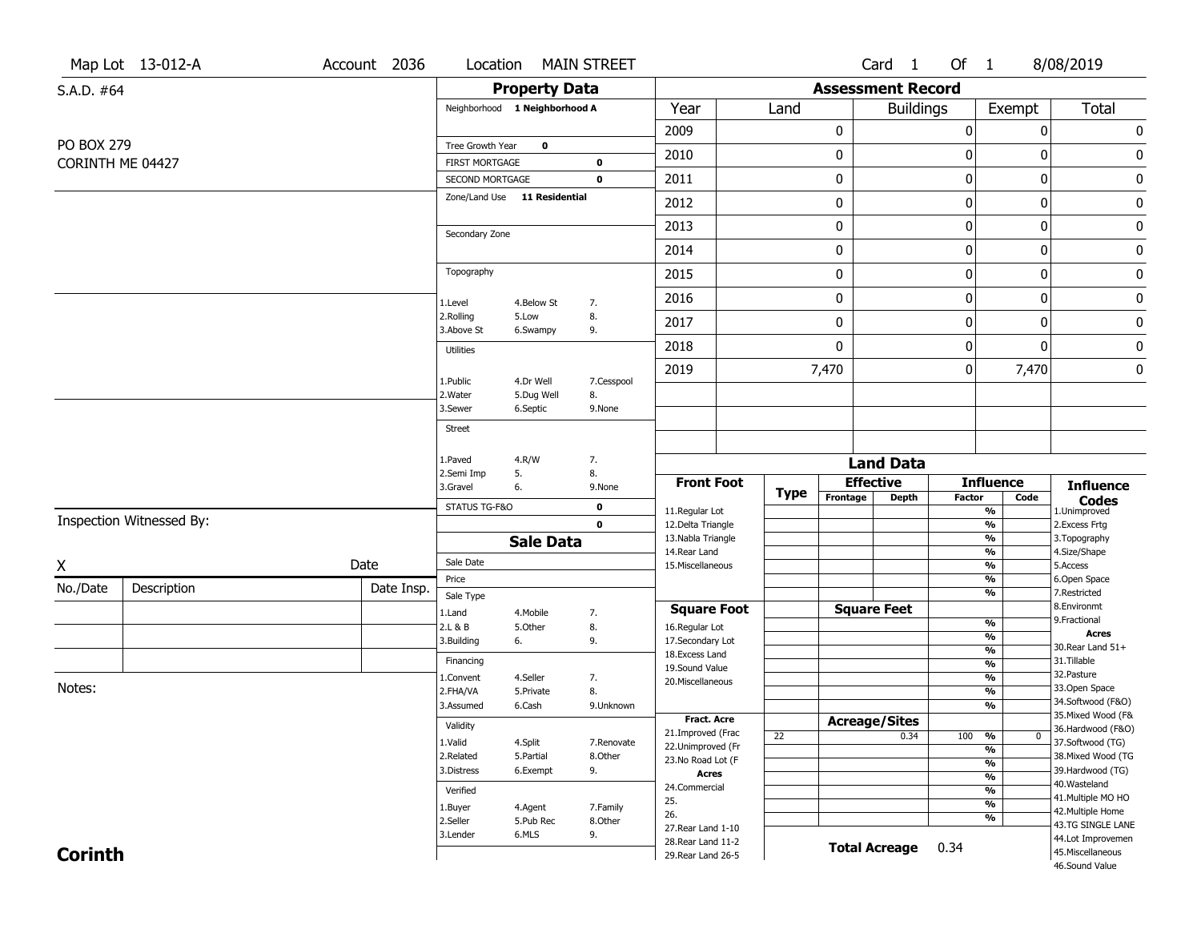Map Lot 13-012-A | Account 2036 | Location MAIN STREET | Card 1 Of 1 | 8/08/2019

S.A.D. #64

PO BOX 279
CORINTH ME 04427

## Property Data

Neighborhood 1 Neighborhood A

Tree Growth Year 0

FIRST MORTGAGE 0

SECOND MORTGAGE 0

Zone/Land Use 11 Residential

Secondary Zone

Topography

1.Level 4.Below St 7.
2.Rolling 5.Low 8.
3.Above St 6.Swampy 9.

Utilities

1.Public 4.Dr Well 7.Cesspool
2.Water 5.Dug Well 8.
3.Sewer 6.Septic 9.None

Street

1.Paved 4.R/W 7.
2.Semi Imp 5. 8.
3.Gravel 6. 9.None

STATUS TG-F&O 0

0

## Assessment Record

| Year | Land | Buildings | Exempt | Total |
|---|---|---|---|---|
| 2009 | 0 | 0 | 0 | 0 |
| 2010 | 0 | 0 | 0 | 0 |
| 2011 | 0 | 0 | 0 | 0 |
| 2012 | 0 | 0 | 0 | 0 |
| 2013 | 0 | 0 | 0 | 0 |
| 2014 | 0 | 0 | 0 | 0 |
| 2015 | 0 | 0 | 0 | 0 |
| 2016 | 0 | 0 | 0 | 0 |
| 2017 | 0 | 0 | 0 | 0 |
| 2018 | 0 | 0 | 0 | 0 |
| 2019 | 7,470 | 0 | 7,470 | 0 |

Inspection Witnessed By:

X Date

| No./Date | Description | Date Insp. |
|---|---|---|
| | | |
| | | |
| | | |

Notes:

## Sale Data

Sale Date

Price

Sale Type

1.Land 4.Mobile 7.
2.L & B 5.Other 8.
3.Building 6. 9.

Financing

1.Convent 4.Seller 7.
2.FHA/VA 5.Private 8.
3.Assumed 6.Cash 9.Unknown

Validity

1.Valid 4.Split 7.Renovate
2.Related 5.Partial 8.Other
3.Distress 6.Exempt 9.

Verified

1.Buyer 4.Agent 7.Family
2.Seller 5.Pub Rec 8.Other
3.Lender 6.MLS 9.

## Land Data

| Front Foot | Type | Effective Frontage | Effective Depth | Influence Factor | Influence Code |
|---|---|---|---|---|---|
| 11.Regular Lot | | | | % | |
| 12.Delta Triangle | | | | % | |
| 13.Nabla Triangle | | | | % | |
| 14.Rear Land | | | | % | |
| 15.Miscellaneous | | | | % | |
| | | | | % | |
| | | | | % | |
| **Square Foot** | | **Square Feet** | | | |
| 16.Regular Lot | | | | % | |
| 17.Secondary Lot | | | | % | |
| 18.Excess Land | | | | % | |
| 19.Sound Value | | | | % | |
| 20.Miscellaneous | | | | % | |
| | | | | % | |
| | | | | % | |
| **Fract. Acre** | | **Acreage/Sites** | | | |
| 21.Improved (Frac | 22 | | 0.34 | 100 % | 0 |
| 22.Unimproved (Fr | | | | % | |
| 23.No Road Lot (F | | | | % | |
| **Acres** | | | | % | |
| 24.Commercial | | | | % | |
| 25. | | | | % | |
| 26. | | | | % | |
| 27.Rear Land 1-10 | | | | | |
| 28.Rear Land 11-2 | | | | | |
| 29.Rear Land 26-5 | | | | | |

**Total Acreage** 0.34

**Influence Codes**

1.Unimproved
2.Excess Frtg
3.Topography
4.Size/Shape
5.Access
6.Open Space
7.Restricted
8.Environmt
9.Fractional

**Acres**

30.Rear Land 51+
31.Tillable
32.Pasture
33.Open Space
34.Softwood (F&O)
35.Mixed Wood (F&
36.Hardwood (F&O)
37.Softwood (TG)
38.Mixed Wood (TG
39.Hardwood (TG)
40.Wasteland
41.Multiple MO HO
42.Multiple Home
43.TG SINGLE LANE
44.Lot Improvemen
45.Miscellaneous
46.Sound Value

**Corinth**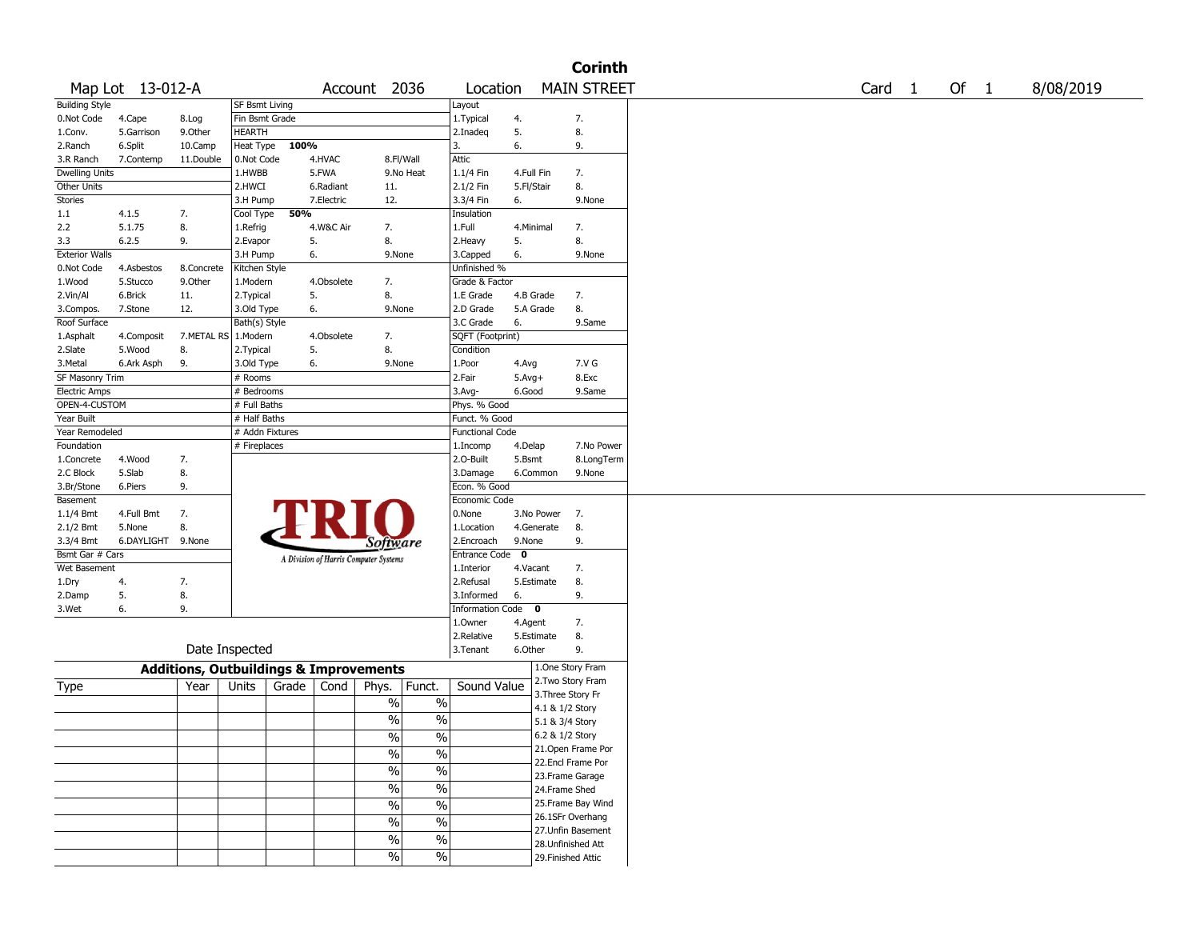# Corinth

Map Lot 13-012-A | Account 2036 | Location MAIN STREET | Card 1 Of 1 | 8/08/2019

| Building Style | | | SF Bsmt Living | | | Layout | | |
|---|---|---|---|---|---|---|---|---|
| 0.Not Code | 4.Cape | 8.Log | Fin Bsmt Grade | | | 1.Typical | 4. | 7. |
| 1.Conv. | 5.Garrison | 9.Other | HEARTH | | | 2.Inadeq | 5. | 8. |
| 2.Ranch | 6.Split | 10.Camp | Heat Type 100% | | | 3. | 6. | 9. |
| 3.R Ranch | 7.Contemp | 11.Double | 0.Not Code | 4.HVAC | 8.Fl/Wall | Attic | | |
| Dwelling Units | | | 1.HWBB | 5.FWA | 9.No Heat | 1.1/4 Fin | 4.Full Fin | 7. |
| Other Units | | | 2.HWCI | 6.Radiant | 11. | 2.1/2 Fin | 5.Fl/Stair | 8. |
| Stories | | | 3.H Pump | 7.Electric | 12. | 3.3/4 Fin | 6. | 9.None |
| 1.1 | 4.1.5 | 7. | Cool Type 50% | | | Insulation | | |
| 2.2 | 5.1.75 | 8. | 1.Refrig | 4.W&C Air | 7. | 1.Full | 4.Minimal | 7. |
| 3.3 | 6.2.5 | 9. | 2.Evapor | 5. | 8. | 2.Heavy | 5. | 8. |
| Exterior Walls | | | 3.H Pump | 6. | 9.None | 3.Capped | 6. | 9.None |
| 0.Not Code | 4.Asbestos | 8.Concrete | Kitchen Style | | | Unfinished % | | |
| 1.Wood | 5.Stucco | 9.Other | 1.Modern | 4.Obsolete | 7. | Grade & Factor | | |
| 2.Vin/Al | 6.Brick | 11. | 2.Typical | 5. | 8. | 1.E Grade | 4.B Grade | 7. |
| 3.Compos. | 7.Stone | 12. | 3.Old Type | 6. | 9.None | 2.D Grade | 5.A Grade | 8. |
| Roof Surface | | | Bath(s) Style | | | 3.C Grade | 6. | 9.Same |
| 1.Asphalt | 4.Composit | 7.METAL RS | 1.Modern | 4.Obsolete | 7. | SQFT (Footprint) | | |
| 2.Slate | 5.Wood | 8. | 2.Typical | 5. | 8. | Condition | | |
| 3.Metal | 6.Ark Asph | 9. | 3.Old Type | 6. | 9.None | 1.Poor | 4.Avg | 7.V G |
| SF Masonry Trim | | | # Rooms | | | 2.Fair | 5.Avg+ | 8.Exc |
| Electric Amps | | | # Bedrooms | | | 3.Avg- | 6.Good | 9.Same |
| OPEN-4-CUSTOM | | | # Full Baths | | | Phys. % Good | | |
| Year Built | | | # Half Baths | | | Funct. % Good | | |
| Year Remodeled | | | # Addn Fixtures | | | Functional Code | | |
| Foundation | | | # Fireplaces | | | 1.Incomp | 4.Delap | 7.No Power |
| 1.Concrete | 4.Wood | 7. | | | | 2.O-Built | 5.Bsmt | 8.LongTerm |
| 2.C Block | 5.Slab | 8. | | | | 3.Damage | 6.Common | 9.None |
| 3.Br/Stone | 6.Piers | 9. | | | | Econ. % Good | | |
| Basement | | | | | | Economic Code | | |
| 1.1/4 Bmt | 4.Full Bmt | 7. | | | | 0.None | 3.No Power | 7. |
| 2.1/2 Bmt | 5.None | 8. | | | | 1.Location | 4.Generate | 8. |
| 3.3/4 Bmt | 6.DAYLIGHT | 9.None | | | | 2.Encroach | 9.None | 9. |
| Bsmt Gar # Cars | | | | | | Entrance Code 0 | | |
| Wet Basement | | | | | | 1.Interior | 4.Vacant | 7. |
| 1.Dry | 4. | 7. | | | | 2.Refusal | 5.Estimate | 8. |
| 2.Damp | 5. | 8. | | | | 3.Informed | 6. | 9. |
| 3.Wet | 6. | 9. | | | | Information Code 0 | | |
| | | | | | | 1.Owner | 4.Agent | 7. |
| | | | | | | 2.Relative | 5.Estimate | 8. |
| | | | Date Inspected | | | 3.Tenant | 6.Other | 9. |

TRIO Software — A Division of Harris Computer Systems

## Additions, Outbuildings & Improvements

| Type | Year | Units | Grade | Cond | Phys. | Funct. | Sound Value |
|---|---|---|---|---|---|---|---|
| | | | | | % | % | |
| | | | | | % | % | |
| | | | | | % | % | |
| | | | | | % | % | |
| | | | | | % | % | |
| | | | | | % | % | |
| | | | | | % | % | |
| | | | | | % | % | |
| | | | | | % | % | |
| | | | | | % | % | |

1.One Story Fram
2.Two Story Fram
3.Three Story Fr
4.1 & 1/2 Story
5.1 & 3/4 Story
6.2 & 1/2 Story
21.Open Frame Por
22.Encl Frame Por
23.Frame Garage
24.Frame Shed
25.Frame Bay Wind
26.1SFr Overhang
27.Unfin Basement
28.Unfinished Att
29.Finished Attic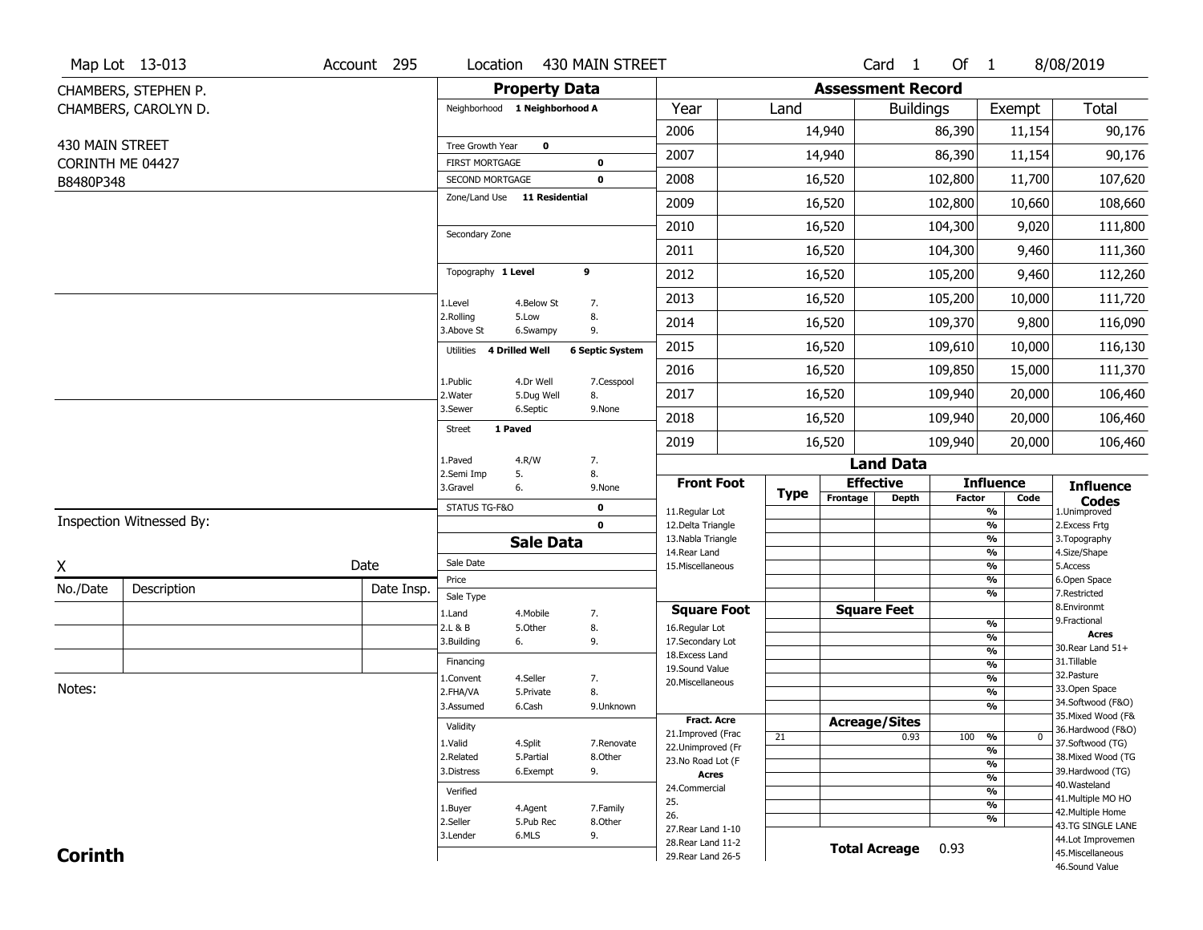Map Lot 13-013 | Account 295 | Location 430 MAIN STREET | Card 1 Of 1 | 8/08/2019

CHAMBERS, STEPHEN P.
CHAMBERS, CAROLYN D.

430 MAIN STREET
CORINTH ME 04427
B8480P348

## Property Data

Neighborhood **1 Neighborhood A**

Tree Growth Year **0**
FIRST MORTGAGE **0**
SECOND MORTGAGE **0**
Zone/Land Use **11 Residential**

Secondary Zone

Topography **1 Level** **9**

1.Level 4.Below St 7.
2.Rolling 5.Low 8.
3.Above St 6.Swampy 9.

Utilities **4 Drilled Well** **6 Septic System**

1.Public 4.Dr Well 7.Cesspool
2.Water 5.Dug Well 8.
3.Sewer 6.Septic 9.None

Street **1 Paved**

1.Paved 4.R/W 7.
2.Semi Imp 5. 8.
3.Gravel 6. 9.None

STATUS TG-F&O **0**
**0**

## Sale Data

Sale Date
Price
Sale Type
1.Land 4.Mobile 7.
2.L & B 5.Other 8.
3.Building 6. 9.

Financing
1.Convent 4.Seller 7.
2.FHA/VA 5.Private 8.
3.Assumed 6.Cash 9.Unknown

Validity
1.Valid 4.Split 7.Renovate
2.Related 5.Partial 8.Other
3.Distress 6.Exempt 9.

Verified
1.Buyer 4.Agent 7.Family
2.Seller 5.Pub Rec 8.Other
3.Lender 6.MLS 9.

## Assessment Record

| Year | Land | Buildings | Exempt | Total |
|---|---|---|---|---|
| 2006 | 14,940 | 86,390 | 11,154 | 90,176 |
| 2007 | 14,940 | 86,390 | 11,154 | 90,176 |
| 2008 | 16,520 | 102,800 | 11,700 | 107,620 |
| 2009 | 16,520 | 102,800 | 10,660 | 108,660 |
| 2010 | 16,520 | 104,300 | 9,020 | 111,800 |
| 2011 | 16,520 | 104,300 | 9,460 | 111,360 |
| 2012 | 16,520 | 105,200 | 9,460 | 112,260 |
| 2013 | 16,520 | 105,200 | 10,000 | 111,720 |
| 2014 | 16,520 | 109,370 | 9,800 | 116,090 |
| 2015 | 16,520 | 109,610 | 10,000 | 116,130 |
| 2016 | 16,520 | 109,850 | 15,000 | 111,370 |
| 2017 | 16,520 | 109,940 | 20,000 | 106,460 |
| 2018 | 16,520 | 109,940 | 20,000 | 106,460 |
| 2019 | 16,520 | 109,940 | 20,000 | 106,460 |

## Land Data

| Front Foot | Type | Effective Frontage | Effective Depth | Influence Factor | Influence Code |
|---|---|---|---|---|---|
| 11.Regular Lot | | | | % | |
| 12.Delta Triangle | | | | % | |
| 13.Nabla Triangle | | | | % | |
| 14.Rear Land | | | | % | |
| 15.Miscellaneous | | | | % | |
| | | | | % | |
| | | | | % | |
| **Square Foot** | | **Square Feet** | | | |
| 16.Regular Lot | | | | % | |
| 17.Secondary Lot | | | | % | |
| 18.Excess Land | | | | % | |
| 19.Sound Value | | | | % | |
| 20.Miscellaneous | | | | % | |
| | | | | % | |
| | | | | % | |
| **Fract. Acre** | | **Acreage/Sites** | | | |
| 21.Improved (Frac | 21 | | 0.93 | 100 % | 0 |
| 22.Unimproved (Fr | | | | % | |
| 23.No Road Lot (F | | | | % | |
| **Acres** | | | | % | |
| 24.Commercial | | | | % | |
| 25. | | | | % | |
| 26. | | | | % | |
| 27.Rear Land 1-10 | | | | | |
| 28.Rear Land 11-2 | | | | | |
| 29.Rear Land 26-5 | | | | | |

**Total Acreage** 0.93

**Influence Codes**
1.Unimproved
2.Excess Frtg
3.Topography
4.Size/Shape
5.Access
6.Open Space
7.Restricted
8.Environmt
9.Fractional

**Acres**
30.Rear Land 51+
31.Tillable
32.Pasture
33.Open Space
34.Softwood (F&O)
35.Mixed Wood (F&
36.Hardwood (F&O)
37.Softwood (TG)
38.Mixed Wood (TG
39.Hardwood (TG)
40.Wasteland
41.Multiple MO HO
42.Multiple Home
43.TG SINGLE LANE
44.Lot Improvemen
45.Miscellaneous
46.Sound Value

Inspection Witnessed By:

X Date

| No./Date | Description | Date Insp. |
|---|---|---|
| | | |
| | | |
| | | |

Notes:

**Corinth**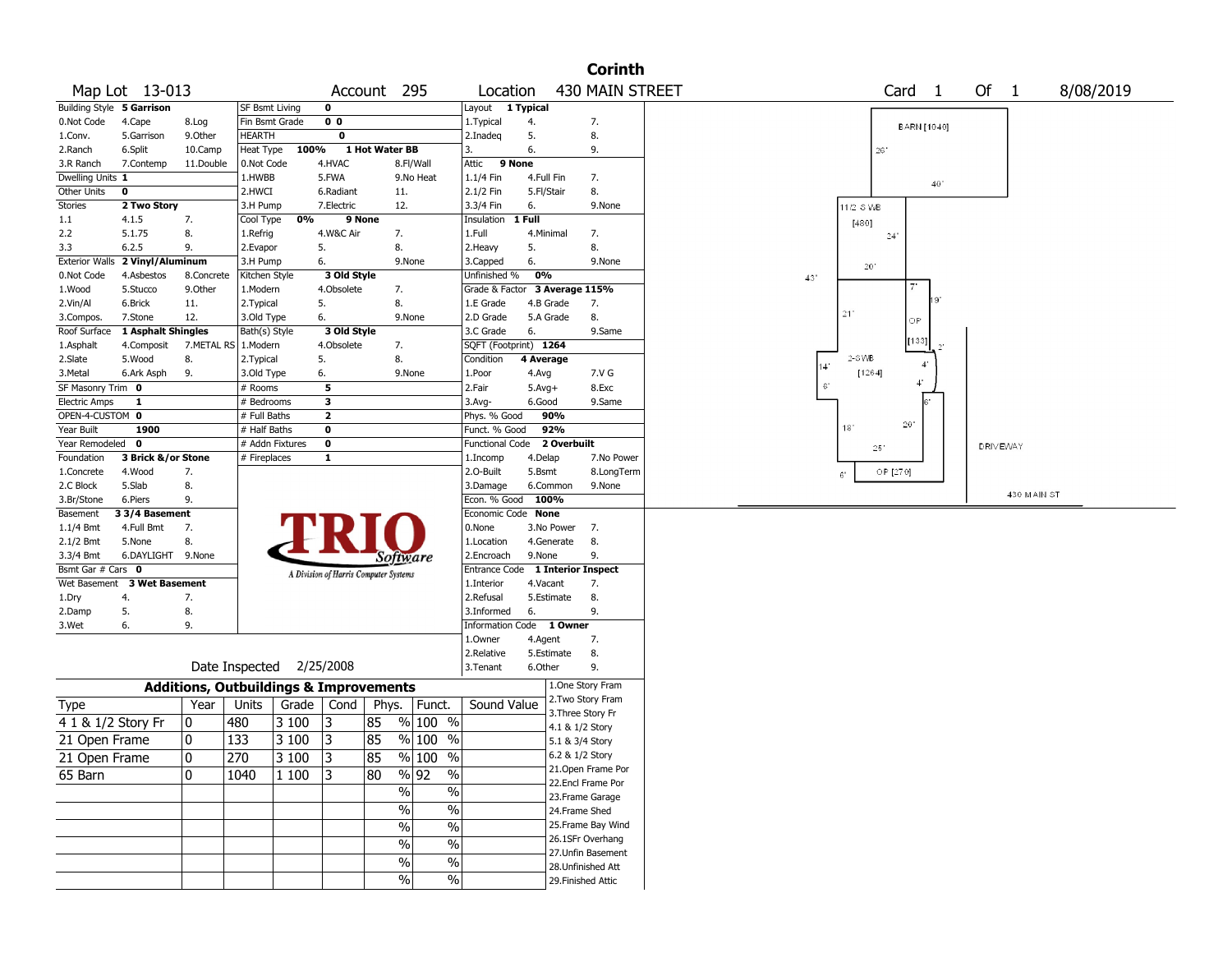# Corinth

**Map Lot** 13-013 **Account** 295 **Location** 430 MAIN STREET **Card** 1 **Of** 1 8/08/2019

| | | |
|---|---|---|
| Building Style **5 Garrison** | | |
| 0.Not Code | 4.Cape | 8.Log |
| 1.Conv. | 5.Garrison | 9.Other |
| 2.Ranch | 6.Split | 10.Camp |
| 3.R Ranch | 7.Contemp | 11.Double |
| Dwelling Units **1** | | |
| Other Units **0** | | |
| Stories **2 Two Story** | | |
| 1.1 | 4.1.5 | 7. |
| 2.2 | 5.1.75 | 8. |
| 3.3 | 6.2.5 | 9. |
| Exterior Walls **2 Vinyl/Aluminum** | | |
| 0.Not Code | 4.Asbestos | 8.Concrete |
| 1.Wood | 5.Stucco | 9.Other |
| 2.Vin/Al | 6.Brick | 11. |
| 3.Compos. | 7.Stone | 12. |
| Roof Surface **1 Asphalt Shingles** | | |
| 1.Asphalt | 4.Composit | 7.METAL RS |
| 2.Slate | 5.Wood | 8. |
| 3.Metal | 6.Ark Asph | 9. |
| SF Masonry Trim **0** | | |
| Electric Amps **1** | | |
| OPEN-4-CUSTOM **0** | | |
| Year Built **1900** | | |
| Year Remodeled **0** | | |
| Foundation **3 Brick &/or Stone** | | |
| 1.Concrete | 4.Wood | 7. |
| 2.C Block | 5.Slab | 8. |
| 3.Br/Stone | 6.Piers | 9. |
| Basement **3 3/4 Basement** | | |
| 1.1/4 Bmt | 4.Full Bmt | 7. |
| 2.1/2 Bmt | 5.None | 8. |
| 3.3/4 Bmt | 6.DAYLIGHT | 9.None |
| Bsmt Gar # Cars **0** | | |
| Wet Basement **3 Wet Basement** | | |
| 1.Dry | 4. | 7. |
| 2.Damp | 5. | 8. |
| 3.Wet | 6. | 9. |

| | | |
|---|---|---|
| SF Bsmt Living **0** | | |
| Fin Bsmt Grade **0 0** | | |
| HEARTH **0** | | |
| Heat Type **100%** **1 Hot Water BB** | | |
| 0.Not Code | 4.HVAC | 8.Fl/Wall |
| 1.HWBB | 5.FWA | 9.No Heat |
| 2.HWCI | 6.Radiant | 11. |
| 3.H Pump | 7.Electric | 12. |
| Cool Type **0%** **9 None** | | |
| 1.Refrig | 4.W&C Air | 7. |
| 2.Evapor | 5. | 8. |
| 3.H Pump | 6. | 9.None |
| Kitchen Style **3 Old Style** | | |
| 1.Modern | 4.Obsolete | 7. |
| 2.Typical | 5. | 8. |
| 3.Old Type | 6. | 9.None |
| Bath(s) Style **3 Old Style** | | |
| 1.Modern | 4.Obsolete | 7. |
| 2.Typical | 5. | 8. |
| 3.Old Type | 6. | 9.None |
| # Rooms **5** | | |
| # Bedrooms **3** | | |
| # Full Baths **2** | | |
| # Half Baths **0** | | |
| # Addn Fixtures **0** | | |
| # Fireplaces **1** | | |

| | | |
|---|---|---|
| Layout **1 Typical** | | |
| 1.Typical | 4. | 7. |
| 2.Inadeq | 5. | 8. |
| 3. | 6. | 9. |
| Attic **9 None** | | |
| 1.1/4 Fin | 4.Full Fin | 7. |
| 2.1/2 Fin | 5.Fl/Stair | 8. |
| 3.3/4 Fin | 6. | 9.None |
| Insulation **1 Full** | | |
| 1.Full | 4.Minimal | 7. |
| 2.Heavy | 5. | 8. |
| 3.Capped | 6. | 9.None |
| Unfinished % **0%** | | |
| Grade & Factor **3 Average 115%** | | |
| 1.E Grade | 4.B Grade | 7. |
| 2.D Grade | 5.A Grade | 8. |
| 3.C Grade | 6. | 9.Same |
| SQFT (Footprint) **1264** | | |
| Condition **4 Average** | | |
| 1.Poor | 4.Avg | 7.V G |
| 2.Fair | 5.Avg+ | 8.Exc |
| 3.Avg- | 6.Good | 9.Same |
| Phys. % Good **90%** | | |
| Funct. % Good **92%** | | |
| Functional Code **2 Overbuilt** | | |
| 1.Incomp | 4.Delap | 7.No Power |
| 2.O-Built | 5.Bsmt | 8.LongTerm |
| 3.Damage | 6.Common | 9.None |
| Econ. % Good **100%** | | |
| Economic Code **None** | | |
| 0.None | 3.No Power | 7. |
| 1.Location | 4.Generate | 8. |
| 2.Encroach | 9.None | 9. |
| Entrance Code **1 Interior Inspect** | | |
| 1.Interior | 4.Vacant | 7. |
| 2.Refusal | 5.Estimate | 8. |
| 3.Informed | 6. | 9. |
| Information Code **1 Owner** | | |
| 1.Owner | 4.Agent | 7. |
| 2.Relative | 5.Estimate | 8. |
| 3.Tenant | 6.Other | 9. |

TRIO Software — A Division of Harris Computer Systems

Date Inspected 2/25/2008

## Additions, Outbuildings & Improvements

| Type | Year | Units | Grade | Cond | Phys. | Funct. | Sound Value |
|---|---|---|---|---|---|---|---|
| 4 1 & 1/2 Story Fr | 0 | 480 | 3 100 | 3 | 85 % | 100 % | |
| 21 Open Frame | 0 | 133 | 3 100 | 3 | 85 % | 100 % | |
| 21 Open Frame | 0 | 270 | 3 100 | 3 | 85 % | 100 % | |
| 65 Barn | 0 | 1040 | 1 100 | 3 | 80 % | 92 % | |
| | | | | | % | % | |
| | | | | | % | % | |
| | | | | | % | % | |
| | | | | | % | % | |
| | | | | | % | % | |
| | | | | | % | % | |

1.One Story Fram
2.Two Story Fram
3.Three Story Fr
4.1 & 1/2 Story
5.1 & 3/4 Story
6.2 & 1/2 Story
21.Open Frame Por
22.Encl Frame Por
23.Frame Garage
24.Frame Shed
25.Frame Bay Wind
26.1SFr Overhang
27.Unfin Basement
28.Unfinished Att
29.Finished Attic

BARN [1040]
26'
40'
1 1/2 S WB
[480]
24'
20'
43'
7'
19'
21'
OP
[133]
2'
14'
2-S WB
[1264]
4'
4'
6'
6'
18'
20'
25'
DRIVEWAY
6'
OP [270]
430 MAIN ST